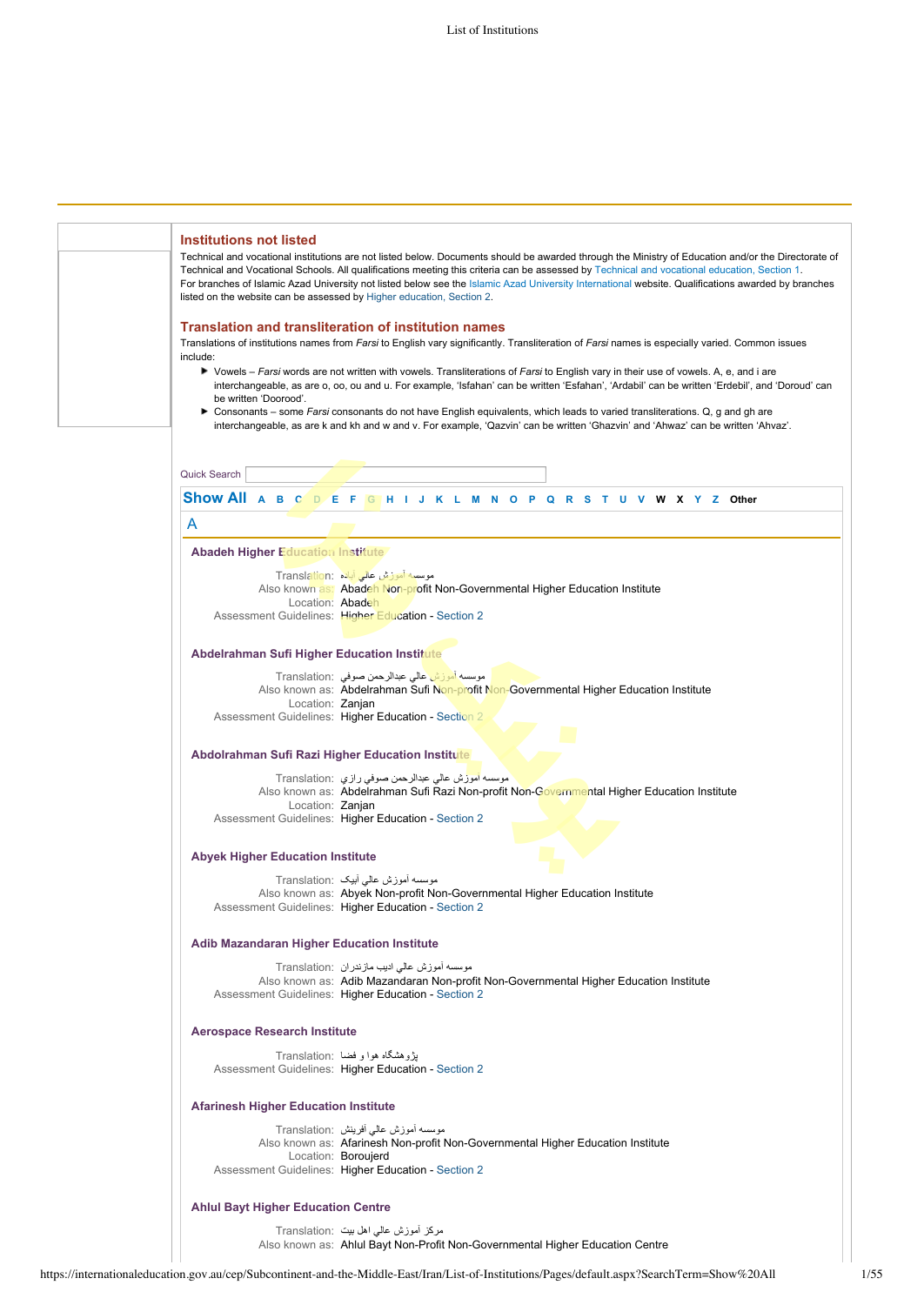## Institutions not listed

Technical and vocational institutions are not listed below. Documents should be awarded through the Ministry of Education and/or the Directorate of Technical and Vocational Schools. All qualifications meeting this criteria can be assessed by Technical and vocational education, Section 1.
For branches of Islamic Azad University not listed below see the Islamic Azad University International website. Qualifications awarded by branches listed on the website can be assessed by Higher education, Section 2.

## Translation and transliteration of institution names

Translations of institutions names from *Farsi* to English vary significantly. Transliteration of *Farsi* names is especially varied. Common issues include:

- Vowels – *Farsi* words are not written with vowels. Transliterations of *Farsi* to English vary in their use of vowels. A, e, and i are interchangeable, as are o, oo, ou and u. For example, 'Isfahan' can be written 'Esfahan', 'Ardabil' can be written 'Erdebil', and 'Doroud' can be written 'Doorood'.
- Consonants – some *Farsi* consonants do not have English equivalents, which leads to varied transliterations. Q, g and gh are interchangeable, as are k and kh and w and v. For example, 'Qazvin' can be written 'Ghazvin' and 'Ahwaz' can be written 'Ahvaz'.

Quick Search

**Show All** A B C D E F G H I J K L M N O P Q R S T U V W X Y Z Other

## A

### Abadeh Higher Education Institute

Translation: موسسه آموزش عالي آباده
Also known as: Abadeh Non-profit Non-Governmental Higher Education Institute
Location: Abadeh
Assessment Guidelines: Higher Education - Section 2

### Abdelrahman Sufi Higher Education Institute

Translation: موسسه آموزش عالي عبدالرحمن صوفي
Also known as: Abdelrahman Sufi Non-profit Non-Governmental Higher Education Institute
Location: Zanjan
Assessment Guidelines: Higher Education - Section 2

### Abdolrahman Sufi Razi Higher Education Institute

Translation: موسسه آموزش عالي عبدالرحمن صوفي رازي
Also known as: Abdelrahman Sufi Razi Non-profit Non-Governmental Higher Education Institute
Location: Zanjan
Assessment Guidelines: Higher Education - Section 2

### Abyek Higher Education Institute

Translation: موسسه آموزش عالي آبيک
Also known as: Abyek Non-profit Non-Governmental Higher Education Institute
Assessment Guidelines: Higher Education - Section 2

### Adib Mazandaran Higher Education Institute

Translation: موسسه آموزش عالي اديب مازندران
Also known as: Adib Mazandaran Non-profit Non-Governmental Higher Education Institute
Assessment Guidelines: Higher Education - Section 2

### Aerospace Research Institute

Translation: پژوهشگاه هوا و فضا
Assessment Guidelines: Higher Education - Section 2

### Afarinesh Higher Education Institute

Translation: موسسه آموزش عالي آفرينش
Also known as: Afarinesh Non-profit Non-Governmental Higher Education Institute
Location: Boroujerd
Assessment Guidelines: Higher Education - Section 2

### Ahlul Bayt Higher Education Centre

Translation: مرکز آموزش عالي اهل بيت
Also known as: Ahlul Bayt Non-Profit Non-Governmental Higher Education Centre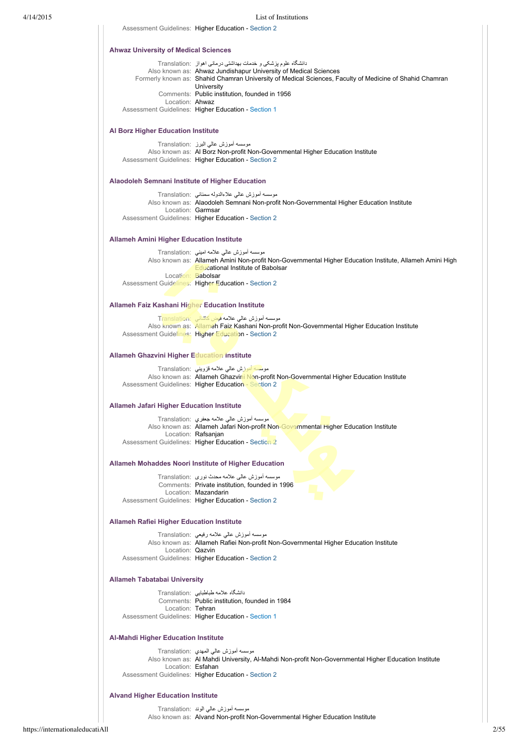Assessment Guidelines: Higher Education - Section 2

### Ahwaz University of Medical Sciences

Translation: دانشگاه علوم پزشکی و خدمات بهداشتی درمانی اهواز
Also known as: Ahwaz Jundishapur University of Medical Sciences
Formerly known as: Shahid Chamran University of Medical Sciences, Faculty of Medicine of Shahid Chamran University
Comments: Public institution, founded in 1956
Location: Ahwaz
Assessment Guidelines: Higher Education - Section 1

### Al Borz Higher Education Institute

Translation: موسسه آموزش عالي البرز
Also known as: Al Borz Non-profit Non-Governmental Higher Education Institute
Assessment Guidelines: Higher Education - Section 2

### Alaodoleh Semnani Institute of Higher Education

Translation: موسسه آموزش عالي علاءالدوله سمناني
Also known as: Alaodoleh Semnani Non-profit Non-Governmental Higher Education Institute
Location: Garmsar
Assessment Guidelines: Higher Education - Section 2

### Allameh Amini Higher Education Institute

Translation: موسسه آموزش عالي علامه اميني
Also known as: Allameh Amini Non-profit Non-Governmental Higher Education Institute, Allameh Amini High Educational Institute of Babolsar
Location: Babolsar
Assessment Guidelines: Higher Education - Section 2

### Allameh Faiz Kashani Higher Education Institute

Translation: موسسه آموزش عالي علامه فيض كاشاني
Also known as: Allameh Faiz Kashani Non-profit Non-Governmental Higher Education Institute
Assessment Guidelines: Higher Education - Section 2

### Allameh Ghazvini Higher Education Institute

Translation: موسسه آموزش عالي علامه قزويني
Also known as: Allameh Ghazvini Non-profit Non-Governmental Higher Education Institute
Assessment Guidelines: Higher Education - Section 2

### Allameh Jafari Higher Education Institute

Translation: موسسه آموزش عالي علامه جعفري
Also known as: Allameh Jafari Non-profit Non-Governmental Higher Education Institute
Location: Rafsanjan
Assessment Guidelines: Higher Education - Section 2

### Allameh Mohaddes Noori Institute of Higher Education

Translation: موسسه آموزش عالی علامه محدث نوری
Comments: Private institution, founded in 1996
Location: Mazandarin
Assessment Guidelines: Higher Education - Section 2

### Allameh Rafiei Higher Education Institute

Translation: موسسه آموزش عالي علامه رفيعي
Also known as: Allameh Rafiei Non-profit Non-Governmental Higher Education Institute
Location: Qazvin
Assessment Guidelines: Higher Education - Section 2

### Allameh Tabatabai University

Translation: دانشگاه علامه طباطبايي
Comments: Public institution, founded in 1984
Location: Tehran
Assessment Guidelines: Higher Education - Section 1

### Al-Mahdi Higher Education Institute

Translation: موسسه آموزش عالي المهدي
Also known as: Al Mahdi University, Al-Mahdi Non-profit Non-Governmental Higher Education Institute
Location: Esfahan
Assessment Guidelines: Higher Education - Section 2

### Alvand Higher Education Institute

Translation: موسسه آموزش عالي الوند
Also known as: Alvand Non-profit Non-Governmental Higher Education Institute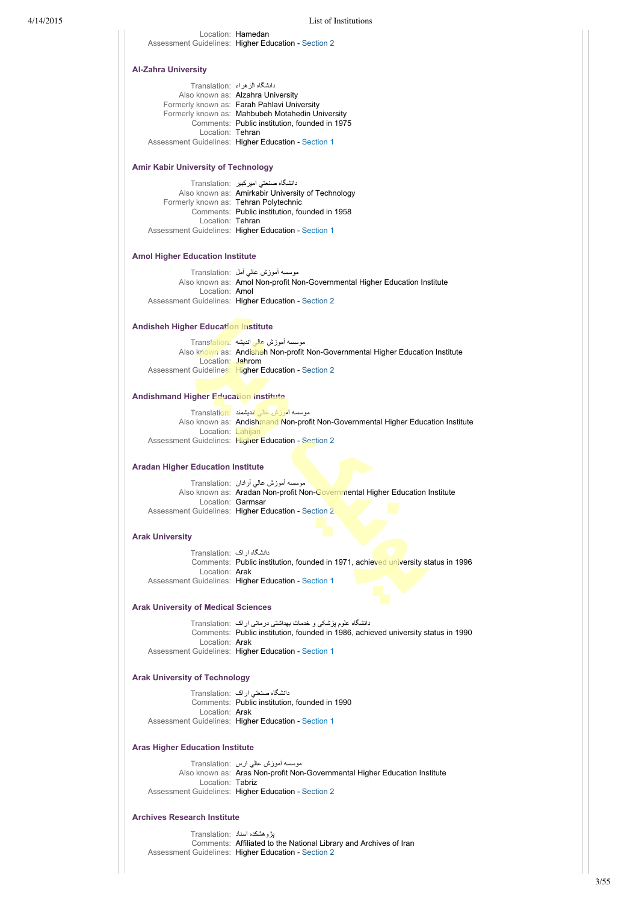Location: Hamedan
Assessment Guidelines: Higher Education - Section 2

### Al-Zahra University

Translation: دانشگاه الزهراء
Also known as: Alzahra University
Formerly known as: Farah Pahlavi University
Formerly known as: Mahbubeh Motahedin University
Comments: Public institution, founded in 1975
Location: Tehran
Assessment Guidelines: Higher Education - Section 1

### Amir Kabir University of Technology

Translation: دانشگاه صنعتي اميركبير
Also known as: Amirkabir University of Technology
Formerly known as: Tehran Polytechnic
Comments: Public institution, founded in 1958
Location: Tehran
Assessment Guidelines: Higher Education - Section 1

### Amol Higher Education Institute

Translation: موسسه آموزش عالي آمل
Also known as: Amol Non-profit Non-Governmental Higher Education Institute
Location: Amol
Assessment Guidelines: Higher Education - Section 2

### Andisheh Higher Education Institute

Translation: موسسه آموزش عالي انديشه
Also known as: Andisheh Non-profit Non-Governmental Higher Education Institute
Location: Jahrom
Assessment Guidelines: Higher Education - Section 2

### Andishmand Higher Education Institute

Translation: موسسه آموزش عالي انديشمند
Also known as: Andishmand Non-profit Non-Governmental Higher Education Institute
Location: Lahijan
Assessment Guidelines: Higher Education - Section 2

### Aradan Higher Education Institute

Translation: موسسه آموزش عالي آرادان
Also known as: Aradan Non-profit Non-Governmental Higher Education Institute
Location: Garmsar
Assessment Guidelines: Higher Education - Section 2

### Arak University

Translation: دانشگاه اراک
Comments: Public institution, founded in 1971, achieved university status in 1996
Location: Arak
Assessment Guidelines: Higher Education - Section 1

### Arak University of Medical Sciences

Translation: دانشگاه علوم پزشکی و خدمات بهداشتی درمانی اراک
Comments: Public institution, founded in 1986, achieved university status in 1990
Location: Arak
Assessment Guidelines: Higher Education - Section 1

### Arak University of Technology

Translation: دانشگاه صنعتي اراک
Comments: Public institution, founded in 1990
Location: Arak
Assessment Guidelines: Higher Education - Section 1

### Aras Higher Education Institute

Translation: موسسه آموزش عالي ارس
Also known as: Aras Non-profit Non-Governmental Higher Education Institute
Location: Tabriz
Assessment Guidelines: Higher Education - Section 2

### Archives Research Institute

Translation: پژوهشکده اسناد
Comments: Affiliated to the National Library and Archives of Iran
Assessment Guidelines: Higher Education - Section 2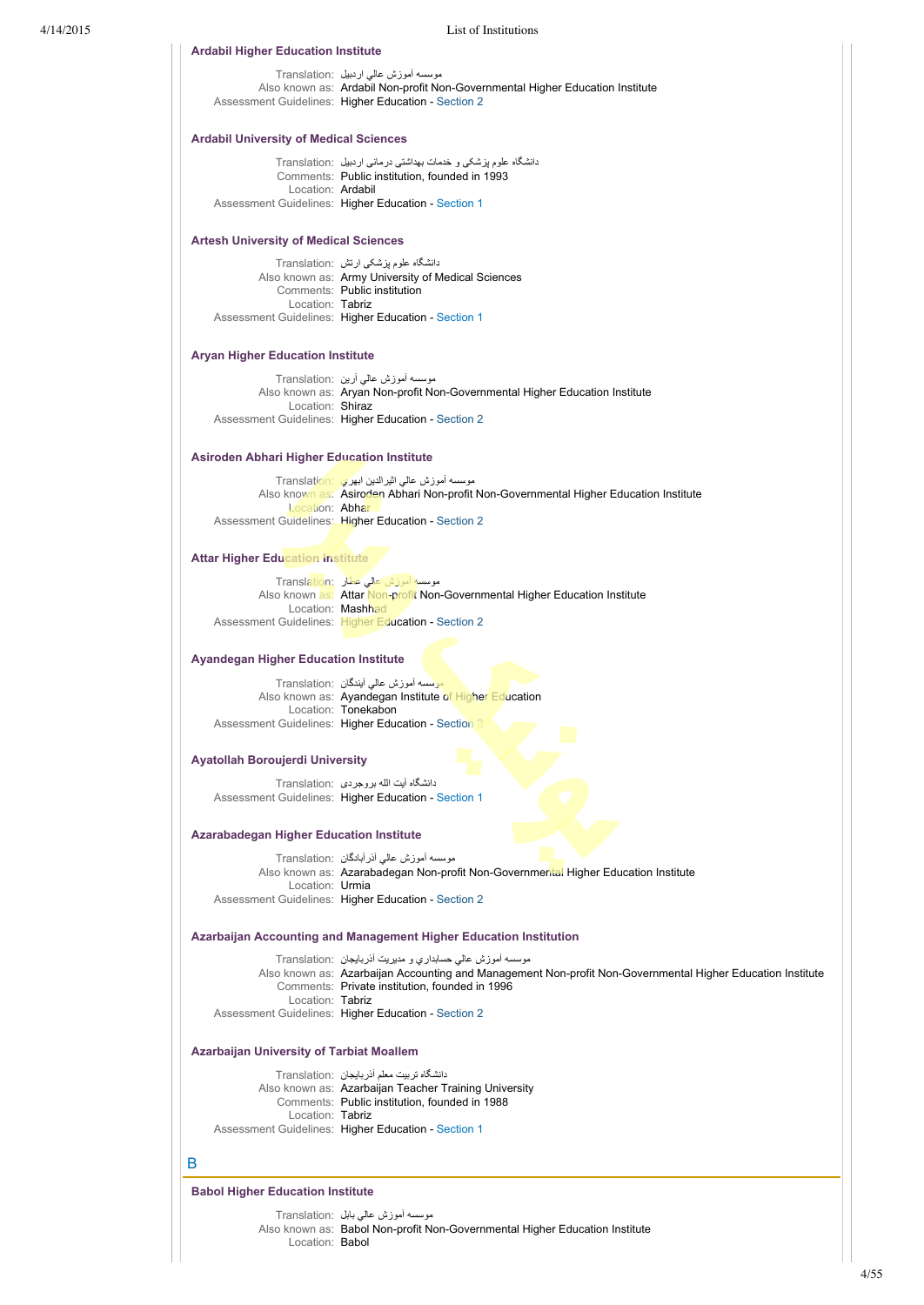### Ardabil Higher Education Institute

Translation: موسسه آموزش عالي اردبيل
Also known as: Ardabil Non-profit Non-Governmental Higher Education Institute
Assessment Guidelines: Higher Education - Section 2

### Ardabil University of Medical Sciences

Translation: دانشگاه علوم پزشکی و خدمات بهداشتی درمانی اردبیل
Comments: Public institution, founded in 1993
Location: Ardabil
Assessment Guidelines: Higher Education - Section 1

### Artesh University of Medical Sciences

Translation: دانشگاه علوم پزشکی ارتش
Also known as: Army University of Medical Sciences
Comments: Public institution
Location: Tabriz
Assessment Guidelines: Higher Education - Section 1

### Aryan Higher Education Institute

Translation: موسسه آموزش عالي آرين
Also known as: Aryan Non-profit Non-Governmental Higher Education Institute
Location: Shiraz
Assessment Guidelines: Higher Education - Section 2

### Asiroden Abhari Higher Education Institute

Translation: موسسه آموزش عالي اثيرالدين ابهري
Also known as: Asiroden Abhari Non-profit Non-Governmental Higher Education Institute
Location: Abhar
Assessment Guidelines: Higher Education - Section 2

### Attar Higher Education Institute

Translation: موسسه آموزش عالي عطار
Also known as: Attar Non-profit Non-Governmental Higher Education Institute
Location: Mashhad
Assessment Guidelines: Higher Education - Section 2

### Ayandegan Higher Education Institute

Translation: موسسه آموزش عالي آيندگان
Also known as: Ayandegan Institute of Higher Education
Location: Tonekabon
Assessment Guidelines: Higher Education - Section 2

### Ayatollah Boroujerdi University

Translation: دانشگاه آیت الله بروجردی
Assessment Guidelines: Higher Education - Section 1

### Azarabadegan Higher Education Institute

Translation: موسسه آموزش عالي آذرآبادگان
Also known as: Azarabadegan Non-profit Non-Governmental Higher Education Institute
Location: Urmia
Assessment Guidelines: Higher Education - Section 2

### Azarbaijan Accounting and Management Higher Education Institution

Translation: موسسه آموزش عالي حسابداري و مديريت آذربايجان
Also known as: Azarbaijan Accounting and Management Non-profit Non-Governmental Higher Education Institute
Comments: Private institution, founded in 1996
Location: Tabriz
Assessment Guidelines: Higher Education - Section 2

### Azarbaijan University of Tarbiat Moallem

Translation: دانشگاه تربيت معلم آذربايجان
Also known as: Azarbaijan Teacher Training University
Comments: Public institution, founded in 1988
Location: Tabriz
Assessment Guidelines: Higher Education - Section 1

## B

### Babol Higher Education Institute

Translation: موسسه آموزش عالي بابل
Also known as: Babol Non-profit Non-Governmental Higher Education Institute
Location: Babol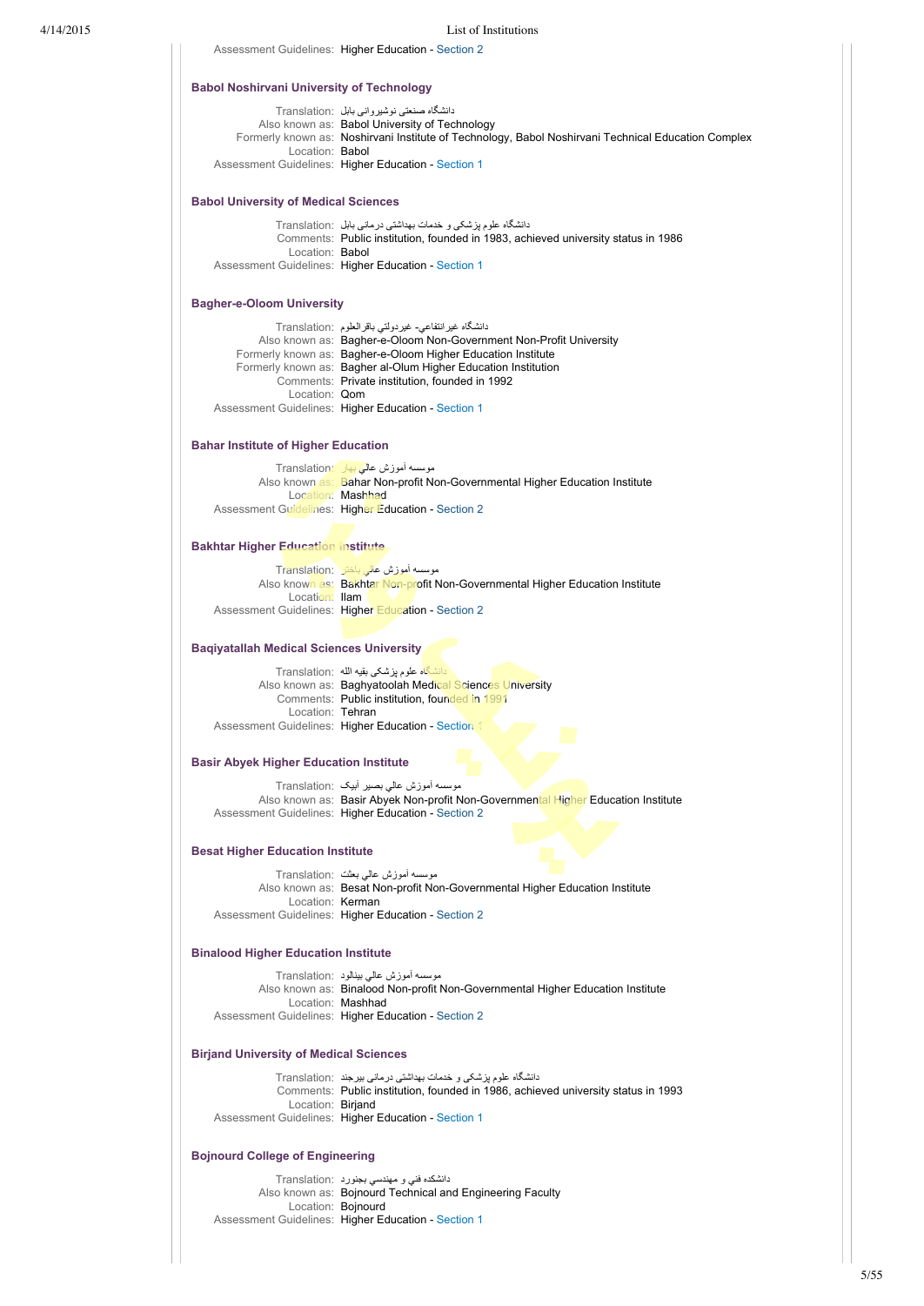Assessment Guidelines: Higher Education - Section 2

### Babol Noshirvani University of Technology

Translation: دانشگاه صنعتی نوشیروانی بابل
Also known as: Babol University of Technology
Formerly known as: Noshirvani Institute of Technology, Babol Noshirvani Technical Education Complex
Location: Babol
Assessment Guidelines: Higher Education - Section 1

### Babol University of Medical Sciences

Translation: دانشگاه علوم پزشکی و خدمات بهداشتی درمانی بابل
Comments: Public institution, founded in 1983, achieved university status in 1986
Location: Babol
Assessment Guidelines: Higher Education - Section 1

### Bagher-e-Oloom University

Translation: دانشگاه غيرانتفاعي- غيردولتي باقرالعلوم
Also known as: Bagher-e-Oloom Non-Government Non-Profit University
Formerly known as: Bagher-e-Oloom Higher Education Institute
Formerly known as: Bagher al-Olum Higher Education Institution
Comments: Private institution, founded in 1992
Location: Qom
Assessment Guidelines: Higher Education - Section 1

### Bahar Institute of Higher Education

Translation: موسسه آموزش عالي بهار
Also known as: Bahar Non-profit Non-Governmental Higher Education Institute
Location: Mashhad
Assessment Guidelines: Higher Education - Section 2

### Bakhtar Higher Education Institute

Translation: موسسه آموزش عالي باختر
Also known as: Bakhtar Non-profit Non-Governmental Higher Education Institute
Location: Ilam
Assessment Guidelines: Higher Education - Section 2

### Baqiyatallah Medical Sciences University

Translation: دانشگاه علوم پزشکی بقیه الله
Also known as: Baghyatoolah Medical Sciences University
Comments: Public institution, founded in 1991
Location: Tehran
Assessment Guidelines: Higher Education - Section 1

### Basir Abyek Higher Education Institute

Translation: موسسه آموزش عالي بصير آبيک
Also known as: Basir Abyek Non-profit Non-Governmental Higher Education Institute
Assessment Guidelines: Higher Education - Section 2

### Besat Higher Education Institute

Translation: موسسه آموزش عالي بعثت
Also known as: Besat Non-profit Non-Governmental Higher Education Institute
Location: Kerman
Assessment Guidelines: Higher Education - Section 2

### Binalood Higher Education Institute

Translation: موسسه آموزش عالي بينالود
Also known as: Binalood Non-profit Non-Governmental Higher Education Institute
Location: Mashhad
Assessment Guidelines: Higher Education - Section 2

### Birjand University of Medical Sciences

Translation: دانشگاه علوم پزشکی و خدمات بهداشتی درمانی بیرجند
Comments: Public institution, founded in 1986, achieved university status in 1993
Location: Birjand
Assessment Guidelines: Higher Education - Section 1

### Bojnourd College of Engineering

Translation: دانشكده فني و مهندسي بجنورد
Also known as: Bojnourd Technical and Engineering Faculty
Location: Bojnourd
Assessment Guidelines: Higher Education - Section 1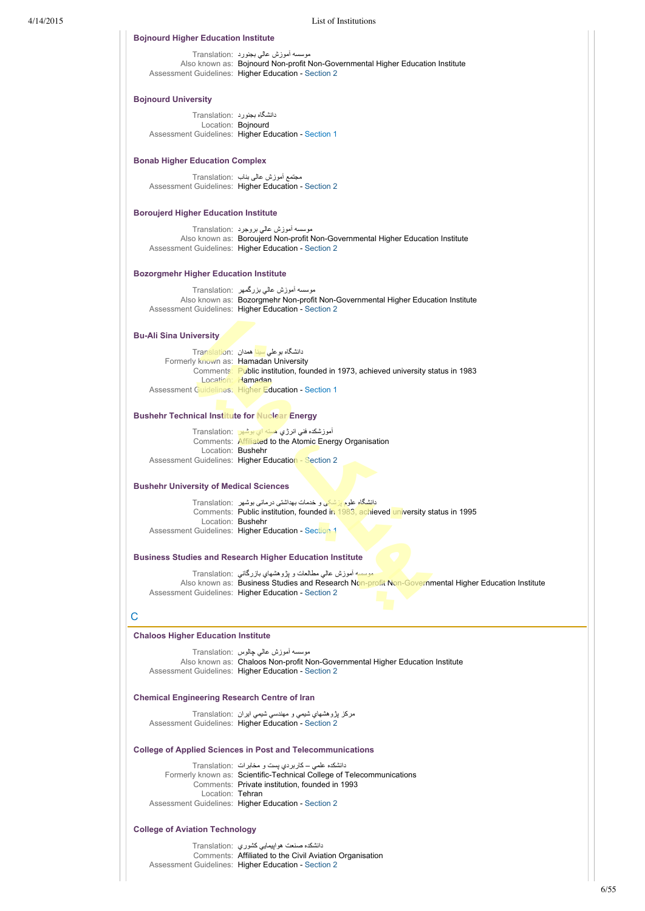### Bojnourd Higher Education Institute

Translation: موسسه آموزش عالي بجنورد
Also known as: Bojnourd Non-profit Non-Governmental Higher Education Institute
Assessment Guidelines: Higher Education - Section 2

### Bojnourd University

Translation: دانشگاه بجنورد
Location: Bojnourd
Assessment Guidelines: Higher Education - Section 1

### Bonab Higher Education Complex

Translation: مجتمع آموزش عالی بناب
Assessment Guidelines: Higher Education - Section 2

### Boroujerd Higher Education Institute

Translation: موسسه آموزش عالي بروجرد
Also known as: Boroujerd Non-profit Non-Governmental Higher Education Institute
Assessment Guidelines: Higher Education - Section 2

### Bozorgmehr Higher Education Institute

Translation: موسسه آموزش عالي بزرگمهر
Also known as: Bozorgmehr Non-profit Non-Governmental Higher Education Institute
Assessment Guidelines: Higher Education - Section 2

### Bu-Ali Sina University

Translation: دانشگاه بوعلي سينا همدان
Formerly known as: Hamadan University
Comments: Public institution, founded in 1973, achieved university status in 1983
Location: Hamadan
Assessment Guidelines: Higher Education - Section 1

### Bushehr Technical Institute for Nuclear Energy

Translation: آموزشكده فني انرژي هسته اي بوشهر
Comments: Affiliated to the Atomic Energy Organisation
Location: Bushehr
Assessment Guidelines: Higher Education - Section 2

### Bushehr University of Medical Sciences

Translation: دانشگاه علوم پزشکی و خدمات بهداشتی درمانی بوشهر
Comments: Public institution, founded in 1983, achieved university status in 1995
Location: Bushehr
Assessment Guidelines: Higher Education - Section 1

### Business Studies and Research Higher Education Institute

Translation: موسسه آموزش عالي مطالعات و پژوهشهاي بازرگاني
Also known as: Business Studies and Research Non-profit Non-Governmental Higher Education Institute
Assessment Guidelines: Higher Education - Section 2

## C

### Chaloos Higher Education Institute

Translation: موسسه آموزش عالي چالوس
Also known as: Chaloos Non-profit Non-Governmental Higher Education Institute
Assessment Guidelines: Higher Education - Section 2

### Chemical Engineering Research Centre of Iran

Translation: مركز پژوهشهاي شيمي و مهندسي شيمي ايران
Assessment Guidelines: Higher Education - Section 2

### College of Applied Sciences in Post and Telecommunications

Translation: دانشكده علمي – كاربردي پست و مخابرات
Formerly known as: Scientific-Technical College of Telecommunications
Comments: Private institution, founded in 1993
Location: Tehran
Assessment Guidelines: Higher Education - Section 2

### College of Aviation Technology

Translation: دانشكده صنعت هواپيمايي كشوري
Comments: Affiliated to the Civil Aviation Organisation
Assessment Guidelines: Higher Education - Section 2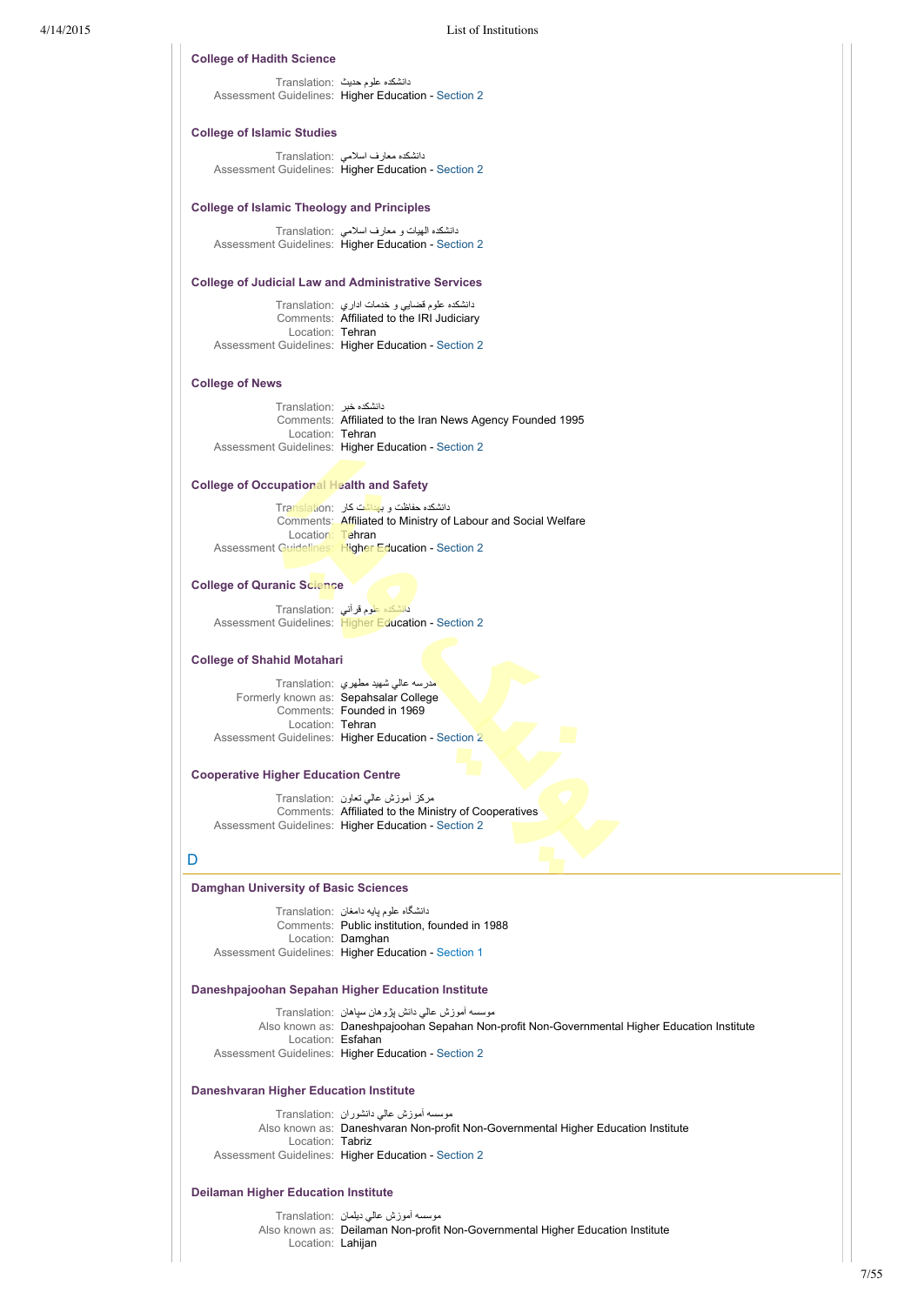### College of Hadith Science

Translation: دانشکده علوم حدیث
Assessment Guidelines: Higher Education - Section 2

### College of Islamic Studies

Translation: دانشکده معارف اسلامي
Assessment Guidelines: Higher Education - Section 2

### College of Islamic Theology and Principles

Translation: دانشکده الهيات و معارف اسلامي
Assessment Guidelines: Higher Education - Section 2

### College of Judicial Law and Administrative Services

Translation: دانشکده علوم قضايي و خدمات اداري
Comments: Affiliated to the IRI Judiciary
Location: Tehran
Assessment Guidelines: Higher Education - Section 2

### College of News

Translation: دانشکده خبر
Comments: Affiliated to the Iran News Agency Founded 1995
Location: Tehran
Assessment Guidelines: Higher Education - Section 2

### College of Occupational Health and Safety

Translation: دانشکده حفاظت و بهداشت کار
Comments: Affiliated to Ministry of Labour and Social Welfare
Location: Tehran
Assessment Guidelines: Higher Education - Section 2

### College of Quranic Science

Translation: دانشکده علوم قرآني
Assessment Guidelines: Higher Education - Section 2

### College of Shahid Motahari

Translation: مدرسه عالي شهيد مطهري
Formerly known as: Sepahsalar College
Comments: Founded in 1969
Location: Tehran
Assessment Guidelines: Higher Education - Section 2

### Cooperative Higher Education Centre

Translation: مرکز آموزش عالي تعاون
Comments: Affiliated to the Ministry of Cooperatives
Assessment Guidelines: Higher Education - Section 2

## D

### Damghan University of Basic Sciences

Translation: دانشگاه علوم پايه دامغان
Comments: Public institution, founded in 1988
Location: Damghan
Assessment Guidelines: Higher Education - Section 1

### Daneshpajoohan Sepahan Higher Education Institute

Translation: موسسه آموزش عالي دانش پژوهان سپاهان
Also known as: Daneshpajoohan Sepahan Non-profit Non-Governmental Higher Education Institute
Location: Esfahan
Assessment Guidelines: Higher Education - Section 2

### Daneshvaran Higher Education Institute

Translation: موسسه آموزش عالي دانشوران
Also known as: Daneshvaran Non-profit Non-Governmental Higher Education Institute
Location: Tabriz
Assessment Guidelines: Higher Education - Section 2

### Deilaman Higher Education Institute

Translation: موسسه آموزش عالي ديلمان
Also known as: Deilaman Non-profit Non-Governmental Higher Education Institute
Location: Lahijan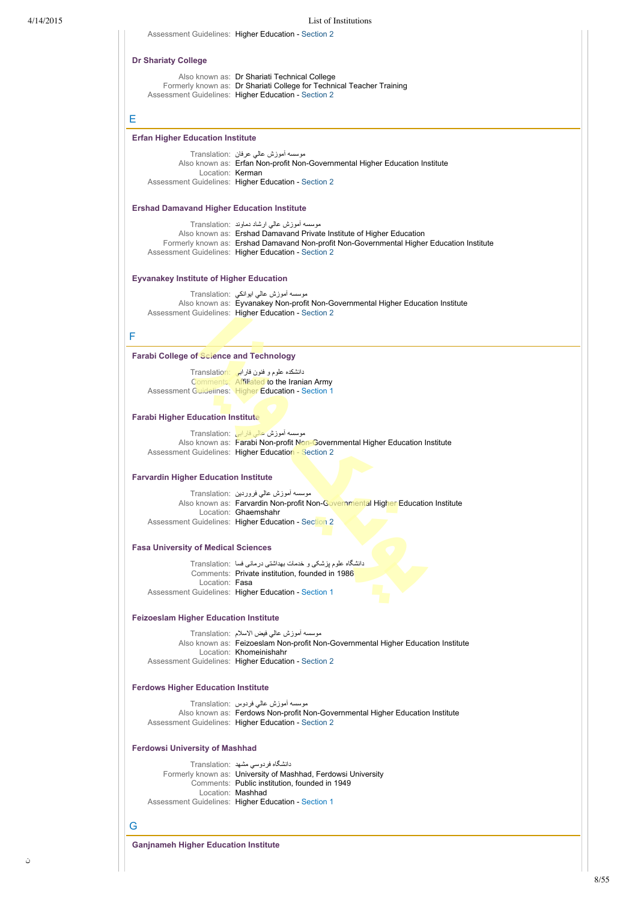Assessment Guidelines: Higher Education - Section 2

### Dr Shariaty College

Also known as: Dr Shariati Technical College
Formerly known as: Dr Shariati College for Technical Teacher Training
Assessment Guidelines: Higher Education - Section 2

## E

### Erfan Higher Education Institute

Translation: موسسه آموزش عالي عرفان
Also known as: Erfan Non-profit Non-Governmental Higher Education Institute
Location: Kerman
Assessment Guidelines: Higher Education - Section 2

### Ershad Damavand Higher Education Institute

Translation: موسسه آموزش عالي ارشاد دماوند
Also known as: Ershad Damavand Private Institute of Higher Education
Formerly known as: Ershad Damavand Non-profit Non-Governmental Higher Education Institute
Assessment Guidelines: Higher Education - Section 2

### Eyvanakey Institute of Higher Education

Translation: موسسه آموزش عالي ايوانكي
Also known as: Eyvanakey Non-profit Non-Governmental Higher Education Institute
Assessment Guidelines: Higher Education - Section 2

## F

### Farabi College of Science and Technology

Translation: دانشكده علوم و فنون فارابي
Comments: Affiliated to the Iranian Army
Assessment Guidelines: Higher Education - Section 1

### Farabi Higher Education Institute

Translation: موسسه آموزش عالي فارابي
Also known as: Farabi Non-profit Non-Governmental Higher Education Institute
Assessment Guidelines: Higher Education - Section 2

### Farvardin Higher Education Institute

Translation: موسسه آموزش عالي فروردين
Also known as: Farvardin Non-profit Non-Governmental Higher Education Institute
Location: Ghaemshahr
Assessment Guidelines: Higher Education - Section 2

### Fasa University of Medical Sciences

Translation: دانشگاه علوم پزشکی و خدمات بهداشتی درمانی فسا
Comments: Private institution, founded in 1986
Location: Fasa
Assessment Guidelines: Higher Education - Section 1

### Feizoeslam Higher Education Institute

Translation: موسسه آموزش عالي فيض الاسلام
Also known as: Feizoeslam Non-profit Non-Governmental Higher Education Institute
Location: Khomeinishahr
Assessment Guidelines: Higher Education - Section 2

### Ferdows Higher Education Institute

Translation: موسسه آموزش عالي فردوس
Also known as: Ferdows Non-profit Non-Governmental Higher Education Institute
Assessment Guidelines: Higher Education - Section 2

### Ferdowsi University of Mashhad

Translation: دانشگاه فردوسي مشهد
Formerly known as: University of Mashhad, Ferdowsi University
Comments: Public institution, founded in 1949
Location: Mashhad
Assessment Guidelines: Higher Education - Section 1

## G

### Ganjnameh Higher Education Institute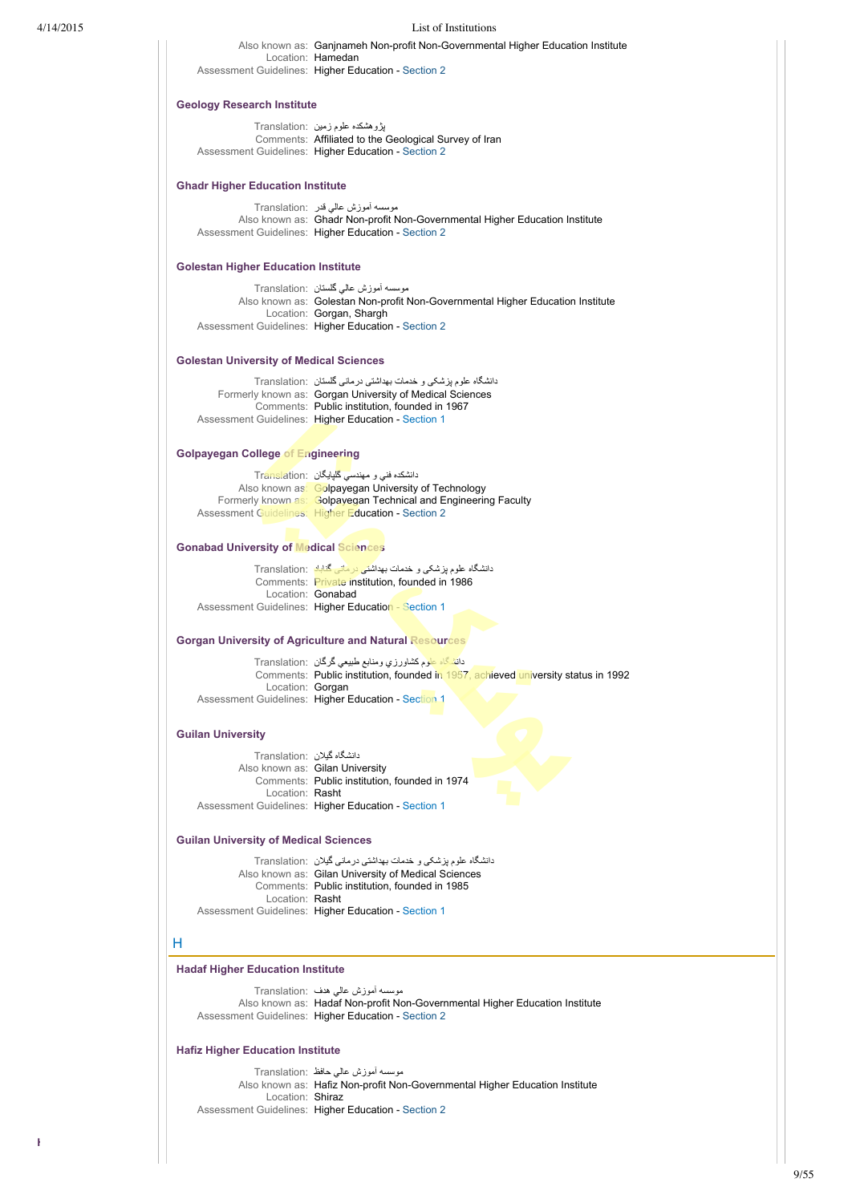Also known as: Ganjnameh Non-profit Non-Governmental Higher Education Institute
Location: Hamedan
Assessment Guidelines: Higher Education - Section 2

**Geology Research Institute**

Translation: پژوهشکده علوم زمین
Comments: Affiliated to the Geological Survey of Iran
Assessment Guidelines: Higher Education - Section 2

**Ghadr Higher Education Institute**

Translation: موسسه آموزش عالي قدر
Also known as: Ghadr Non-profit Non-Governmental Higher Education Institute
Assessment Guidelines: Higher Education - Section 2

**Golestan Higher Education Institute**

Translation: موسسه آموزش عالي گلستان
Also known as: Golestan Non-profit Non-Governmental Higher Education Institute
Location: Gorgan, Shargh
Assessment Guidelines: Higher Education - Section 2

**Golestan University of Medical Sciences**

Translation: دانشگاه علوم پزشکی و خدمات بهداشتی درمانی گلستان
Formerly known as: Gorgan University of Medical Sciences
Comments: Public institution, founded in 1967
Assessment Guidelines: Higher Education - Section 1

**Golpayegan College of Engineering**

Translation: دانشكده فني و مهندسي گلپايگان
Also known as: Golpayegan University of Technology
Formerly known as: Golpayegan Technical and Engineering Faculty
Assessment Guidelines: Higher Education - Section 2

**Gonabad University of Medical Sciences**

Translation: دانشگاه علوم پزشکی و خدمات بهداشتی درمانی گناباد
Comments: Private institution, founded in 1986
Location: Gonabad
Assessment Guidelines: Higher Education - Section 1

**Gorgan University of Agriculture and Natural Resources**

Translation: دانشگاه علوم كشاورزي ومنابع طبيعي گرگان
Comments: Public institution, founded in 1957, achieved university status in 1992
Location: Gorgan
Assessment Guidelines: Higher Education - Section 1

**Guilan University**

Translation: دانشگاه گیلان
Also known as: Gilan University
Comments: Public institution, founded in 1974
Location: Rasht
Assessment Guidelines: Higher Education - Section 1

**Guilan University of Medical Sciences**

Translation: دانشگاه علوم پزشكي و خدمات بهداشتی درمانی گيلان
Also known as: Gilan University of Medical Sciences
Comments: Public institution, founded in 1985
Location: Rasht
Assessment Guidelines: Higher Education - Section 1

## H

**Hadaf Higher Education Institute**

Translation: موسسه آموزش عالي هدف
Also known as: Hadaf Non-profit Non-Governmental Higher Education Institute
Assessment Guidelines: Higher Education - Section 2

**Hafiz Higher Education Institute**

Translation: موسسه آموزش عالي حافظ
Also known as: Hafiz Non-profit Non-Governmental Higher Education Institute
Location: Shiraz
Assessment Guidelines: Higher Education - Section 2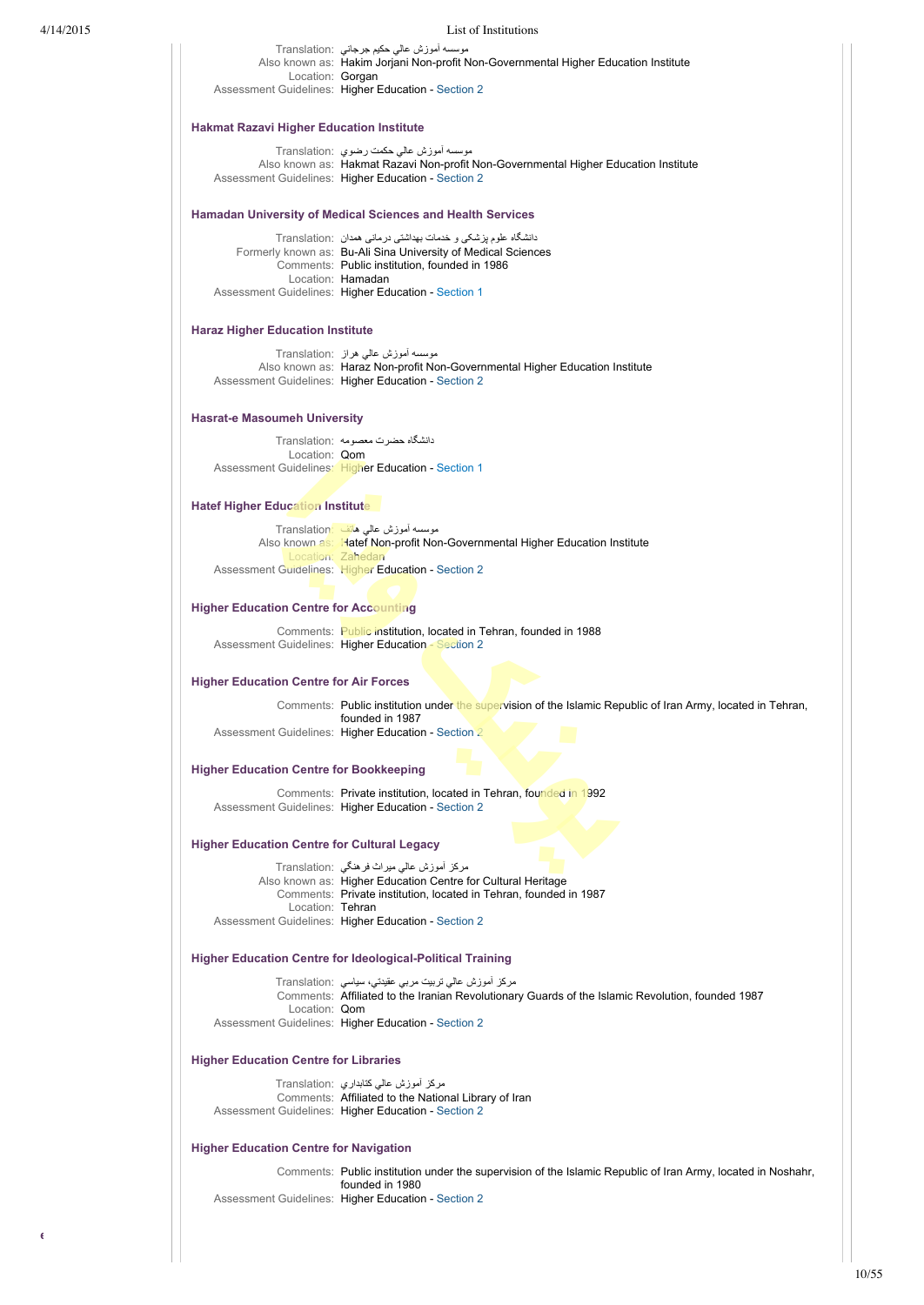Translation: موسسه آموزش عالي حكيم جرجاني
Also known as: Hakim Jorjani Non-profit Non-Governmental Higher Education Institute
Location: Gorgan
Assessment Guidelines: Higher Education - Section 2

### Hakmat Razavi Higher Education Institute

Translation: موسسه آموزش عالي حكمت رضوي
Also known as: Hakmat Razavi Non-profit Non-Governmental Higher Education Institute
Assessment Guidelines: Higher Education - Section 2

### Hamadan University of Medical Sciences and Health Services

Translation: دانشگاه علوم پزشکی و خدمات بهداشتی درمانی همدان
Formerly known as: Bu-Ali Sina University of Medical Sciences
Comments: Public institution, founded in 1986
Location: Hamadan
Assessment Guidelines: Higher Education - Section 1

### Haraz Higher Education Institute

Translation: موسسه آموزش عالي هراز
Also known as: Haraz Non-profit Non-Governmental Higher Education Institute
Assessment Guidelines: Higher Education - Section 2

### Hasrat-e Masoumeh University

Translation: دانشگاه حضرت معصومه
Location: Qom
Assessment Guidelines: Higher Education - Section 1

### Hatef Higher Education Institute

Translation: موسسه آموزش عالي هاتف
Also known as: Hatef Non-profit Non-Governmental Higher Education Institute
Location: Zahedan
Assessment Guidelines: Higher Education - Section 2

### Higher Education Centre for Accounting

Comments: Public institution, located in Tehran, founded in 1988
Assessment Guidelines: Higher Education - Section 2

### Higher Education Centre for Air Forces

Comments: Public institution under the supervision of the Islamic Republic of Iran Army, located in Tehran, founded in 1987
Assessment Guidelines: Higher Education - Section 2

### Higher Education Centre for Bookkeeping

Comments: Private institution, located in Tehran, founded in 1992
Assessment Guidelines: Higher Education - Section 2

### Higher Education Centre for Cultural Legacy

Translation: مركز آموزش عالي ميراث فرهنگي
Also known as: Higher Education Centre for Cultural Heritage
Comments: Private institution, located in Tehran, founded in 1987
Location: Tehran
Assessment Guidelines: Higher Education - Section 2

### Higher Education Centre for Ideological-Political Training

Translation: مركز آموزش عالي تربيت مربي عقيدتي، سياسي
Comments: Affiliated to the Iranian Revolutionary Guards of the Islamic Revolution, founded 1987
Location: Qom
Assessment Guidelines: Higher Education - Section 2

### Higher Education Centre for Libraries

Translation: مركز آموزش عالي كتابداري
Comments: Affiliated to the National Library of Iran
Assessment Guidelines: Higher Education - Section 2

### Higher Education Centre for Navigation

Comments: Public institution under the supervision of the Islamic Republic of Iran Army, located in Noshahr, founded in 1980
Assessment Guidelines: Higher Education - Section 2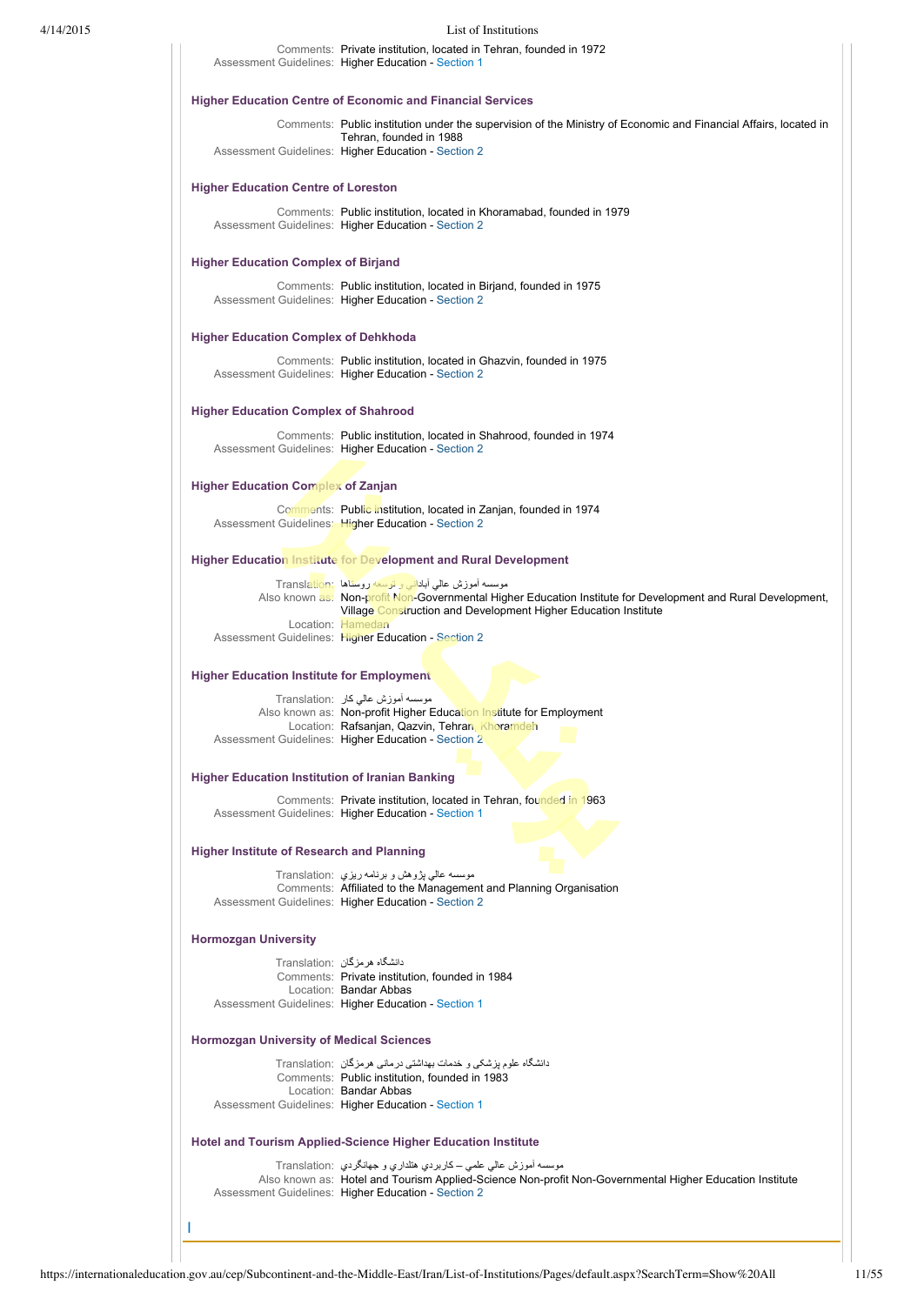Comments: Private institution, located in Tehran, founded in 1972
Assessment Guidelines: Higher Education - Section 1

### Higher Education Centre of Economic and Financial Services

Comments: Public institution under the supervision of the Ministry of Economic and Financial Affairs, located in Tehran, founded in 1988
Assessment Guidelines: Higher Education - Section 2

### Higher Education Centre of Loreston

Comments: Public institution, located in Khoramabad, founded in 1979
Assessment Guidelines: Higher Education - Section 2

### Higher Education Complex of Birjand

Comments: Public institution, located in Birjand, founded in 1975
Assessment Guidelines: Higher Education - Section 2

### Higher Education Complex of Dehkhoda

Comments: Public institution, located in Ghazvin, founded in 1975
Assessment Guidelines: Higher Education - Section 2

### Higher Education Complex of Shahrood

Comments: Public institution, located in Shahrood, founded in 1974
Assessment Guidelines: Higher Education - Section 2

### Higher Education Complex of Zanjan

Comments: Public institution, located in Zanjan, founded in 1974
Assessment Guidelines: Higher Education - Section 2

### Higher Education Institute for Development and Rural Development

Translation: موسسه آموزش عالي آباداني و توسعه روستاها
Also known as: Non-profit Non-Governmental Higher Education Institute for Development and Rural Development, Village Construction and Development Higher Education Institute
Location: Hamedan
Assessment Guidelines: Higher Education - Section 2

### Higher Education Institute for Employment

Translation: موسسه آموزش عالي كار
Also known as: Non-profit Higher Education Institute for Employment
Location: Rafsanjan, Qazvin, Tehran, Khoramdeh
Assessment Guidelines: Higher Education - Section 2

### Higher Education Institution of Iranian Banking

Comments: Private institution, located in Tehran, founded in 1963
Assessment Guidelines: Higher Education - Section 1

### Higher Institute of Research and Planning

Translation: موسسه عالي پژوهش و برنامه ريزي
Comments: Affiliated to the Management and Planning Organisation
Assessment Guidelines: Higher Education - Section 2

### Hormozgan University

Translation: دانشگاه هرمزگان
Comments: Private institution, founded in 1984
Location: Bandar Abbas
Assessment Guidelines: Higher Education - Section 1

### Hormozgan University of Medical Sciences

Translation: دانشگاه علوم پزشکی و خدمات بهداشتی درمانی هرمزگان
Comments: Public institution, founded in 1983
Location: Bandar Abbas
Assessment Guidelines: Higher Education - Section 1

### Hotel and Tourism Applied-Science Higher Education Institute

Translation: موسسه آموزش عالي علمي – كاربردي هتلداري و جهانگردي
Also known as: Hotel and Tourism Applied-Science Non-profit Non-Governmental Higher Education Institute
Assessment Guidelines: Higher Education - Section 2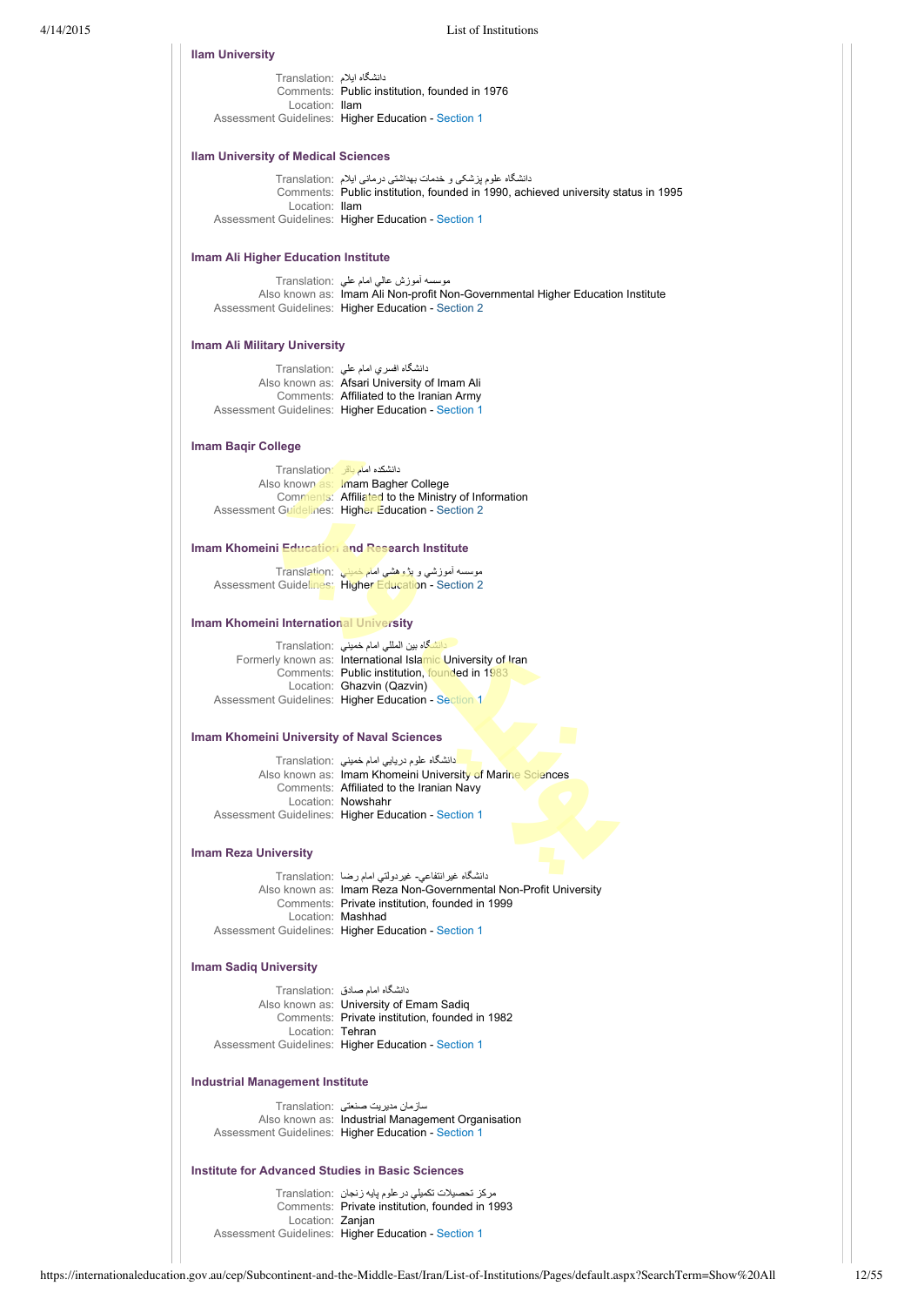### Ilam University

Translation: دانشگاه ایلام
Comments: Public institution, founded in 1976
Location: Ilam
Assessment Guidelines: Higher Education - Section 1

### Ilam University of Medical Sciences

Translation: دانشگاه علوم پزشکی و خدمات بهداشتی درمانی ایلام
Comments: Public institution, founded in 1990, achieved university status in 1995
Location: Ilam
Assessment Guidelines: Higher Education - Section 1

### Imam Ali Higher Education Institute

Translation: موسسه آموزش عالي امام علي
Also known as: Imam Ali Non-profit Non-Governmental Higher Education Institute
Assessment Guidelines: Higher Education - Section 2

### Imam Ali Military University

Translation: دانشگاه افسري امام علي
Also known as: Afsari University of Imam Ali
Comments: Affiliated to the Iranian Army
Assessment Guidelines: Higher Education - Section 1

### Imam Baqir College

Translation: دانشکده امام باقر
Also known as: Imam Bagher College
Comments: Affiliated to the Ministry of Information
Assessment Guidelines: Higher Education - Section 2

### Imam Khomeini Education and Research Institute

Translation: موسسه آموزشي و پژوهشي امام خميني
Assessment Guidelines: Higher Education - Section 2

### Imam Khomeini International University

Translation: دانشگاه بین المللي امام خميني
Formerly known as: International Islamic University of Iran
Comments: Public institution, founded in 1983
Location: Ghazvin (Qazvin)
Assessment Guidelines: Higher Education - Section 1

### Imam Khomeini University of Naval Sciences

Translation: دانشگاه علوم دریایی امام خمینی
Also known as: Imam Khomeini University of Marine Sciences
Comments: Affiliated to the Iranian Navy
Location: Nowshahr
Assessment Guidelines: Higher Education - Section 1

### Imam Reza University

Translation: دانشگاه غيرانتفاعي- غيردولتي امام رضا
Also known as: Imam Reza Non-Governmental Non-Profit University
Comments: Private institution, founded in 1999
Location: Mashhad
Assessment Guidelines: Higher Education - Section 1

### Imam Sadiq University

Translation: دانشگاه امام صادق
Also known as: University of Emam Sadiq
Comments: Private institution, founded in 1982
Location: Tehran
Assessment Guidelines: Higher Education - Section 1

### Industrial Management Institute

Translation: سازمان مدیریت صنعتی
Also known as: Industrial Management Organisation
Assessment Guidelines: Higher Education - Section 1

### Institute for Advanced Studies in Basic Sciences

Translation: مرکز تحصیلات تکمیلي در علوم پایه زنجان
Comments: Private institution, founded in 1993
Location: Zanjan
Assessment Guidelines: Higher Education - Section 1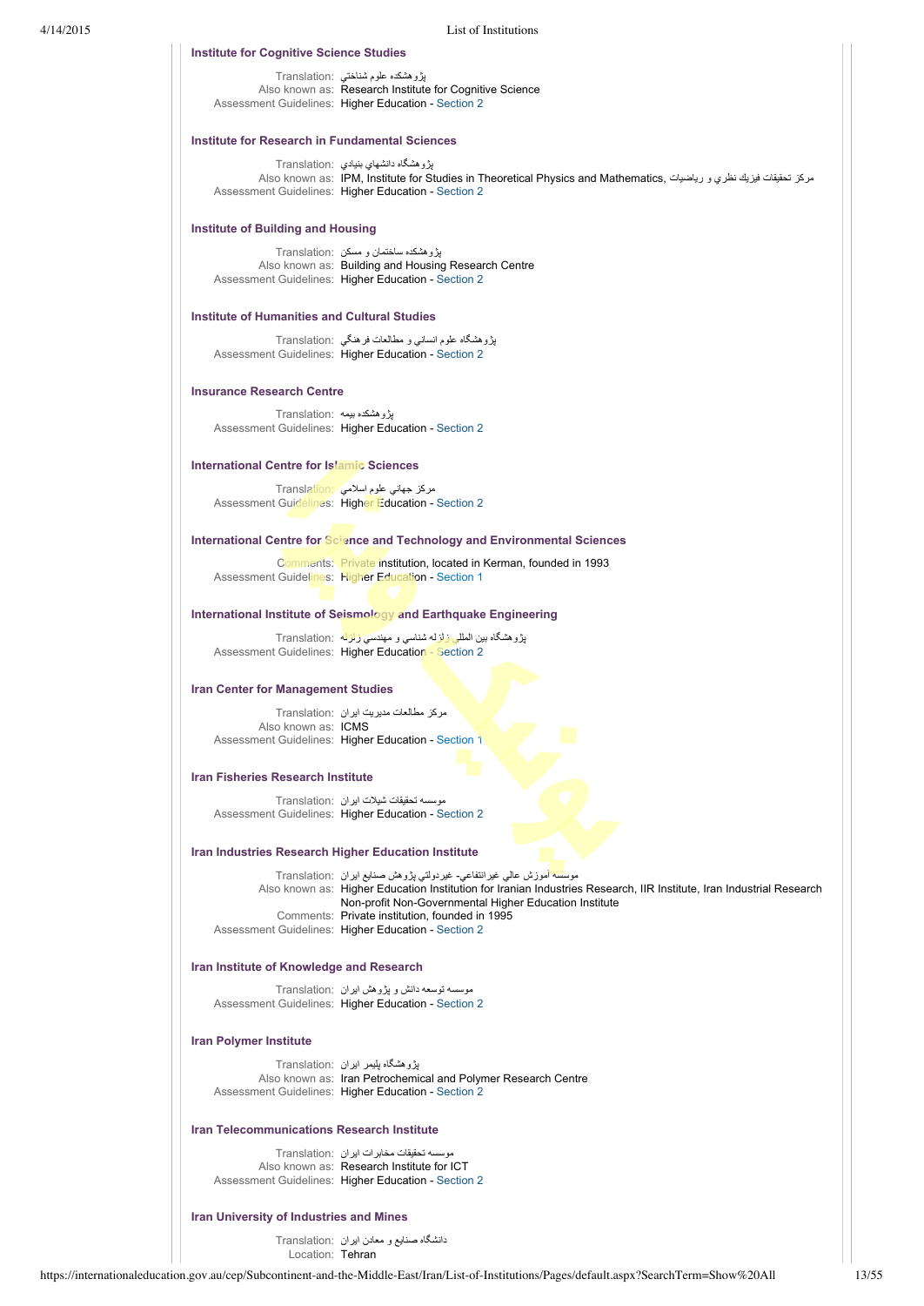### Institute for Cognitive Science Studies

Translation: پژوهشكده علوم شناختي
Also known as: Research Institute for Cognitive Science
Assessment Guidelines: Higher Education - Section 2

### Institute for Research in Fundamental Sciences

Translation: پژوهشگاه دانشهاي بنيادي
Also known as: IPM, Institute for Studies in Theoretical Physics and Mathematics, مركز تحقيقات فيزيك نظري و رياضيات
Assessment Guidelines: Higher Education - Section 2

### Institute of Building and Housing

Translation: پژوهشكده ساختمان و مسكن
Also known as: Building and Housing Research Centre
Assessment Guidelines: Higher Education - Section 2

### Institute of Humanities and Cultural Studies

Translation: پژوهشگاه علوم انساني و مطالعات فرهنگي
Assessment Guidelines: Higher Education - Section 2

### Insurance Research Centre

Translation: پژوهشكده بيمه
Assessment Guidelines: Higher Education - Section 2

### International Centre for Islamic Sciences

Translation: مركز جهاني علوم اسلامي
Assessment Guidelines: Higher Education - Section 2

### International Centre for Science and Technology and Environmental Sciences

Comments: Private institution, located in Kerman, founded in 1993
Assessment Guidelines: Higher Education - Section 1

### International Institute of Seismology and Earthquake Engineering

Translation: پژوهشگاه بين المللي زلزله شناسي و مهندسي زلزله
Assessment Guidelines: Higher Education - Section 2

### Iran Center for Management Studies

Translation: مركز مطالعات مديريت ايران
Also known as: ICMS
Assessment Guidelines: Higher Education - Section 1

### Iran Fisheries Research Institute

Translation: موسسه تحقيقات شيلات ايران
Assessment Guidelines: Higher Education - Section 2

### Iran Industries Research Higher Education Institute

Translation: موسسه آموزش عالي غيرانتفاعي- غيردولتي پژوهش صنايع ايران
Also known as: Higher Education Institution for Iranian Industries Research, IIR Institute, Iran Industrial Research Non-profit Non-Governmental Higher Education Institute
Comments: Private institution, founded in 1995
Assessment Guidelines: Higher Education - Section 2

### Iran Institute of Knowledge and Research

Translation: موسسه توسعه دانش و پژوهش ايران
Assessment Guidelines: Higher Education - Section 2

### Iran Polymer Institute

Translation: پژوهشگاه پليمر ايران
Also known as: Iran Petrochemical and Polymer Research Centre
Assessment Guidelines: Higher Education - Section 2

### Iran Telecommunications Research Institute

Translation: موسسه تحقيقات مخابرات ايران
Also known as: Research Institute for ICT
Assessment Guidelines: Higher Education - Section 2

### Iran University of Industries and Mines

Translation: دانشگاه صنايع و معادن ايران
Location: Tehran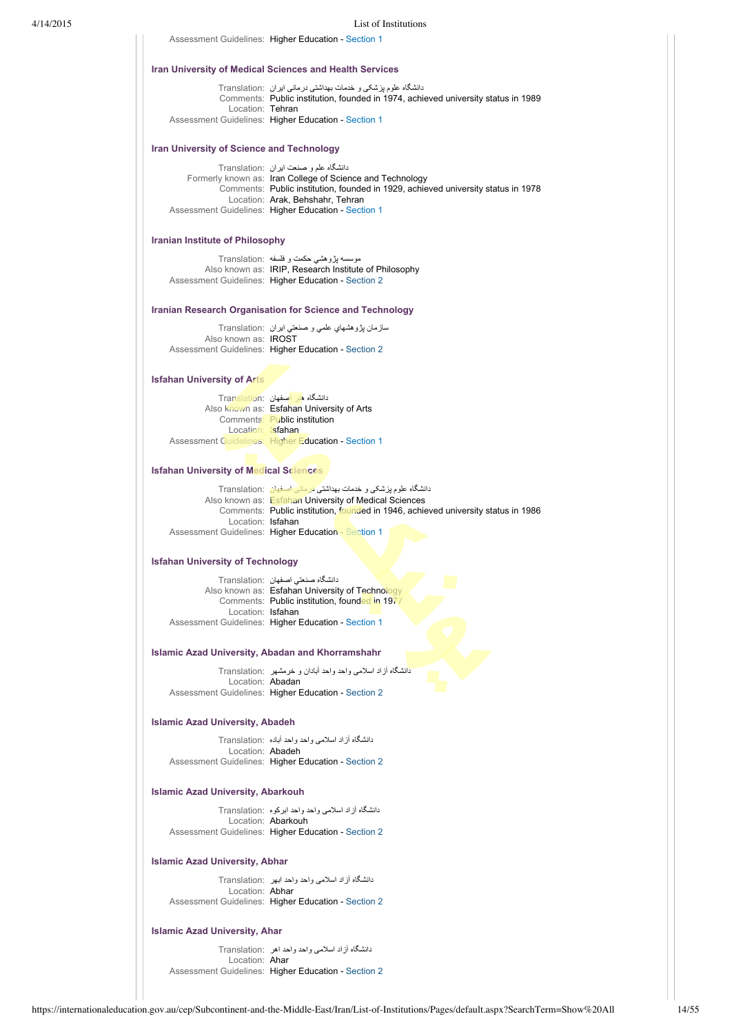Assessment Guidelines: Higher Education - Section 1

### Iran University of Medical Sciences and Health Services

Translation: دانشگاه علوم پزشکی و خدمات بهداشتی درمانی ایران
Comments: Public institution, founded in 1974, achieved university status in 1989
Location: Tehran
Assessment Guidelines: Higher Education - Section 1

### Iran University of Science and Technology

Translation: دانشگاه علم و صنعت ایران
Formerly known as: Iran College of Science and Technology
Comments: Public institution, founded in 1929, achieved university status in 1978
Location: Arak, Behshahr, Tehran
Assessment Guidelines: Higher Education - Section 1

### Iranian Institute of Philosophy

Translation: موسسه پژوهشي حكمت و فلسفه
Also known as: IRIP, Research Institute of Philosophy
Assessment Guidelines: Higher Education - Section 2

### Iranian Research Organisation for Science and Technology

Translation: سازمان پژوهشهاي علمي و صنعتي ايران
Also known as: IROST
Assessment Guidelines: Higher Education - Section 2

### Isfahan University of Arts

Translation: دانشگاه هنر اصفهان
Also known as: Esfahan University of Arts
Comments: Public institution
Location: Isfahan
Assessment Guidelines: Higher Education - Section 1

### Isfahan University of Medical Sciences

Translation: دانشگاه علوم پزشکی و خدمات بهداشتی درمانی اصفهان
Also known as: Esfahan University of Medical Sciences
Comments: Public institution, founded in 1946, achieved university status in 1986
Location: Isfahan
Assessment Guidelines: Higher Education - Section 1

### Isfahan University of Technology

Translation: دانشگاه صنعتي اصفهان
Also known as: Esfahan University of Technology
Comments: Public institution, founded in 1977
Location: Isfahan
Assessment Guidelines: Higher Education - Section 1

### Islamic Azad University, Abadan and Khorramshahr

Translation: دانشگاه آزاد اسلامی واحد واحد آبادان و خرمشهر
Location: Abadan
Assessment Guidelines: Higher Education - Section 2

### Islamic Azad University, Abadeh

Translation: دانشگاه آزاد اسلامی واحد واحد آباده
Location: Abadeh
Assessment Guidelines: Higher Education - Section 2

### Islamic Azad University, Abarkouh

Translation: دانشگاه آزاد اسلامی واحد واحد ابرکوه
Location: Abarkouh
Assessment Guidelines: Higher Education - Section 2

### Islamic Azad University, Abhar

Translation: دانشگاه آزاد اسلامی واحد واحد ابهر
Location: Abhar
Assessment Guidelines: Higher Education - Section 2

### Islamic Azad University, Ahar

Translation: دانشگاه آزاد اسلامی واحد واحد اهر
Location: Ahar
Assessment Guidelines: Higher Education - Section 2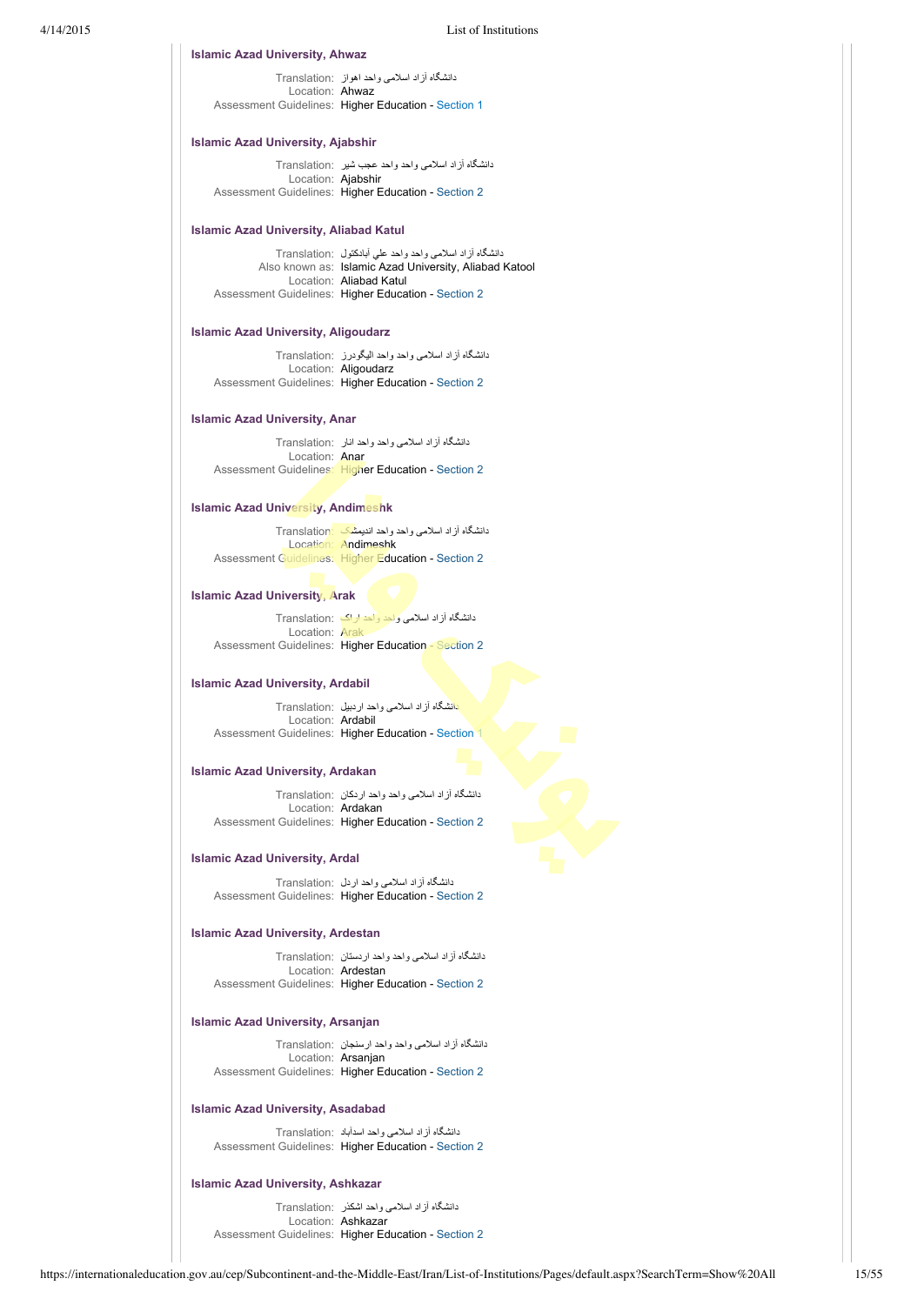**Islamic Azad University, Ahwaz**

Translation: دانشگاه آزاد اسلامی واحد اهواز
Location: Ahwaz
Assessment Guidelines: Higher Education - Section 1

**Islamic Azad University, Ajabshir**

Translation: دانشگاه آزاد اسلامی واحد واحد عجب شیر
Location: Ajabshir
Assessment Guidelines: Higher Education - Section 2

**Islamic Azad University, Aliabad Katul**

Translation: دانشگاه آزاد اسلامی واحد واحد علي آبادكتول
Also known as: Islamic Azad University, Aliabad Katool
Location: Aliabad Katul
Assessment Guidelines: Higher Education - Section 2

**Islamic Azad University, Aligoudarz**

Translation: دانشگاه آزاد اسلامی واحد واحد اليگودرز
Location: Aligoudarz
Assessment Guidelines: Higher Education - Section 2

**Islamic Azad University, Anar**

Translation: دانشگاه آزاد اسلامی واحد واحد انار
Location: Anar
Assessment Guidelines: Higher Education - Section 2

**Islamic Azad University, Andimeshk**

Translation: دانشگاه آزاد اسلامی واحد واحد انديمشك
Location: Andimeshk
Assessment Guidelines: Higher Education - Section 2

**Islamic Azad University, Arak**

Translation: دانشگاه آزاد اسلامی واحد واحد اراک
Location: Arak
Assessment Guidelines: Higher Education - Section 2

**Islamic Azad University, Ardabil**

Translation: دانشگاه آزاد اسلامی واحد اردبیل
Location: Ardabil
Assessment Guidelines: Higher Education - Section 1

**Islamic Azad University, Ardakan**

Translation: دانشگاه آزاد اسلامی واحد واحد اردكان
Location: Ardakan
Assessment Guidelines: Higher Education - Section 2

**Islamic Azad University, Ardal**

Translation: دانشگاه آزاد اسلامی واحد اردل
Assessment Guidelines: Higher Education - Section 2

**Islamic Azad University, Ardestan**

Translation: دانشگاه آزاد اسلامی واحد واحد اردستان
Location: Ardestan
Assessment Guidelines: Higher Education - Section 2

**Islamic Azad University, Arsanjan**

Translation: دانشگاه آزاد اسلامی واحد واحد ارسنجان
Location: Arsanjan
Assessment Guidelines: Higher Education - Section 2

**Islamic Azad University, Asadabad**

Translation: دانشگاه آزاد اسلامی واحد اسدآباد
Assessment Guidelines: Higher Education - Section 2

**Islamic Azad University, Ashkazar**

Translation: دانشگاه آزاد اسلامی واحد اشکذر
Location: Ashkazar
Assessment Guidelines: Higher Education - Section 2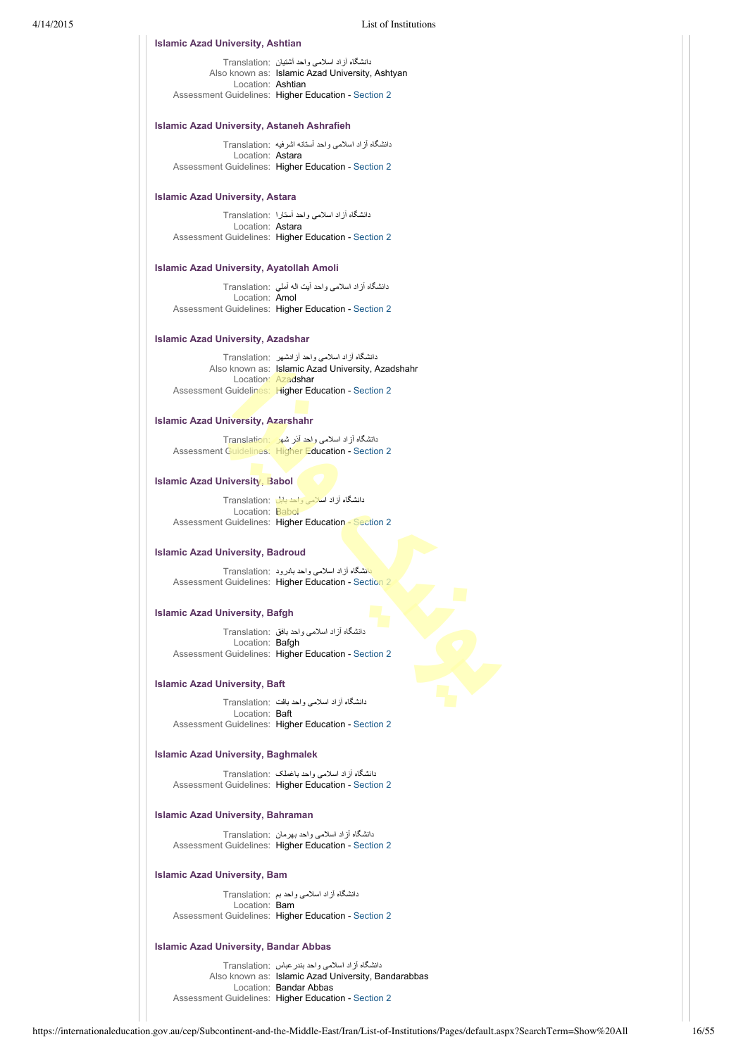### Islamic Azad University, Ashtian

Translation: دانشگاه آزاد اسلامی واحد آشتیان
Also known as: Islamic Azad University, Ashtyan
Location: Ashtian
Assessment Guidelines: Higher Education - Section 2

### Islamic Azad University, Astaneh Ashrafieh

Translation: دانشگاه آزاد اسلامی واحد آستانه اشرفیه
Location: Astara
Assessment Guidelines: Higher Education - Section 2

### Islamic Azad University, Astara

Translation: دانشگاه آزاد اسلامی واحد آستارا
Location: Astara
Assessment Guidelines: Higher Education - Section 2

### Islamic Azad University, Ayatollah Amoli

Translation: دانشگاه آزاد اسلامی واحد آیت اله آملي
Location: Amol
Assessment Guidelines: Higher Education - Section 2

### Islamic Azad University, Azadshar

Translation: دانشگاه آزاد اسلامی واحد آزادشهر
Also known as: Islamic Azad University, Azadshahr
Location: Azadshar
Assessment Guidelines: Higher Education - Section 2

### Islamic Azad University, Azarshahr

Translation: دانشگاه آزاد اسلامی واحد آذر شهر
Assessment Guidelines: Higher Education - Section 2

### Islamic Azad University, Babol

Translation: دانشگاه آزاد اسلامی واحد بابل
Location: Babol
Assessment Guidelines: Higher Education - Section 2

### Islamic Azad University, Badroud

Translation: دانشگاه آزاد اسلامی واحد بادرود
Assessment Guidelines: Higher Education - Section 2

### Islamic Azad University, Bafgh

Translation: دانشگاه آزاد اسلامی واحد بافق
Location: Bafgh
Assessment Guidelines: Higher Education - Section 2

### Islamic Azad University, Baft

Translation: دانشگاه آزاد اسلامی واحد بافت
Location: Baft
Assessment Guidelines: Higher Education - Section 2

### Islamic Azad University, Baghmalek

Translation: دانشگاه آزاد اسلامی واحد باغملک
Assessment Guidelines: Higher Education - Section 2

### Islamic Azad University, Bahraman

Translation: دانشگاه آزاد اسلامی واحد بهرمان
Assessment Guidelines: Higher Education - Section 2

### Islamic Azad University, Bam

Translation: دانشگاه آزاد اسلامی واحد بم
Location: Bam
Assessment Guidelines: Higher Education - Section 2

### Islamic Azad University, Bandar Abbas

Translation: دانشگاه آزاد اسلامی واحد بندر عباس
Also known as: Islamic Azad University, Bandarabbas
Location: Bandar Abbas
Assessment Guidelines: Higher Education - Section 2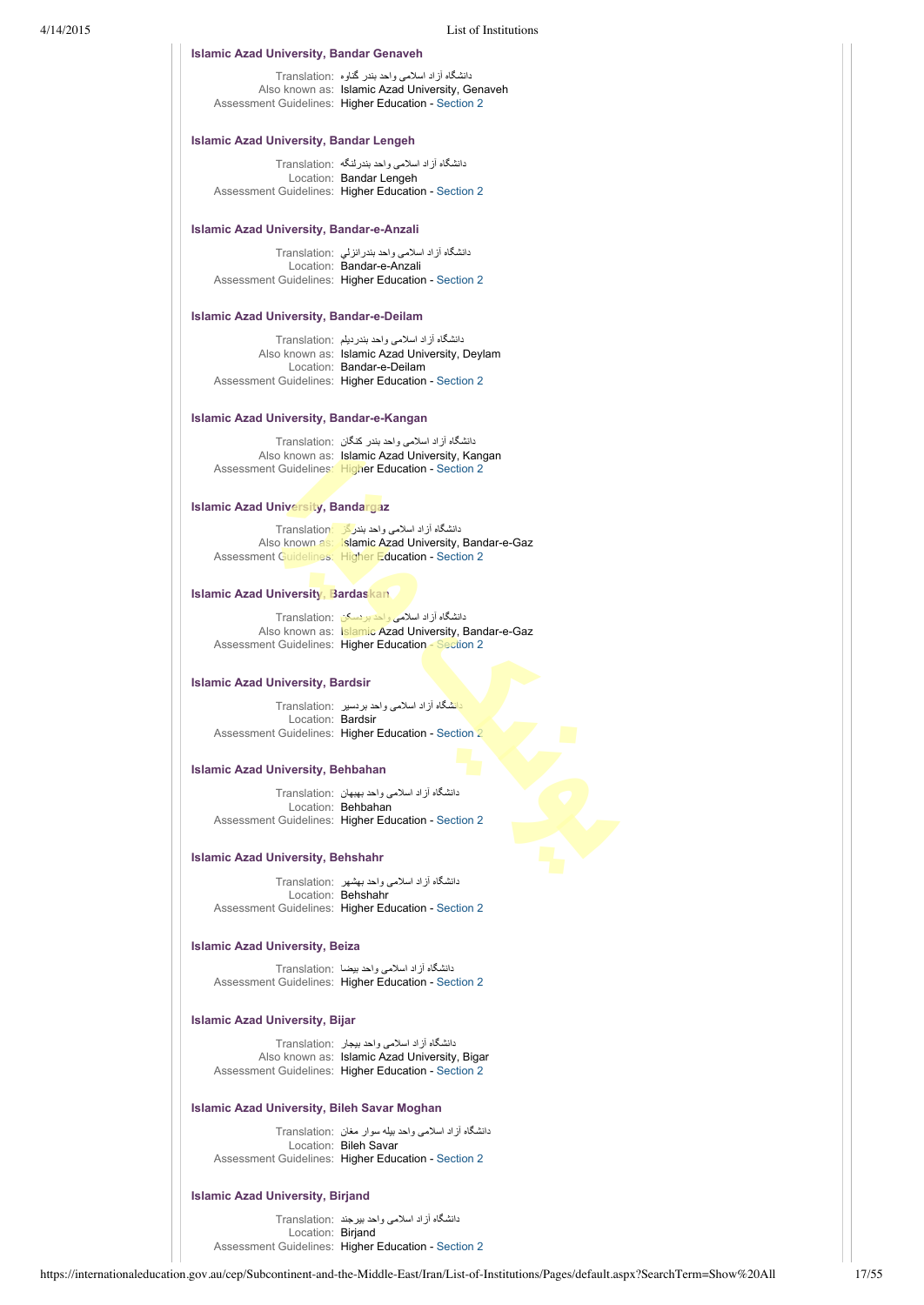### Islamic Azad University, Bandar Genaveh

Translation: دانشگاه آزاد اسلامی واحد بندر گناوه
Also known as: Islamic Azad University, Genaveh
Assessment Guidelines: Higher Education - Section 2

### Islamic Azad University, Bandar Lengeh

Translation: دانشگاه آزاد اسلامی واحد بندرلنگه
Location: Bandar Lengeh
Assessment Guidelines: Higher Education - Section 2

### Islamic Azad University, Bandar-e-Anzali

Translation: دانشگاه آزاد اسلامی واحد بندرانزلی
Location: Bandar-e-Anzali
Assessment Guidelines: Higher Education - Section 2

### Islamic Azad University, Bandar-e-Deilam

Translation: دانشگاه آزاد اسلامی واحد بندردیلم
Also known as: Islamic Azad University, Deylam
Location: Bandar-e-Deilam
Assessment Guidelines: Higher Education - Section 2

### Islamic Azad University, Bandar-e-Kangan

Translation: دانشگاه آزاد اسلامی واحد بندر کنگان
Also known as: Islamic Azad University, Kangan
Assessment Guidelines: Higher Education - Section 2

### Islamic Azad University, Bandargaz

Translation: دانشگاه آزاد اسلامی واحد بندرگز
Also known as: Islamic Azad University, Bandar-e-Gaz
Assessment Guidelines: Higher Education - Section 2

### Islamic Azad University, Bardaskan

Translation: دانشگاه آزاد اسلامی واحد بردسکن
Also known as: Islamic Azad University, Bandar-e-Gaz
Assessment Guidelines: Higher Education - Section 2

### Islamic Azad University, Bardsir

Translation: دانشگاه آزاد اسلامی واحد بردسیر
Location: Bardsir
Assessment Guidelines: Higher Education - Section 2

### Islamic Azad University, Behbahan

Translation: دانشگاه آزاد اسلامی واحد بهبهان
Location: Behbahan
Assessment Guidelines: Higher Education - Section 2

### Islamic Azad University, Behshahr

Translation: دانشگاه آزاد اسلامی واحد بهشهر
Location: Behshahr
Assessment Guidelines: Higher Education - Section 2

### Islamic Azad University, Beiza

Translation: دانشگاه آزاد اسلامی واحد بیضا
Assessment Guidelines: Higher Education - Section 2

### Islamic Azad University, Bijar

Translation: دانشگاه آزاد اسلامی واحد بیجار
Also known as: Islamic Azad University, Bigar
Assessment Guidelines: Higher Education - Section 2

### Islamic Azad University, Bileh Savar Moghan

Translation: دانشگاه آزاد اسلامی واحد بیله سوار مغان
Location: Bileh Savar
Assessment Guidelines: Higher Education - Section 2

### Islamic Azad University, Birjand

Translation: دانشگاه آزاد اسلامی واحد بیرجند
Location: Birjand
Assessment Guidelines: Higher Education - Section 2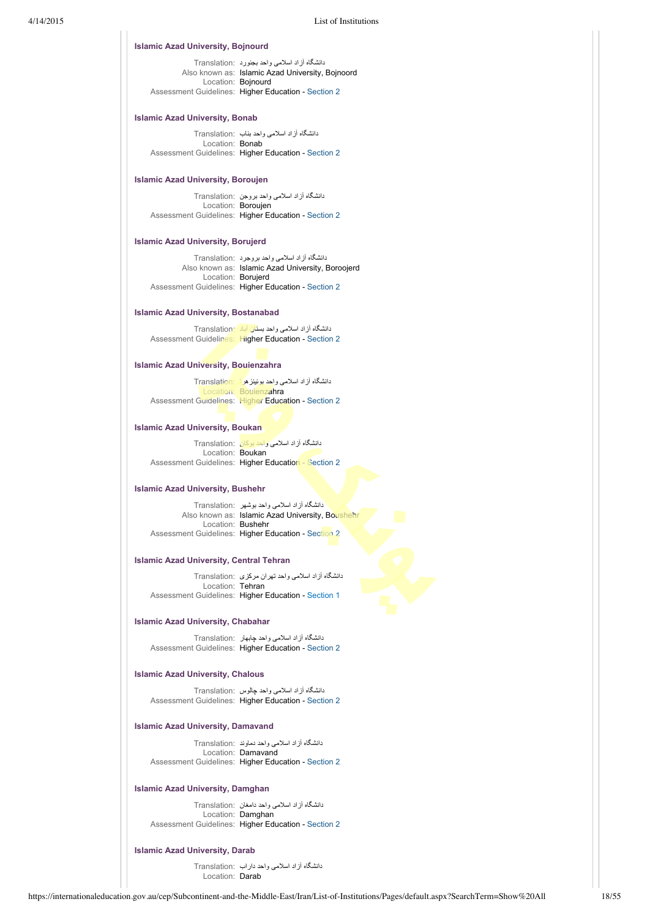### Islamic Azad University, Bojnourd

Translation: دانشگاه آزاد اسلامی واحد بجنورد
Also known as: Islamic Azad University, Bojnoord
Location: Bojnourd
Assessment Guidelines: Higher Education - Section 2

### Islamic Azad University, Bonab

Translation: دانشگاه آزاد اسلامی واحد بناب
Location: Bonab
Assessment Guidelines: Higher Education - Section 2

### Islamic Azad University, Boroujen

Translation: دانشگاه آزاد اسلامی واحد بروجن
Location: Boroujen
Assessment Guidelines: Higher Education - Section 2

### Islamic Azad University, Borujerd

Translation: دانشگاه آزاد اسلامی واحد بروجرد
Also known as: Islamic Azad University, Boroojerd
Location: Borujerd
Assessment Guidelines: Higher Education - Section 2

### Islamic Azad University, Bostanabad

Translation: دانشگاه آزاد اسلامی واحد بستان آباد
Assessment Guidelines: Higher Education - Section 2

### Islamic Azad University, Bouienzahra

Translation: دانشگاه آزاد اسلامی واحد بوئینزهرا
Location: Bouienzahra
Assessment Guidelines: Higher Education - Section 2

### Islamic Azad University, Boukan

Translation: دانشگاه آزاد اسلامی واحد بوکان
Location: Boukan
Assessment Guidelines: Higher Education - Section 2

### Islamic Azad University, Bushehr

Translation: دانشگاه آزاد اسلامی واحد بوشهر
Also known as: Islamic Azad University, Boushehr
Location: Bushehr
Assessment Guidelines: Higher Education - Section 2

### Islamic Azad University, Central Tehran

Translation: دانشگاه آزاد اسلامی واحد تهران مرکزی
Location: Tehran
Assessment Guidelines: Higher Education - Section 1

### Islamic Azad University, Chabahar

Translation: دانشگاه آزاد اسلامی واحد چابهار
Assessment Guidelines: Higher Education - Section 2

### Islamic Azad University, Chalous

Translation: دانشگاه آزاد اسلامی واحد چالوس
Assessment Guidelines: Higher Education - Section 2

### Islamic Azad University, Damavand

Translation: دانشگاه آزاد اسلامی واحد دماوند
Location: Damavand
Assessment Guidelines: Higher Education - Section 2

### Islamic Azad University, Damghan

Translation: دانشگاه آزاد اسلامی واحد دامغان
Location: Damghan
Assessment Guidelines: Higher Education - Section 2

### Islamic Azad University, Darab

Translation: دانشگاه آزاد اسلامی واحد داراب
Location: Darab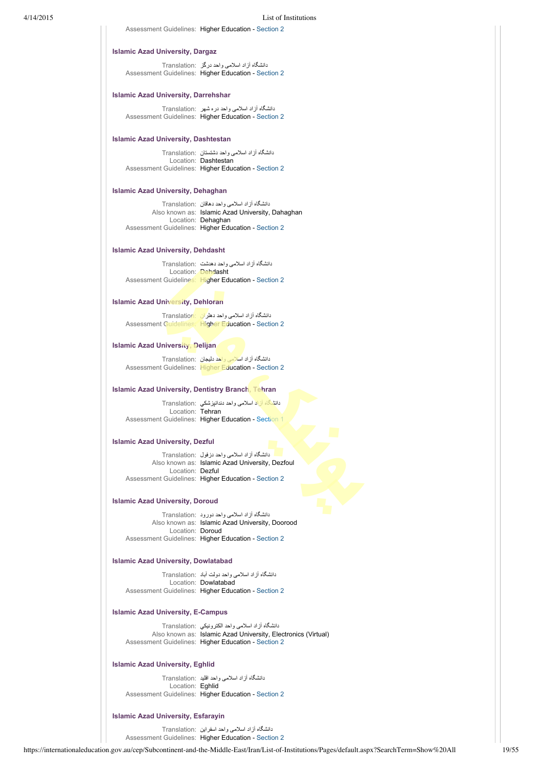Assessment Guidelines: Higher Education - Section 2

### Islamic Azad University, Dargaz

Translation: دانشگاه آزاد اسلامی واحد درگز
Assessment Guidelines: Higher Education - Section 2

### Islamic Azad University, Darrehshar

Translation: دانشگاه آزاد اسلامی واحد دره شهر
Assessment Guidelines: Higher Education - Section 2

### Islamic Azad University, Dashtestan

Translation: دانشگاه آزاد اسلامی واحد دشتستان
Location: Dashtestan
Assessment Guidelines: Higher Education - Section 2

### Islamic Azad University, Dehaghan

Translation: دانشگاه آزاد اسلامی واحد دهاقان
Also known as: Islamic Azad University, Dahaghan
Location: Dehaghan
Assessment Guidelines: Higher Education - Section 2

### Islamic Azad University, Dehdasht

Translation: دانشگاه آزاد اسلامی واحد دهدشت
Location: Dehdasht
Assessment Guidelines: Higher Education - Section 2

### Islamic Azad University, Dehloran

Translation: دانشگاه آزاد اسلامی واحد دهلران
Assessment Guidelines: Higher Education - Section 2

### Islamic Azad University, Delijan

Translation: دانشگاه آزاد اسلامی واحد دلیجان
Assessment Guidelines: Higher Education - Section 2

### Islamic Azad University, Dentistry Branch, Tehran

Translation: دانشگاه آزاد اسلامی واحد دندانپزشکی
Location: Tehran
Assessment Guidelines: Higher Education - Section 1

### Islamic Azad University, Dezful

Translation: دانشگاه آزاد اسلامی واحد دزفول
Also known as: Islamic Azad University, Dezfoul
Location: Dezful
Assessment Guidelines: Higher Education - Section 2

### Islamic Azad University, Doroud

Translation: دانشگاه آزاد اسلامی واحد دورود
Also known as: Islamic Azad University, Doorood
Location: Doroud
Assessment Guidelines: Higher Education - Section 2

### Islamic Azad University, Dowlatabad

Translation: دانشگاه آزاد اسلامی واحد دولت آباد
Location: Dowlatabad
Assessment Guidelines: Higher Education - Section 2

### Islamic Azad University, E-Campus

Translation: دانشگاه آزاد اسلامی واحد الکترونیکی
Also known as: Islamic Azad University, Electronics (Virtual)
Assessment Guidelines: Higher Education - Section 2

### Islamic Azad University, Eghlid

Translation: دانشگاه آزاد اسلامی واحد اقلید
Location: Eghlid
Assessment Guidelines: Higher Education - Section 2

### Islamic Azad University, Esfarayin

Translation: دانشگاه آزاد اسلامی واحد اسفراین
Assessment Guidelines: Higher Education - Section 2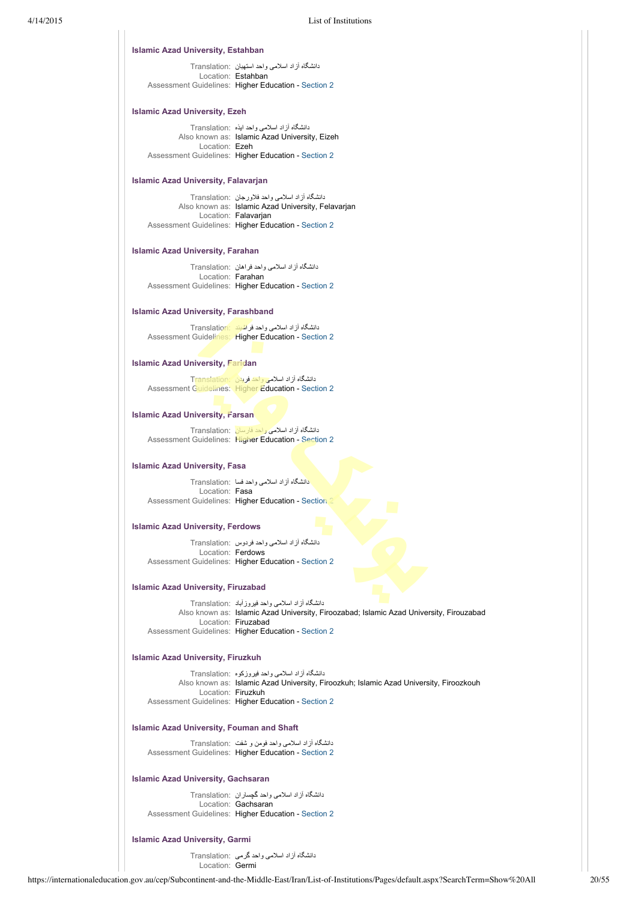### Islamic Azad University, Estahban

Translation: دانشگاه آزاد اسلامی واحد استهبان
Location: Estahban
Assessment Guidelines: Higher Education - Section 2

### Islamic Azad University, Ezeh

Translation: دانشگاه آزاد اسلامی واحد ایذه
Also known as: Islamic Azad University, Eizeh
Location: Ezeh
Assessment Guidelines: Higher Education - Section 2

### Islamic Azad University, Falavarjan

Translation: دانشگاه آزاد اسلامی واحد فلاورجان
Also known as: Islamic Azad University, Felavarjan
Location: Falavarjan
Assessment Guidelines: Higher Education - Section 2

### Islamic Azad University, Farahan

Translation: دانشگاه آزاد اسلامی واحد فراهان
Location: Farahan
Assessment Guidelines: Higher Education - Section 2

### Islamic Azad University, Farashband

Translation: دانشگاه آزاد اسلامی واحد فراشبند
Assessment Guidelines: Higher Education - Section 2

### Islamic Azad University, Faridan

Translation: دانشگاه آزاد اسلامی واحد فریدن
Assessment Guidelines: Higher Education - Section 2

### Islamic Azad University, Farsan

Translation: دانشگاه آزاد اسلامی واحد فارسان
Assessment Guidelines: Higher Education - Section 2

### Islamic Azad University, Fasa

Translation: دانشگاه آزاد اسلامی واحد فسا
Location: Fasa
Assessment Guidelines: Higher Education - Section 2

### Islamic Azad University, Ferdows

Translation: دانشگاه آزاد اسلامی واحد فردوس
Location: Ferdows
Assessment Guidelines: Higher Education - Section 2

### Islamic Azad University, Firuzabad

Translation: دانشگاه آزاد اسلامی واحد فیروزآباد
Also known as: Islamic Azad University, Firoozabad; Islamic Azad University, Firouzabad
Location: Firuzabad
Assessment Guidelines: Higher Education - Section 2

### Islamic Azad University, Firuzkuh

Translation: دانشگاه آزاد اسلامی واحد فیروزکوه
Also known as: Islamic Azad University, Firoozkuh; Islamic Azad University, Firoozkouh
Location: Firuzkuh
Assessment Guidelines: Higher Education - Section 2

### Islamic Azad University, Fouman and Shaft

Translation: دانشگاه آزاد اسلامی واحد فومن و شفت
Assessment Guidelines: Higher Education - Section 2

### Islamic Azad University, Gachsaran

Translation: دانشگاه آزاد اسلامی واحد گچساران
Location: Gachsaran
Assessment Guidelines: Higher Education - Section 2

### Islamic Azad University, Garmi

Translation: دانشگاه آزاد اسلامی واحد گرمی
Location: Germi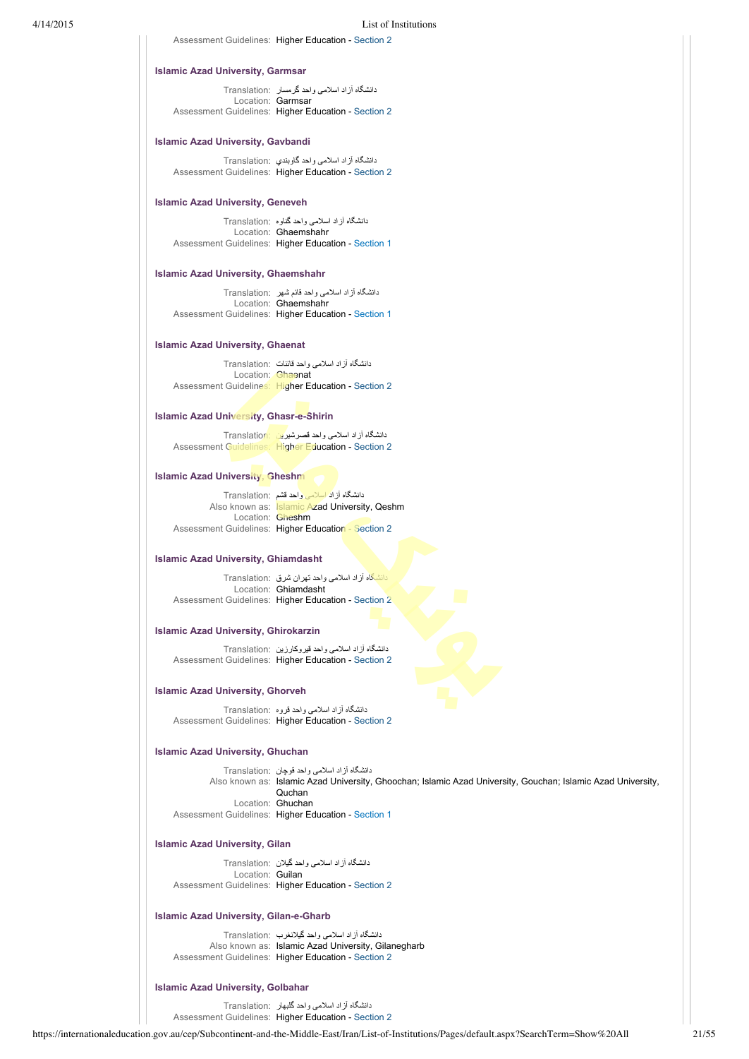Assessment Guidelines: Higher Education - Section 2

### Islamic Azad University, Garmsar

Translation: دانشگاه آزاد اسلامی واحد گرمسار
Location: Garmsar
Assessment Guidelines: Higher Education - Section 2

### Islamic Azad University, Gavbandi

Translation: دانشگاه آزاد اسلامی واحد گاوبندي
Assessment Guidelines: Higher Education - Section 2

### Islamic Azad University, Geneveh

Translation: دانشگاه آزاد اسلامی واحد گناوه
Location: Ghaemshahr
Assessment Guidelines: Higher Education - Section 1

### Islamic Azad University, Ghaemshahr

Translation: دانشگاه آزاد اسلامی واحد قائم شهر
Location: Ghaemshahr
Assessment Guidelines: Higher Education - Section 1

### Islamic Azad University, Ghaenat

Translation: دانشگاه آزاد اسلامی واحد قائنات
Location: Ghaenat
Assessment Guidelines: Higher Education - Section 2

### Islamic Azad University, Ghasr-e-Shirin

Translation: دانشگاه آزاد اسلامی واحد قصرشیرین
Assessment Guidelines: Higher Education - Section 2

### Islamic Azad University, Gheshm

Translation: دانشگاه آزاد اسلامی واحد قشم
Also known as: Islamic Azad University, Qeshm
Location: Gheshm
Assessment Guidelines: Higher Education - Section 2

### Islamic Azad University, Ghiamdasht

Translation: دانشگاه آزاد اسلامی واحد تهران شرق
Location: Ghiamdasht
Assessment Guidelines: Higher Education - Section 2

### Islamic Azad University, Ghirokarzin

Translation: دانشگاه آزاد اسلامی واحد قیروکارزین
Assessment Guidelines: Higher Education - Section 2

### Islamic Azad University, Ghorveh

Translation: دانشگاه آزاد اسلامی واحد قروه
Assessment Guidelines: Higher Education - Section 2

### Islamic Azad University, Ghuchan

Translation: دانشگاه آزاد اسلامی واحد قوچان
Also known as: Islamic Azad University, Ghoochan; Islamic Azad University, Gouchan; Islamic Azad University, Quchan
Location: Ghuchan
Assessment Guidelines: Higher Education - Section 1

### Islamic Azad University, Gilan

Translation: دانشگاه آزاد اسلامی واحد گیلان
Location: Guilan
Assessment Guidelines: Higher Education - Section 2

### Islamic Azad University, Gilan-e-Gharb

Translation: دانشگاه آزاد اسلامی واحد گیلانغرب
Also known as: Islamic Azad University, Gilanegharb
Assessment Guidelines: Higher Education - Section 2

### Islamic Azad University, Golbahar

Translation: دانشگاه آزاد اسلامی واحد گلبهار
Assessment Guidelines: Higher Education - Section 2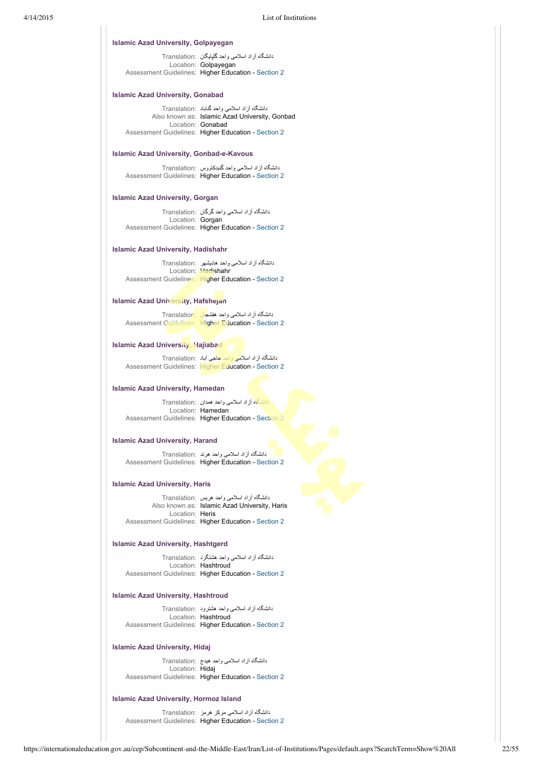### Islamic Azad University, Golpayegan

Translation: دانشگاه آزاد اسلامی واحد گلپايگان
Location: Golpayegan
Assessment Guidelines: Higher Education - Section 2

### Islamic Azad University, Gonabad

Translation: دانشگاه آزاد اسلامی واحد گناباد
Also known as: Islamic Azad University, Gonbad
Location: Gonabad
Assessment Guidelines: Higher Education - Section 2

### Islamic Azad University, Gonbad-e-Kavous

Translation: دانشگاه آزاد اسلامی واحد گنبدکاووس
Assessment Guidelines: Higher Education - Section 2

### Islamic Azad University, Gorgan

Translation: دانشگاه آزاد اسلامی واحد گرگان
Location: Gorgan
Assessment Guidelines: Higher Education - Section 2

### Islamic Azad University, Hadishahr

Translation: دانشگاه آزاد اسلامی واحد هاديشهر
Location: Hadishahr
Assessment Guidelines: Higher Education - Section 2

### Islamic Azad University, Hafshejan

Translation: دانشگاه آزاد اسلامی واحد هفشجان
Assessment Guidelines: Higher Education - Section 2

### Islamic Azad University, Hajiabad

Translation: دانشگاه آزاد اسلامی واحد حاجی آباد
Assessment Guidelines: Higher Education - Section 2

### Islamic Azad University, Hamedan

Translation: دانشگاه آزاد اسلامی واحد همدان
Location: Hamedan
Assessment Guidelines: Higher Education - Section 2

### Islamic Azad University, Harand

Translation: دانشگاه آزاد اسلامی واحد هرند
Assessment Guidelines: Higher Education - Section 2

### Islamic Azad University, Haris

Translation: دانشگاه آزاد اسلامی واحد هريس
Also known as: Islamic Azad University, Haris
Location: Heris
Assessment Guidelines: Higher Education - Section 2

### Islamic Azad University, Hashtgerd

Translation: دانشگاه آزاد اسلامی واحد هشتگرد
Location: Hashtroud
Assessment Guidelines: Higher Education - Section 2

### Islamic Azad University, Hashtroud

Translation: دانشگاه آزاد اسلامی واحد هشترود
Location: Hashtroud
Assessment Guidelines: Higher Education - Section 2

### Islamic Azad University, Hidaj

Translation: دانشگاه آزاد اسلامی واحد هیدج
Location: Hidaj
Assessment Guidelines: Higher Education - Section 2

### Islamic Azad University, Hormoz Island

Translation: دانشگاه آزاد اسلامی مرکز هرمز
Assessment Guidelines: Higher Education - Section 2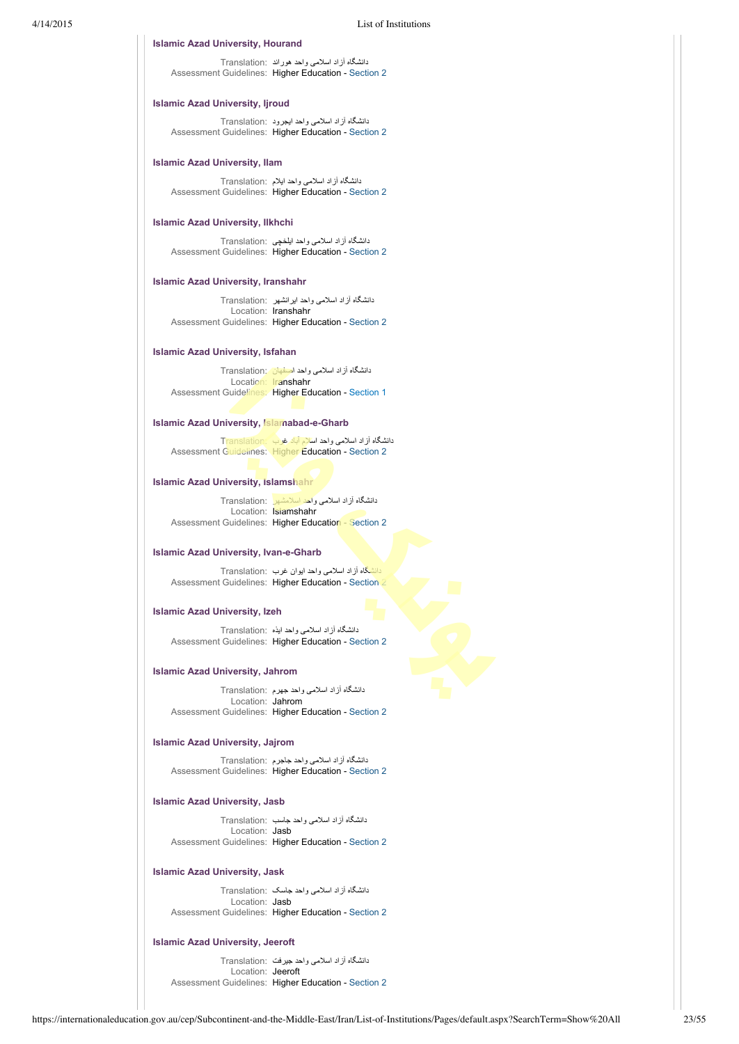### Islamic Azad University, Hourand

Translation: دانشگاه آزاد اسلامی واحد هوراند
Assessment Guidelines: Higher Education - Section 2

### Islamic Azad University, Ijroud

Translation: دانشگاه آزاد اسلامی واحد ایجرود
Assessment Guidelines: Higher Education - Section 2

### Islamic Azad University, Ilam

Translation: دانشگاه آزاد اسلامی واحد ایلام
Assessment Guidelines: Higher Education - Section 2

### Islamic Azad University, Ilkhchi

Translation: دانشگاه آزاد اسلامی واحد ایلخچی
Assessment Guidelines: Higher Education - Section 2

### Islamic Azad University, Iranshahr

Translation: دانشگاه آزاد اسلامی واحد ایرانشهر
Location: Iranshahr
Assessment Guidelines: Higher Education - Section 2

### Islamic Azad University, Isfahan

Translation: دانشگاه آزاد اسلامی واحد اصفهان
Location: Iranshahr
Assessment Guidelines: Higher Education - Section 1

### Islamic Azad University, Islamabad-e-Gharb

Translation: دانشگاه آزاد اسلامی واحد اسلام آباد غرب
Assessment Guidelines: Higher Education - Section 2

### Islamic Azad University, Islamshahr

Translation: دانشگاه آزاد اسلامی واحد اسلامشهر
Location: Islamshahr
Assessment Guidelines: Higher Education - Section 2

### Islamic Azad University, Ivan-e-Gharb

Translation: دانشگاه آزاد اسلامی واحد ایوان غرب
Assessment Guidelines: Higher Education - Section 2

### Islamic Azad University, Izeh

Translation: دانشگاه آزاد اسلامی واحد ایذه
Assessment Guidelines: Higher Education - Section 2

### Islamic Azad University, Jahrom

Translation: دانشگاه آزاد اسلامی واحد جهرم
Location: Jahrom
Assessment Guidelines: Higher Education - Section 2

### Islamic Azad University, Jajrom

Translation: دانشگاه آزاد اسلامی واحد جاجرم
Assessment Guidelines: Higher Education - Section 2

### Islamic Azad University, Jasb

Translation: دانشگاه آزاد اسلامی واحد جاسب
Location: Jasb
Assessment Guidelines: Higher Education - Section 2

### Islamic Azad University, Jask

Translation: دانشگاه آزاد اسلامی واحد جاسک
Location: Jasb
Assessment Guidelines: Higher Education - Section 2

### Islamic Azad University, Jeeroft

Translation: دانشگاه آزاد اسلامی واحد جیرفت
Location: Jeeroft
Assessment Guidelines: Higher Education - Section 2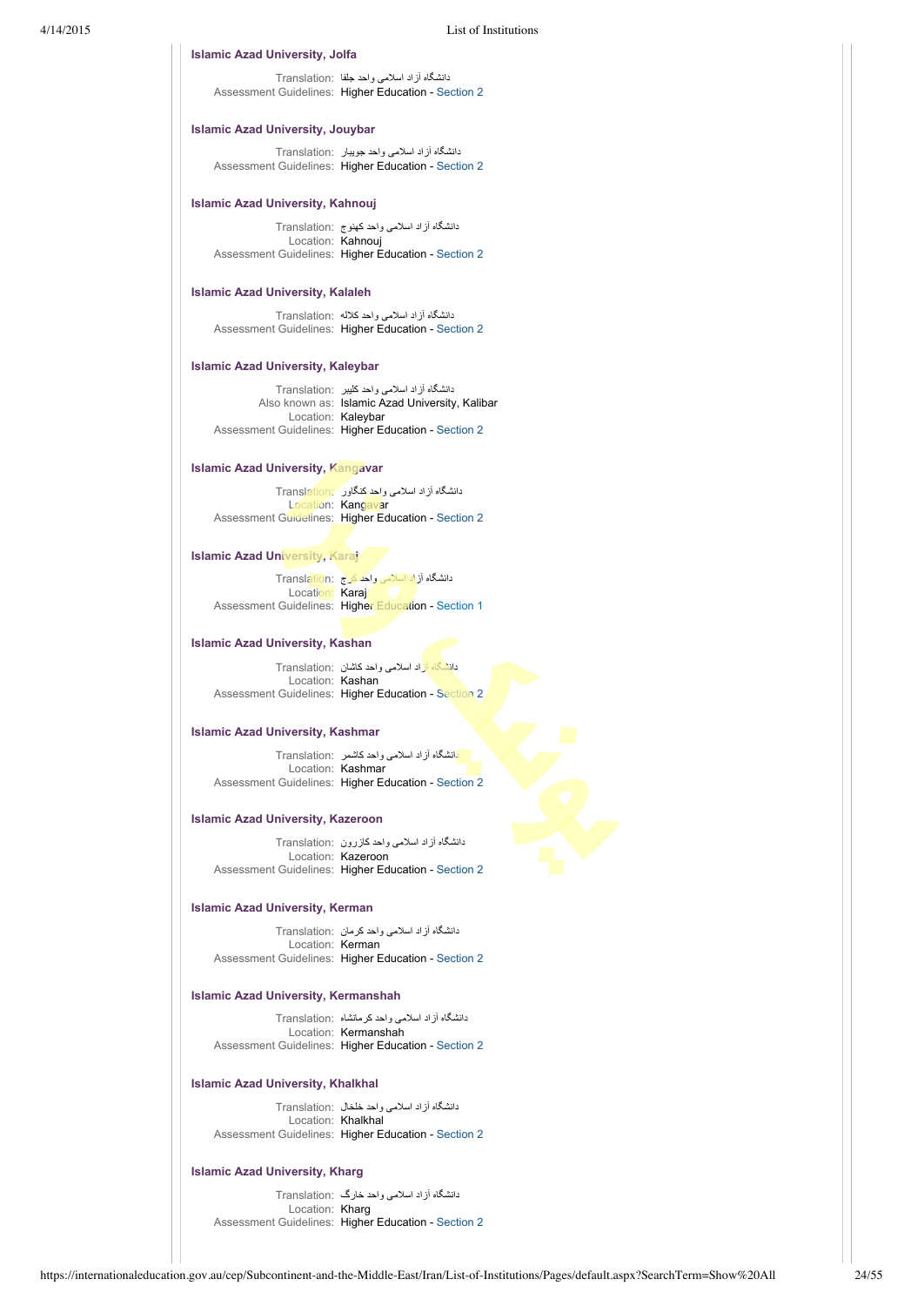### Islamic Azad University, Jolfa

Translation: دانشگاه آزاد اسلامی واحد جلفا
Assessment Guidelines: Higher Education - Section 2

### Islamic Azad University, Jouybar

Translation: دانشگاه آزاد اسلامی واحد جویبار
Assessment Guidelines: Higher Education - Section 2

### Islamic Azad University, Kahnouj

Translation: دانشگاه آزاد اسلامی واحد کهنوج
Location: Kahnouj
Assessment Guidelines: Higher Education - Section 2

### Islamic Azad University, Kalaleh

Translation: دانشگاه آزاد اسلامی واحد کلاله
Assessment Guidelines: Higher Education - Section 2

### Islamic Azad University, Kaleybar

Translation: دانشگاه آزاد اسلامی واحد کلیبر
Also known as: Islamic Azad University, Kalibar
Location: Kaleybar
Assessment Guidelines: Higher Education - Section 2

### Islamic Azad University, Kangavar

Translation: دانشگاه آزاد اسلامی واحد کنگاور
Location: Kangavar
Assessment Guidelines: Higher Education - Section 2

### Islamic Azad University, Karaj

Translation: دانشگاه آزاد اسلامی واحد کرج
Location: Karaj
Assessment Guidelines: Higher Education - Section 1

### Islamic Azad University, Kashan

Translation: دانشگاه آزاد اسلامی واحد کاشان
Location: Kashan
Assessment Guidelines: Higher Education - Section 2

### Islamic Azad University, Kashmar

Translation: دانشگاه آزاد اسلامی واحد کاشمر
Location: Kashmar
Assessment Guidelines: Higher Education - Section 2

### Islamic Azad University, Kazeroon

Translation: دانشگاه آزاد اسلامی واحد کازرون
Location: Kazeroon
Assessment Guidelines: Higher Education - Section 2

### Islamic Azad University, Kerman

Translation: دانشگاه آزاد اسلامی واحد کرمان
Location: Kerman
Assessment Guidelines: Higher Education - Section 2

### Islamic Azad University, Kermanshah

Translation: دانشگاه آزاد اسلامی واحد کرمانشاه
Location: Kermanshah
Assessment Guidelines: Higher Education - Section 2

### Islamic Azad University, Khalkhal

Translation: دانشگاه آزاد اسلامی واحد خلخال
Location: Khalkhal
Assessment Guidelines: Higher Education - Section 2

### Islamic Azad University, Kharg

Translation: دانشگاه آزاد اسلامی واحد خارگ
Location: Kharg
Assessment Guidelines: Higher Education - Section 2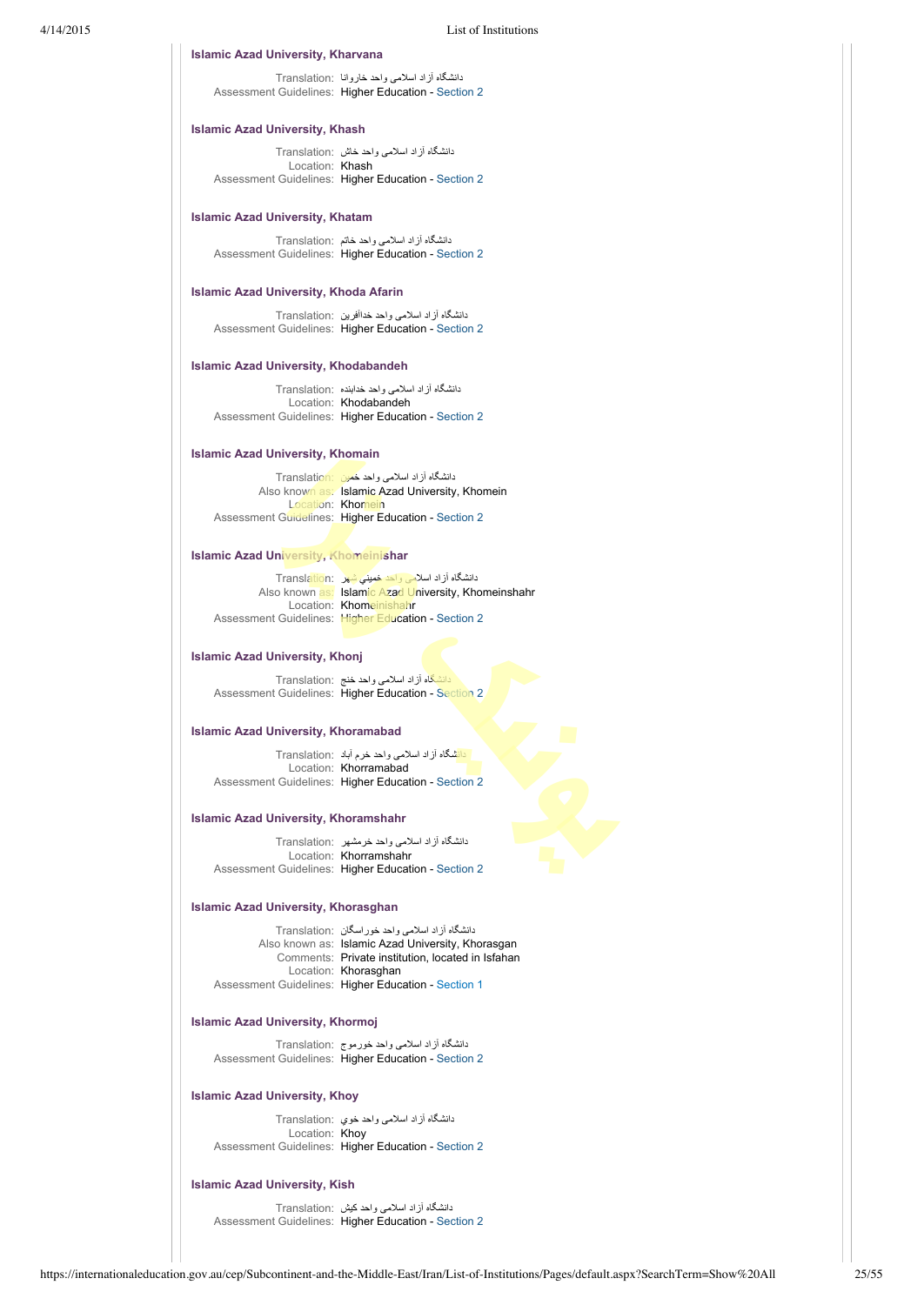### Islamic Azad University, Kharvana

Translation: دانشگاه آزاد اسلامی واحد خاروانا
Assessment Guidelines: Higher Education - Section 2

### Islamic Azad University, Khash

Translation: دانشگاه آزاد اسلامی واحد خاش
Location: Khash
Assessment Guidelines: Higher Education - Section 2

### Islamic Azad University, Khatam

Translation: دانشگاه آزاد اسلامی واحد خاتم
Assessment Guidelines: Higher Education - Section 2

### Islamic Azad University, Khoda Afarin

Translation: دانشگاه آزاد اسلامی واحد خداآفرین
Assessment Guidelines: Higher Education - Section 2

### Islamic Azad University, Khodabandeh

Translation: دانشگاه آزاد اسلامی واحد خدابنده
Location: Khodabandeh
Assessment Guidelines: Higher Education - Section 2

### Islamic Azad University, Khomain

Translation: دانشگاه آزاد اسلامی واحد خمین
Also known as: Islamic Azad University, Khomein
Location: Khomein
Assessment Guidelines: Higher Education - Section 2

### Islamic Azad University, Khomeinishar

Translation: دانشگاه آزاد اسلامی واحد خميني شهر
Also known as: Islamic Azad University, Khomeinshahr
Location: Khomeinishahr
Assessment Guidelines: Higher Education - Section 2

### Islamic Azad University, Khonj

Translation: دانشگاه آزاد اسلامی واحد خنج
Assessment Guidelines: Higher Education - Section 2

### Islamic Azad University, Khoramabad

Translation: دانشگاه آزاد اسلامی واحد خرم آباد
Location: Khorramabad
Assessment Guidelines: Higher Education - Section 2

### Islamic Azad University, Khoramshahr

Translation: دانشگاه آزاد اسلامی واحد خرمشهر
Location: Khorramshahr
Assessment Guidelines: Higher Education - Section 2

### Islamic Azad University, Khorasghan

Translation: دانشگاه آزاد اسلامی واحد خوراسگان
Also known as: Islamic Azad University, Khorasgan
Comments: Private institution, located in Isfahan
Location: Khorasghan
Assessment Guidelines: Higher Education - Section 1

### Islamic Azad University, Khormoj

Translation: دانشگاه آزاد اسلامی واحد خورموج
Assessment Guidelines: Higher Education - Section 2

### Islamic Azad University, Khoy

Translation: دانشگاه آزاد اسلامی واحد خوي
Location: Khoy
Assessment Guidelines: Higher Education - Section 2

### Islamic Azad University, Kish

Translation: دانشگاه آزاد اسلامی واحد کیش
Assessment Guidelines: Higher Education - Section 2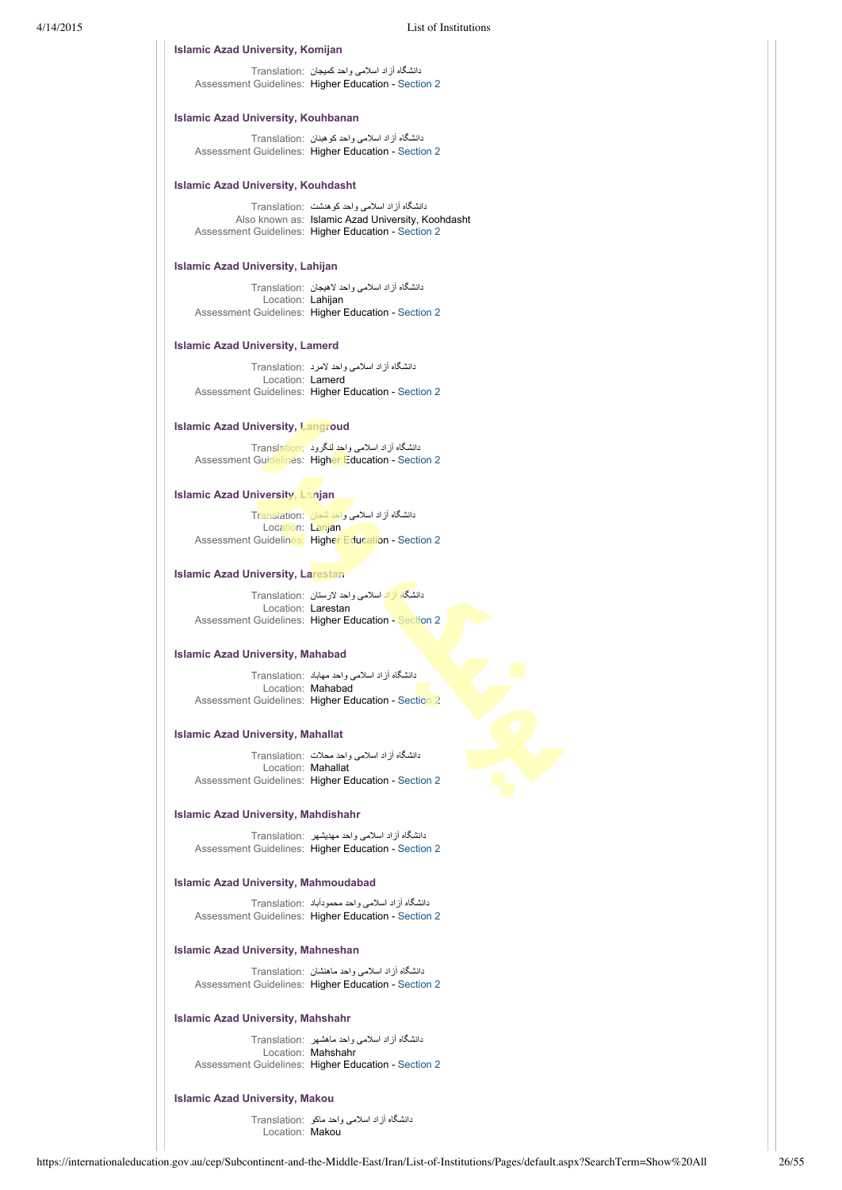**Islamic Azad University, Komijan**

Translation: دانشگاه آزاد اسلامی واحد کمیجان
Assessment Guidelines: Higher Education - Section 2

**Islamic Azad University, Kouhbanan**

Translation: دانشگاه آزاد اسلامی واحد کوهبنان
Assessment Guidelines: Higher Education - Section 2

**Islamic Azad University, Kouhdasht**

Translation: دانشگاه آزاد اسلامی واحد کوهدشت
Also known as: Islamic Azad University, Koohdasht
Assessment Guidelines: Higher Education - Section 2

**Islamic Azad University, Lahijan**

Translation: دانشگاه آزاد اسلامی واحد لاهیجان
Location: Lahijan
Assessment Guidelines: Higher Education - Section 2

**Islamic Azad University, Lamerd**

Translation: دانشگاه آزاد اسلامی واحد لامرد
Location: Lamerd
Assessment Guidelines: Higher Education - Section 2

**Islamic Azad University, Langroud**

Translation: دانشگاه آزاد اسلامی واحد لنگرود
Assessment Guidelines: Higher Education - Section 2

**Islamic Azad University, Lanjan**

Translation: دانشگاه آزاد اسلامی واحد لنجان
Location: Lanjan
Assessment Guidelines: Higher Education - Section 2

**Islamic Azad University, Larestan**

Translation: دانشگاه آزاد اسلامی واحد لارستان
Location: Larestan
Assessment Guidelines: Higher Education - Section 2

**Islamic Azad University, Mahabad**

Translation: دانشگاه آزاد اسلامی واحد مهاباد
Location: Mahabad
Assessment Guidelines: Higher Education - Section 2

**Islamic Azad University, Mahallat**

Translation: دانشگاه آزاد اسلامی واحد محلات
Location: Mahallat
Assessment Guidelines: Higher Education - Section 2

**Islamic Azad University, Mahdishahr**

Translation: دانشگاه آزاد اسلامی واحد مهدیشهر
Assessment Guidelines: Higher Education - Section 2

**Islamic Azad University, Mahmoudabad**

Translation: دانشگاه آزاد اسلامی واحد محمودآباد
Assessment Guidelines: Higher Education - Section 2

**Islamic Azad University, Mahneshan**

Translation: دانشگاه آزاد اسلامی واحد ماهنشان
Assessment Guidelines: Higher Education - Section 2

**Islamic Azad University, Mahshahr**

Translation: دانشگاه آزاد اسلامی واحد ماهشهر
Location: Mahshahr
Assessment Guidelines: Higher Education - Section 2

**Islamic Azad University, Makou**

Translation: دانشگاه آزاد اسلامی واحد ماکو
Location: Makou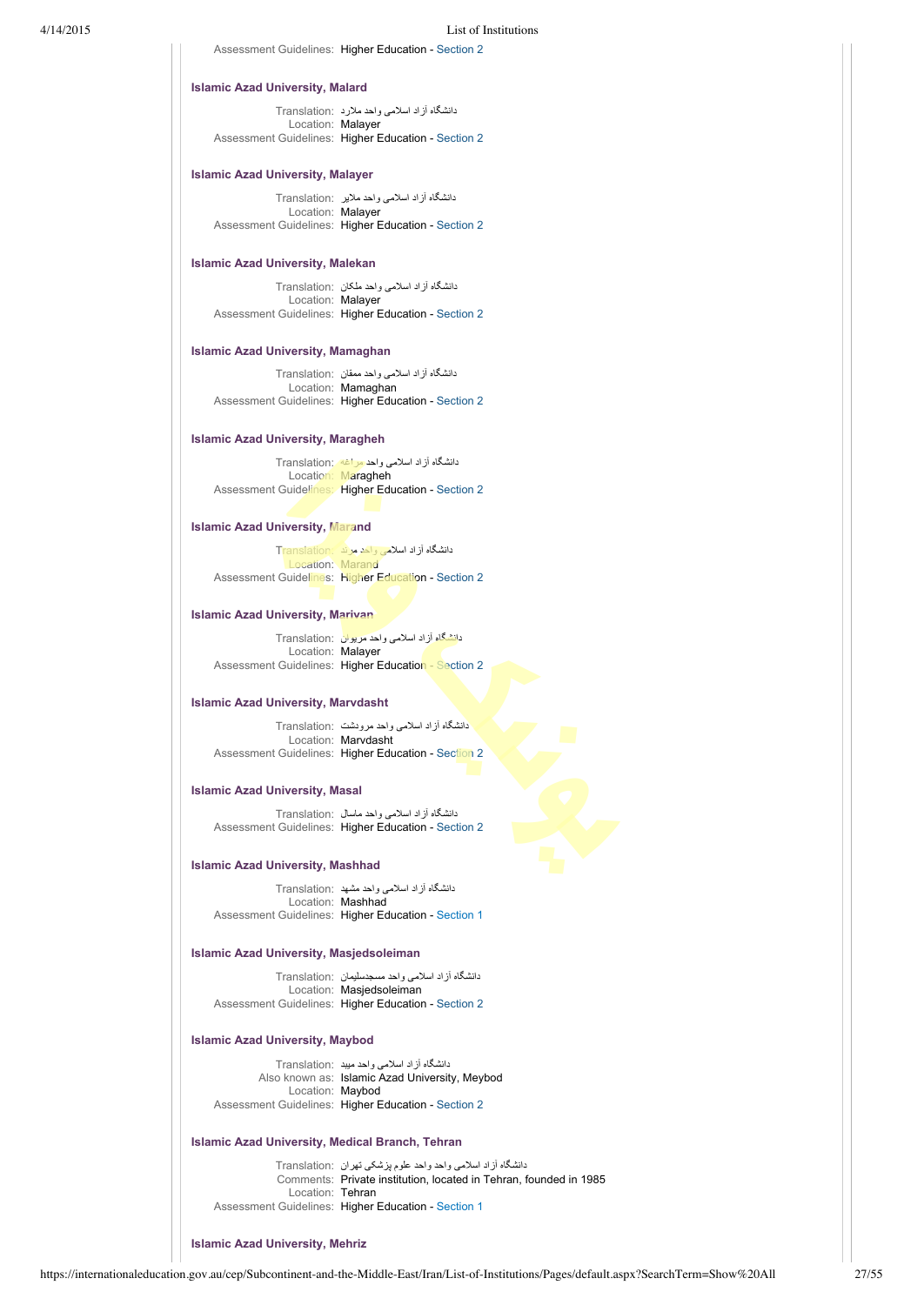Assessment Guidelines: Higher Education - Section 2

### Islamic Azad University, Malard

Translation: دانشگاه آزاد اسلامی واحد ملارد
Location: Malayer
Assessment Guidelines: Higher Education - Section 2

### Islamic Azad University, Malayer

Translation: دانشگاه آزاد اسلامی واحد ملایر
Location: Malayer
Assessment Guidelines: Higher Education - Section 2

### Islamic Azad University, Malekan

Translation: دانشگاه آزاد اسلامی واحد ملکان
Location: Malayer
Assessment Guidelines: Higher Education - Section 2

### Islamic Azad University, Mamaghan

Translation: دانشگاه آزاد اسلامی واحد ممقان
Location: Mamaghan
Assessment Guidelines: Higher Education - Section 2

### Islamic Azad University, Maragheh

Translation: دانشگاه آزاد اسلامی واحد مراغه
Location: Maragheh
Assessment Guidelines: Higher Education - Section 2

### Islamic Azad University, Marand

Translation: دانشگاه آزاد اسلامی واحد مرند
Location: Marand
Assessment Guidelines: Higher Education - Section 2

### Islamic Azad University, Marivan

Translation: دانشگاه آزاد اسلامی واحد مریوان
Location: Malayer
Assessment Guidelines: Higher Education - Section 2

### Islamic Azad University, Marvdasht

Translation: دانشگاه آزاد اسلامی واحد مرودشت
Location: Marvdasht
Assessment Guidelines: Higher Education - Section 2

### Islamic Azad University, Masal

Translation: دانشگاه آزاد اسلامی واحد ماسال
Assessment Guidelines: Higher Education - Section 2

### Islamic Azad University, Mashhad

Translation: دانشگاه آزاد اسلامی واحد مشهد
Location: Mashhad
Assessment Guidelines: Higher Education - Section 1

### Islamic Azad University, Masjedsoleiman

Translation: دانشگاه آزاد اسلامی واحد مسجدسلیمان
Location: Masjedsoleiman
Assessment Guidelines: Higher Education - Section 2

### Islamic Azad University, Maybod

Translation: دانشگاه آزاد اسلامی واحد میبد
Also known as: Islamic Azad University, Meybod
Location: Maybod
Assessment Guidelines: Higher Education - Section 2

### Islamic Azad University, Medical Branch, Tehran

Translation: دانشگاه آزاد اسلامی واحد واحد علوم پزشکی تهران
Comments: Private institution, located in Tehran, founded in 1985
Location: Tehran
Assessment Guidelines: Higher Education - Section 1

### Islamic Azad University, Mehriz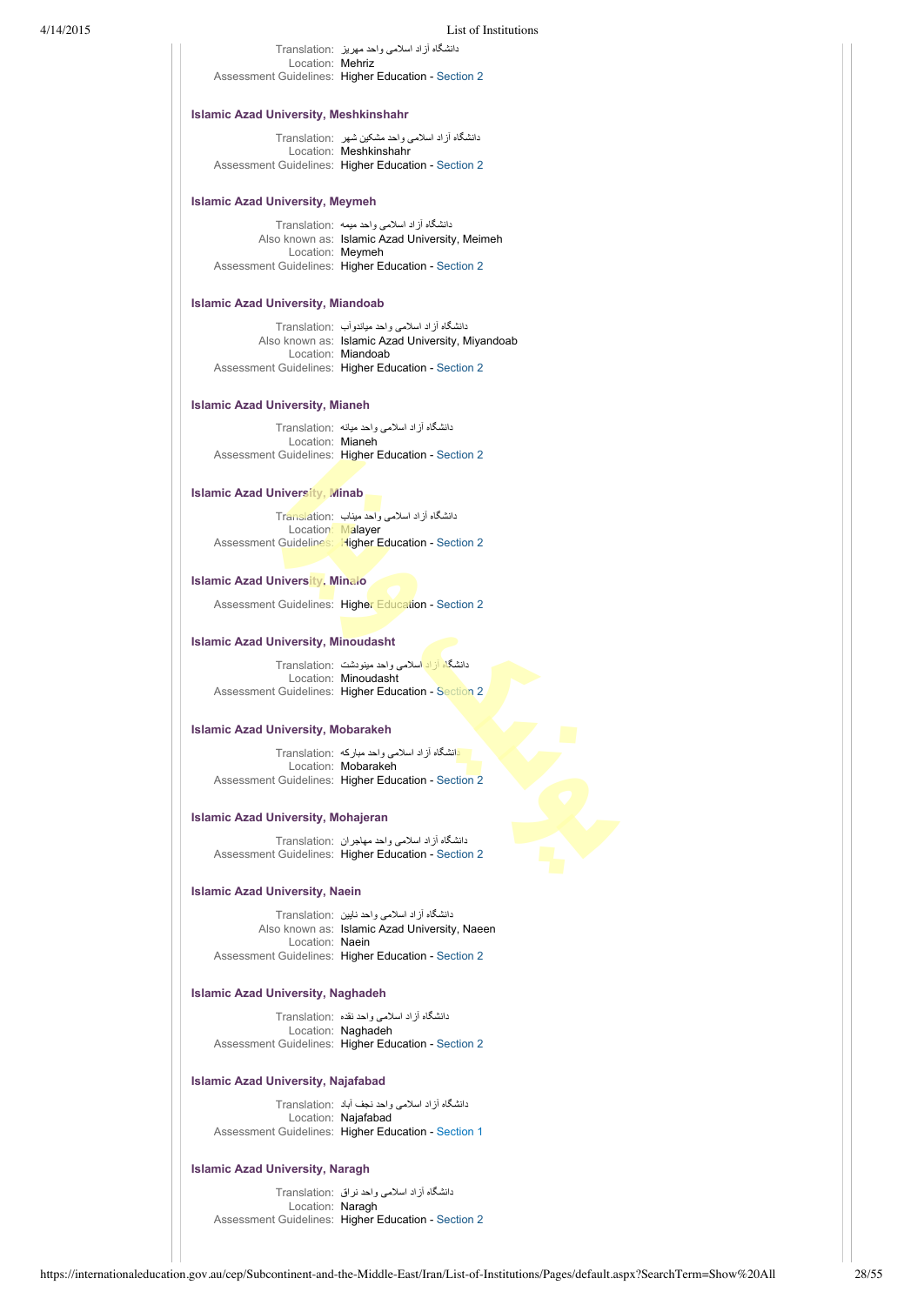Translation: دانشگاه آزاد اسلامی واحد مهریز
Location: Mehriz
Assessment Guidelines: Higher Education - Section 2

### Islamic Azad University, Meshkinshahr

Translation: دانشگاه آزاد اسلامی واحد مشکین شهر
Location: Meshkinshahr
Assessment Guidelines: Higher Education - Section 2

### Islamic Azad University, Meymeh

Translation: دانشگاه آزاد اسلامی واحد میمه
Also known as: Islamic Azad University, Meimeh
Location: Meymeh
Assessment Guidelines: Higher Education - Section 2

### Islamic Azad University, Miandoab

Translation: دانشگاه آزاد اسلامی واحد میاندوآب
Also known as: Islamic Azad University, Miyandoab
Location: Miandoab
Assessment Guidelines: Higher Education - Section 2

### Islamic Azad University, Mianeh

Translation: دانشگاه آزاد اسلامی واحد میانه
Location: Mianeh
Assessment Guidelines: Higher Education - Section 2

### Islamic Azad University, Minab

Translation: دانشگاه آزاد اسلامی واحد میناب
Location: Malayer
Assessment Guidelines: Higher Education - Section 2

### Islamic Azad University, Minudo

Assessment Guidelines: Higher Education - Section 2

### Islamic Azad University, Minoudasht

Translation: دانشگاه آزاد اسلامی واحد مینودشت
Location: Minoudasht
Assessment Guidelines: Higher Education - Section 2

### Islamic Azad University, Mobarakeh

Translation: دانشگاه آزاد اسلامی واحد مبارکه
Location: Mobarakeh
Assessment Guidelines: Higher Education - Section 2

### Islamic Azad University, Mohajeran

Translation: دانشگاه آزاد اسلامی واحد مهاجران
Assessment Guidelines: Higher Education - Section 2

### Islamic Azad University, Naein

Translation: دانشگاه آزاد اسلامی واحد نایین
Also known as: Islamic Azad University, Naeen
Location: Naein
Assessment Guidelines: Higher Education - Section 2

### Islamic Azad University, Naghadeh

Translation: دانشگاه آزاد اسلامی واحد نقده
Location: Naghadeh
Assessment Guidelines: Higher Education - Section 2

### Islamic Azad University, Najafabad

Translation: دانشگاه آزاد اسلامی واحد نجف آباد
Location: Najafabad
Assessment Guidelines: Higher Education - Section 1

### Islamic Azad University, Naragh

Translation: دانشگاه آزاد اسلامی واحد نراق
Location: Naragh
Assessment Guidelines: Higher Education - Section 2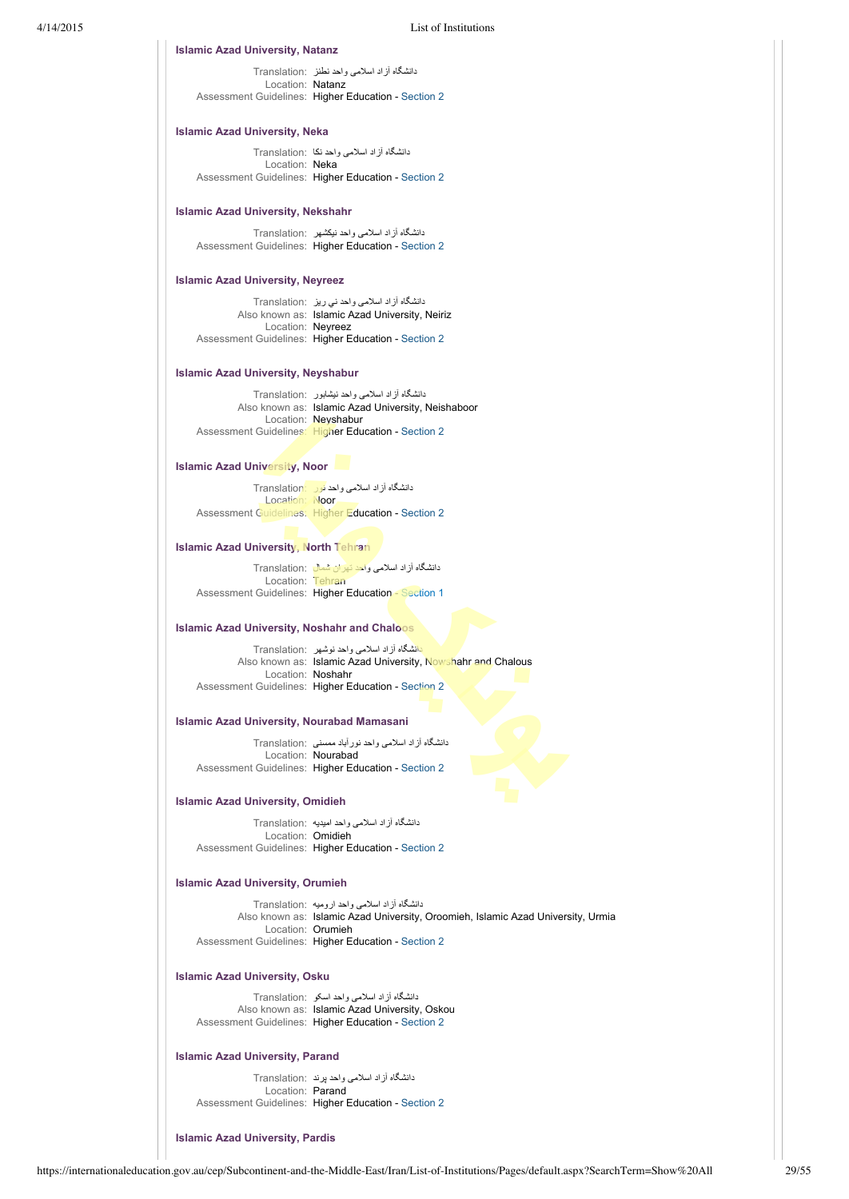**Islamic Azad University, Natanz**

Translation: دانشگاه آزاد اسلامی واحد نطنز
Location: Natanz
Assessment Guidelines: Higher Education - Section 2

**Islamic Azad University, Neka**

Translation: دانشگاه آزاد اسلامی واحد نکا
Location: Neka
Assessment Guidelines: Higher Education - Section 2

**Islamic Azad University, Nekshahr**

Translation: دانشگاه آزاد اسلامی واحد نیکشهر
Assessment Guidelines: Higher Education - Section 2

**Islamic Azad University, Neyreez**

Translation: دانشگاه آزاد اسلامی واحد ني ريز
Also known as: Islamic Azad University, Neiriz
Location: Neyreez
Assessment Guidelines: Higher Education - Section 2

**Islamic Azad University, Neyshabur**

Translation: دانشگاه آزاد اسلامی واحد نیشابور
Also known as: Islamic Azad University, Neishaboor
Location: Neyshabur
Assessment Guidelines: Higher Education - Section 2

**Islamic Azad University, Noor**

Translation: دانشگاه آزاد اسلامی واحد نور
Location: Noor
Assessment Guidelines: Higher Education - Section 2

**Islamic Azad University, North Tehran**

Translation: دانشگاه آزاد اسلامی واحد تهران شمال
Location: Tehran
Assessment Guidelines: Higher Education - Section 1

**Islamic Azad University, Noshahr and Chaloos**

Translation: دانشگاه آزاد اسلامی واحد نوشهر
Also known as: Islamic Azad University, Nowshahr and Chalous
Location: Noshahr
Assessment Guidelines: Higher Education - Section 2

**Islamic Azad University, Nourabad Mamasani**

Translation: دانشگاه آزاد اسلامی واحد نورآباد ممسنی
Location: Nourabad
Assessment Guidelines: Higher Education - Section 2

**Islamic Azad University, Omidieh**

Translation: دانشگاه آزاد اسلامی واحد امیدیه
Location: Omidieh
Assessment Guidelines: Higher Education - Section 2

**Islamic Azad University, Orumieh**

Translation: دانشگاه آزاد اسلامی واحد ارومیه
Also known as: Islamic Azad University, Oroomieh, Islamic Azad University, Urmia
Location: Orumieh
Assessment Guidelines: Higher Education - Section 2

**Islamic Azad University, Osku**

Translation: دانشگاه آزاد اسلامی واحد اسکو
Also known as: Islamic Azad University, Oskou
Assessment Guidelines: Higher Education - Section 2

**Islamic Azad University, Parand**

Translation: دانشگاه آزاد اسلامی واحد پرند
Location: Parand
Assessment Guidelines: Higher Education - Section 2

**Islamic Azad University, Pardis**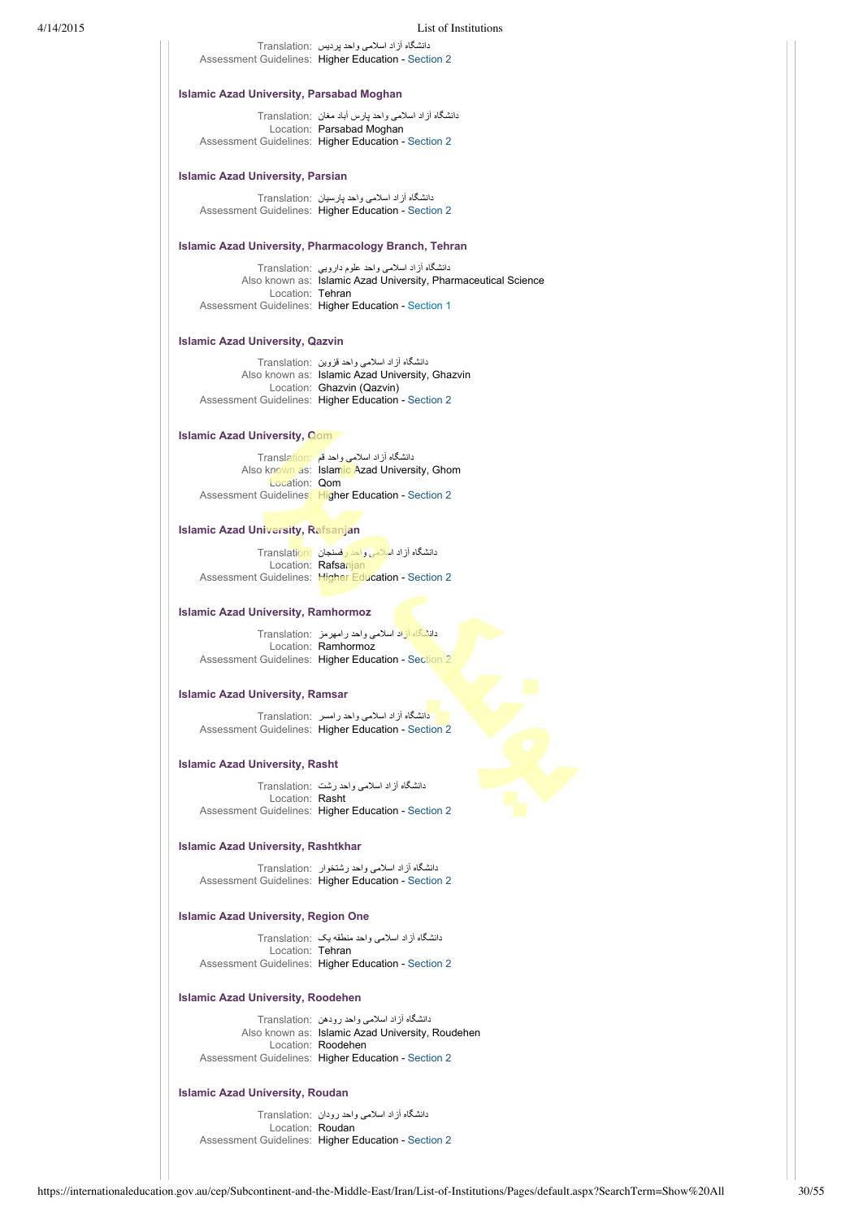Translation: دانشگاه آزاد اسلامی واحد پردیس
Assessment Guidelines: Higher Education - Section 2

### Islamic Azad University, Parsabad Moghan

Translation: دانشگاه آزاد اسلامی واحد پارس آباد مغان
Location: Parsabad Moghan
Assessment Guidelines: Higher Education - Section 2

### Islamic Azad University, Parsian

Translation: دانشگاه آزاد اسلامی واحد پارسیان
Assessment Guidelines: Higher Education - Section 2

### Islamic Azad University, Pharmacology Branch, Tehran

Translation: دانشگاه آزاد اسلامی واحد علوم دارویی
Also known as: Islamic Azad University, Pharmaceutical Science
Location: Tehran
Assessment Guidelines: Higher Education - Section 1

### Islamic Azad University, Qazvin

Translation: دانشگاه آزاد اسلامی واحد قزوین
Also known as: Islamic Azad University, Ghazvin
Location: Ghazvin (Qazvin)
Assessment Guidelines: Higher Education - Section 2

### Islamic Azad University, Qom

Translation: دانشگاه آزاد اسلامی واحد قم
Also known as: Islamic Azad University, Ghom
Location: Qom
Assessment Guidelines: Higher Education - Section 2

### Islamic Azad University, Rafsanjan

Translation: دانشگاه آزاد اسلامی واحد رفسنجان
Location: Rafsanjan
Assessment Guidelines: Higher Education - Section 2

### Islamic Azad University, Ramhormoz

Translation: دانشگاه آزاد اسلامی واحد رامهرمز
Location: Ramhormoz
Assessment Guidelines: Higher Education - Section 2

### Islamic Azad University, Ramsar

Translation: دانشگاه آزاد اسلامی واحد رامسر
Assessment Guidelines: Higher Education - Section 2

### Islamic Azad University, Rasht

Translation: دانشگاه آزاد اسلامی واحد رشت
Location: Rasht
Assessment Guidelines: Higher Education - Section 2

### Islamic Azad University, Rashtkhar

Translation: دانشگاه آزاد اسلامی واحد رشتخوار
Assessment Guidelines: Higher Education - Section 2

### Islamic Azad University, Region One

Translation: دانشگاه آزاد اسلامی واحد منطقه یک
Location: Tehran
Assessment Guidelines: Higher Education - Section 2

### Islamic Azad University, Roodehen

Translation: دانشگاه آزاد اسلامی واحد رودهن
Also known as: Islamic Azad University, Roudehen
Location: Roodehen
Assessment Guidelines: Higher Education - Section 2

### Islamic Azad University, Roudan

Translation: دانشگاه آزاد اسلامی واحد رودان
Location: Roudan
Assessment Guidelines: Higher Education - Section 2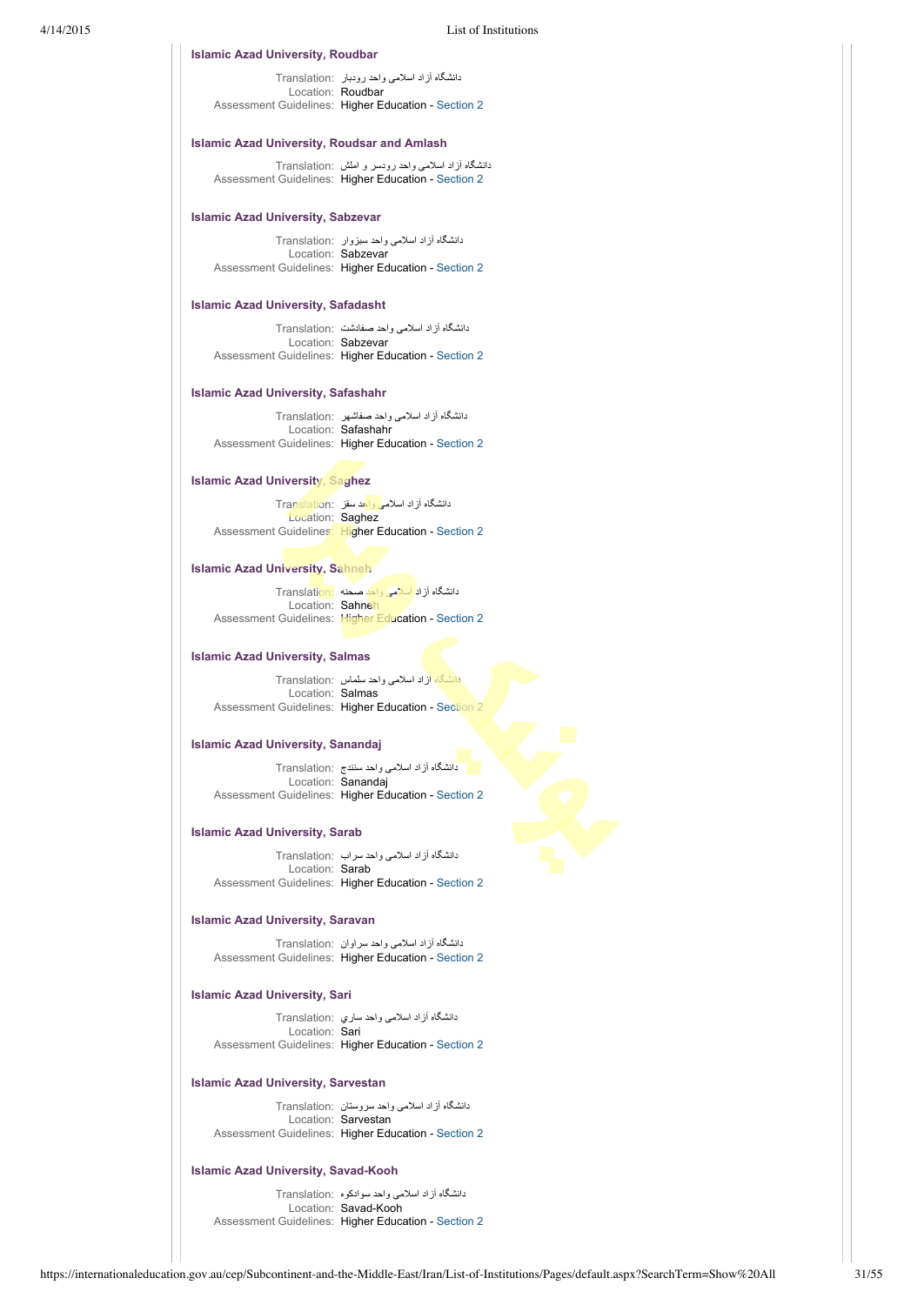**Islamic Azad University, Roudbar**

Translation: دانشگاه آزاد اسلامی واحد رودبار
Location: Roudbar
Assessment Guidelines: Higher Education - Section 2

**Islamic Azad University, Roudsar and Amlash**

Translation: دانشگاه آزاد اسلامی واحد رودسر و املش
Assessment Guidelines: Higher Education - Section 2

**Islamic Azad University, Sabzevar**

Translation: دانشگاه آزاد اسلامی واحد سبزوار
Location: Sabzevar
Assessment Guidelines: Higher Education - Section 2

**Islamic Azad University, Safadasht**

Translation: دانشگاه آزاد اسلامی واحد صفادشت
Location: Sabzevar
Assessment Guidelines: Higher Education - Section 2

**Islamic Azad University, Safashahr**

Translation: دانشگاه آزاد اسلامی واحد صفاشهر
Location: Safashahr
Assessment Guidelines: Higher Education - Section 2

**Islamic Azad University, Saghez**

Translation: دانشگاه آزاد اسلامی واحد سقز
Location: Saghez
Assessment Guidelines: Higher Education - Section 2

**Islamic Azad University, Sahneh**

Translation: دانشگاه آزاد اسلامی واحد صحنه
Location: Sahneh
Assessment Guidelines: Higher Education - Section 2

**Islamic Azad University, Salmas**

Translation: دانشگاه آزاد اسلامی واحد سلماس
Location: Salmas
Assessment Guidelines: Higher Education - Section 2

**Islamic Azad University, Sanandaj**

Translation: دانشگاه آزاد اسلامی واحد سنندج
Location: Sanandaj
Assessment Guidelines: Higher Education - Section 2

**Islamic Azad University, Sarab**

Translation: دانشگاه آزاد اسلامی واحد سراب
Location: Sarab
Assessment Guidelines: Higher Education - Section 2

**Islamic Azad University, Saravan**

Translation: دانشگاه آزاد اسلامی واحد سراوان
Assessment Guidelines: Higher Education - Section 2

**Islamic Azad University, Sari**

Translation: دانشگاه آزاد اسلامی واحد ساري
Location: Sari
Assessment Guidelines: Higher Education - Section 2

**Islamic Azad University, Sarvestan**

Translation: دانشگاه آزاد اسلامی واحد سروستان
Location: Sarvestan
Assessment Guidelines: Higher Education - Section 2

**Islamic Azad University, Savad-Kooh**

Translation: دانشگاه آزاد اسلامی واحد سوادکوه
Location: Savad-Kooh
Assessment Guidelines: Higher Education - Section 2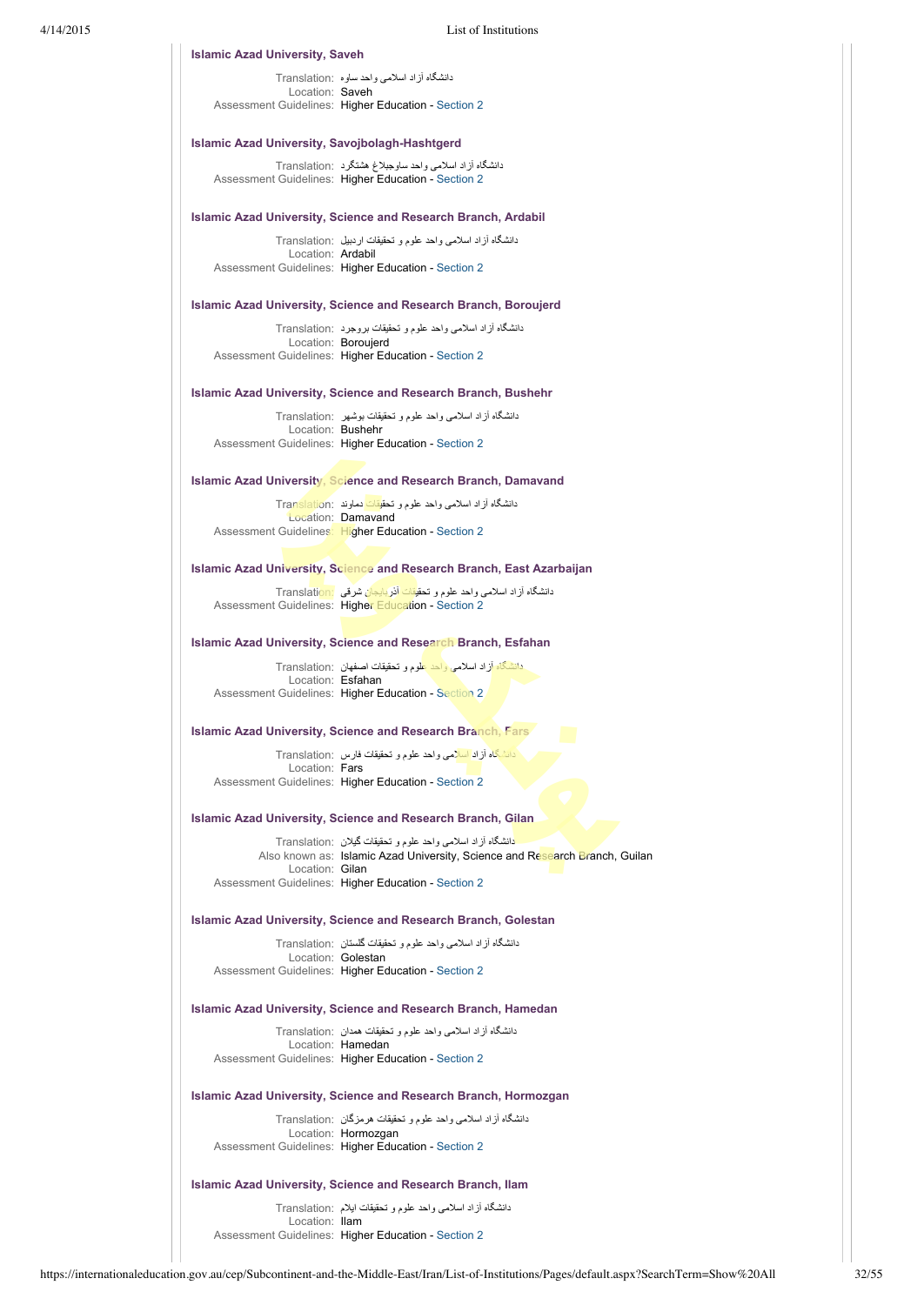### Islamic Azad University, Saveh

Translation: دانشگاه آزاد اسلامی واحد ساوه
Location: **Saveh**
Assessment Guidelines: **Higher Education** - Section 2

### Islamic Azad University, Savojbolagh-Hashtgerd

Translation: دانشگاه آزاد اسلامی واحد ساوجبلاغ هشتگرد
Assessment Guidelines: **Higher Education** - Section 2

### Islamic Azad University, Science and Research Branch, Ardabil

Translation: دانشگاه آزاد اسلامی واحد علوم و تحقیقات اردبیل
Location: **Ardabil**
Assessment Guidelines: **Higher Education** - Section 2

### Islamic Azad University, Science and Research Branch, Boroujerd

Translation: دانشگاه آزاد اسلامی واحد علوم و تحقیقات بروجرد
Location: **Boroujerd**
Assessment Guidelines: **Higher Education** - Section 2

### Islamic Azad University, Science and Research Branch, Bushehr

Translation: دانشگاه آزاد اسلامی واحد علوم و تحقیقات بوشهر
Location: **Bushehr**
Assessment Guidelines: **Higher Education** - Section 2

### Islamic Azad University, Science and Research Branch, Damavand

Translation: دانشگاه آزاد اسلامی واحد علوم و تحقیقات دماوند
Location: **Damavand**
Assessment Guidelines: **Higher Education** - Section 2

### Islamic Azad University, Science and Research Branch, East Azarbaijan

Translation: دانشگاه آزاد اسلامی واحد علوم و تحقیقات آذربایجان شرقی
Assessment Guidelines: **Higher Education** - Section 2

### Islamic Azad University, Science and Research Branch, Esfahan

Translation: دانشگاه آزاد اسلامی واحد علوم و تحقیقات اصفهان
Location: **Esfahan**
Assessment Guidelines: **Higher Education** - Section 2

### Islamic Azad University, Science and Research Branch, Fars

Translation: دانشگاه آزاد اسلامی واحد علوم و تحقیقات فارس
Location: **Fars**
Assessment Guidelines: **Higher Education** - Section 2

### Islamic Azad University, Science and Research Branch, Gilan

Translation: دانشگاه آزاد اسلامی واحد علوم و تحقیقات گیلان
Also known as: **Islamic Azad University, Science and Research Branch, Guilan**
Location: **Gilan**
Assessment Guidelines: **Higher Education** - Section 2

### Islamic Azad University, Science and Research Branch, Golestan

Translation: دانشگاه آزاد اسلامی واحد علوم و تحقیقات گلستان
Location: **Golestan**
Assessment Guidelines: **Higher Education** - Section 2

### Islamic Azad University, Science and Research Branch, Hamedan

Translation: دانشگاه آزاد اسلامی واحد علوم و تحقیقات همدان
Location: **Hamedan**
Assessment Guidelines: **Higher Education** - Section 2

### Islamic Azad University, Science and Research Branch, Hormozgan

Translation: دانشگاه آزاد اسلامی واحد علوم و تحقیقات هرمزگان
Location: **Hormozgan**
Assessment Guidelines: **Higher Education** - Section 2

### Islamic Azad University, Science and Research Branch, Ilam

Translation: دانشگاه آزاد اسلامی واحد علوم و تحقیقات ایلام
Location: **Ilam**
Assessment Guidelines: **Higher Education** - Section 2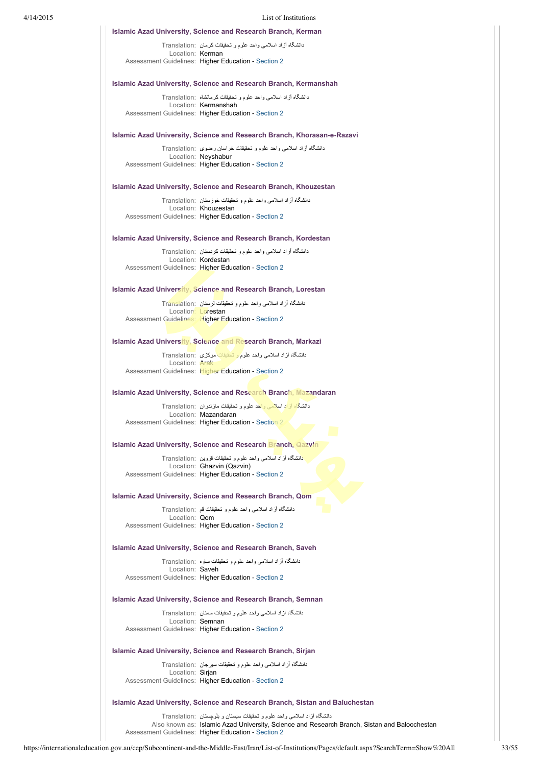### Islamic Azad University, Science and Research Branch, Kerman

Translation: دانشگاه آزاد اسلامی واحد علوم و تحقیقات کرمان
Location: Kerman
Assessment Guidelines: Higher Education - Section 2

### Islamic Azad University, Science and Research Branch, Kermanshah

Translation: دانشگاه آزاد اسلامی واحد علوم و تحقیقات کرمانشاه
Location: Kermanshah
Assessment Guidelines: Higher Education - Section 2

### Islamic Azad University, Science and Research Branch, Khorasan-e-Razavi

Translation: دانشگاه آزاد اسلامی واحد علوم و تحقیقات خراسان رضوی
Location: Neyshabur
Assessment Guidelines: Higher Education - Section 2

### Islamic Azad University, Science and Research Branch, Khouzestan

Translation: دانشگاه آزاد اسلامی واحد علوم و تحقیقات خوزستان
Location: Khouzestan
Assessment Guidelines: Higher Education - Section 2

### Islamic Azad University, Science and Research Branch, Kordestan

Translation: دانشگاه آزاد اسلامی واحد علوم و تحقیقات کردستان
Location: Kordestan
Assessment Guidelines: Higher Education - Section 2

### Islamic Azad University, Science and Research Branch, Lorestan

Translation: دانشگاه آزاد اسلامی واحد علوم و تحقیقات لرستان
Location: Lorestan
Assessment Guidelines: Higher Education - Section 2

### Islamic Azad University, Science and Research Branch, Markazi

Translation: دانشگاه آزاد اسلامی واحد علوم و تحقیقات مرکزی
Location: Arak
Assessment Guidelines: Higher Education - Section 2

### Islamic Azad University, Science and Research Branch, Mazandaran

Translation: دانشگاه آزاد اسلامی واحد علوم و تحقیقات مازندران
Location: Mazandaran
Assessment Guidelines: Higher Education - Section 2

### Islamic Azad University, Science and Research Branch, Qazvin

Translation: دانشگاه آزاد اسلامی واحد علوم و تحقیقات قزوین
Location: Ghazvin (Qazvin)
Assessment Guidelines: Higher Education - Section 2

### Islamic Azad University, Science and Research Branch, Qom

Translation: دانشگاه آزاد اسلامی واحد علوم و تحقیقات قم
Location: Qom
Assessment Guidelines: Higher Education - Section 2

### Islamic Azad University, Science and Research Branch, Saveh

Translation: دانشگاه آزاد اسلامی واحد علوم و تحقیقات ساوه
Location: Saveh
Assessment Guidelines: Higher Education - Section 2

### Islamic Azad University, Science and Research Branch, Semnan

Translation: دانشگاه آزاد اسلامی واحد علوم و تحقیقات سمنان
Location: Semnan
Assessment Guidelines: Higher Education - Section 2

### Islamic Azad University, Science and Research Branch, Sirjan

Translation: دانشگاه آزاد اسلامی واحد علوم و تحقیقات سیرجان
Location: Sirjan
Assessment Guidelines: Higher Education - Section 2

### Islamic Azad University, Science and Research Branch, Sistan and Baluchestan

Translation: دانشگاه آزاد اسلامی واحد علوم و تحقیقات سیستان و بلوچستان
Also known as: Islamic Azad University, Science and Research Branch, Sistan and Baloochestan
Assessment Guidelines: Higher Education - Section 2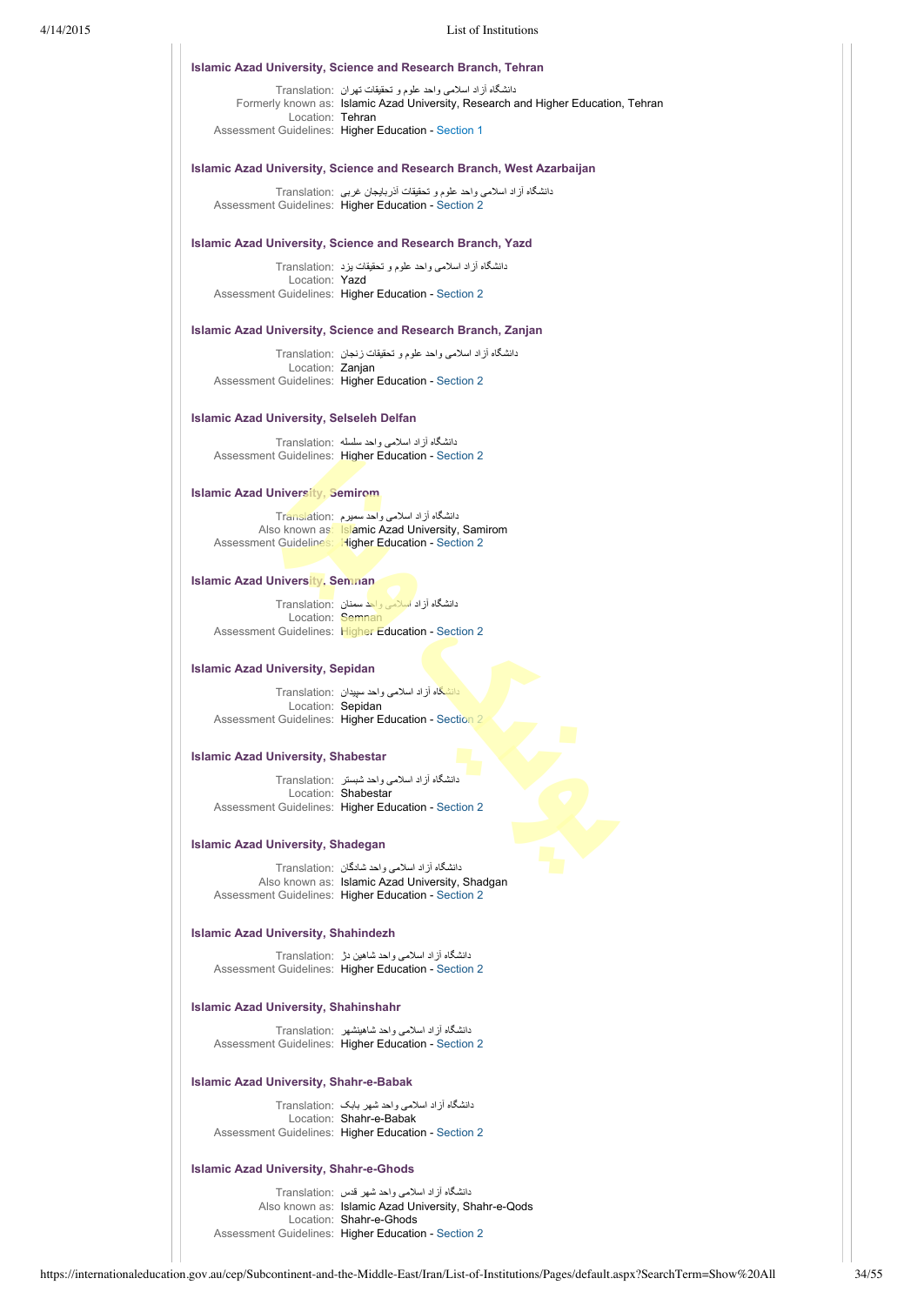### Islamic Azad University, Science and Research Branch, Tehran

Translation: دانشگاه آزاد اسلامی واحد علوم و تحقیقات تهران
Formerly known as: Islamic Azad University, Research and Higher Education, Tehran
Location: Tehran
Assessment Guidelines: Higher Education - Section 1

### Islamic Azad University, Science and Research Branch, West Azarbaijan

Translation: دانشگاه آزاد اسلامی واحد علوم و تحقیقات آذربایجان غربی
Assessment Guidelines: Higher Education - Section 2

### Islamic Azad University, Science and Research Branch, Yazd

Translation: دانشگاه آزاد اسلامی واحد علوم و تحقیقات یزد
Location: Yazd
Assessment Guidelines: Higher Education - Section 2

### Islamic Azad University, Science and Research Branch, Zanjan

Translation: دانشگاه آزاد اسلامی واحد علوم و تحقیقات زنجان
Location: Zanjan
Assessment Guidelines: Higher Education - Section 2

### Islamic Azad University, Selseleh Delfan

Translation: دانشگاه آزاد اسلامی واحد سلسله
Assessment Guidelines: Higher Education - Section 2

### Islamic Azad University, Semirom

Translation: دانشگاه آزاد اسلامی واحد سمیرم
Also known as: Islamic Azad University, Samirom
Assessment Guidelines: Higher Education - Section 2

### Islamic Azad University, Semnan

Translation: دانشگاه آزاد اسلامی واحد سمنان
Location: Semnan
Assessment Guidelines: Higher Education - Section 2

### Islamic Azad University, Sepidan

Translation: دانشگاه آزاد اسلامی واحد سپیدان
Location: Sepidan
Assessment Guidelines: Higher Education - Section 2

### Islamic Azad University, Shabestar

Translation: دانشگاه آزاد اسلامی واحد شبستر
Location: Shabestar
Assessment Guidelines: Higher Education - Section 2

### Islamic Azad University, Shadegan

Translation: دانشگاه آزاد اسلامی واحد شادگان
Also known as: Islamic Azad University, Shadgan
Assessment Guidelines: Higher Education - Section 2

### Islamic Azad University, Shahindezh

Translation: دانشگاه آزاد اسلامی واحد شاهین دژ
Assessment Guidelines: Higher Education - Section 2

### Islamic Azad University, Shahinshahr

Translation: دانشگاه آزاد اسلامی واحد شاهینشهر
Assessment Guidelines: Higher Education - Section 2

### Islamic Azad University, Shahr-e-Babak

Translation: دانشگاه آزاد اسلامی واحد شهر بابک
Location: Shahr-e-Babak
Assessment Guidelines: Higher Education - Section 2

### Islamic Azad University, Shahr-e-Ghods

Translation: دانشگاه آزاد اسلامی واحد شهر قدس
Also known as: Islamic Azad University, Shahr-e-Qods
Location: Shahr-e-Ghods
Assessment Guidelines: Higher Education - Section 2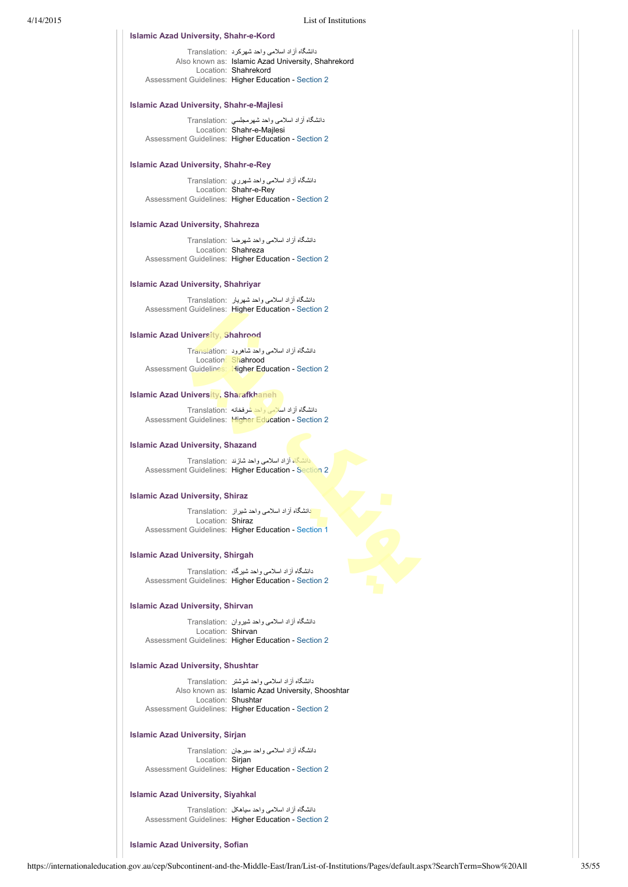### Islamic Azad University, Shahr-e-Kord

Translation: دانشگاه آزاد اسلامی واحد شهرکرد
Also known as: Islamic Azad University, Shahrekord
Location: Shahrekord
Assessment Guidelines: Higher Education - Section 2

### Islamic Azad University, Shahr-e-Majlesi

Translation: دانشگاه آزاد اسلامی واحد شهرمجلسي
Location: Shahr-e-Majlesi
Assessment Guidelines: Higher Education - Section 2

### Islamic Azad University, Shahr-e-Rey

Translation: دانشگاه آزاد اسلامی واحد شهرري
Location: Shahr-e-Rey
Assessment Guidelines: Higher Education - Section 2

### Islamic Azad University, Shahreza

Translation: دانشگاه آزاد اسلامی واحد شهرضا
Location: Shahreza
Assessment Guidelines: Higher Education - Section 2

### Islamic Azad University, Shahriyar

Translation: دانشگاه آزاد اسلامی واحد شهريار
Assessment Guidelines: Higher Education - Section 2

### Islamic Azad University, Shahrood

Translation: دانشگاه آزاد اسلامی واحد شاهرود
Location: Shahrood
Assessment Guidelines: Higher Education - Section 2

### Islamic Azad University, Sharafkhaneh

Translation: دانشگاه آزاد اسلامی واحد شرفخانه
Assessment Guidelines: Higher Education - Section 2

### Islamic Azad University, Shazand

Translation: دانشگاه آزاد اسلامی واحد شازند
Assessment Guidelines: Higher Education - Section 2

### Islamic Azad University, Shiraz

Translation: دانشگاه آزاد اسلامی واحد شيراز
Location: Shiraz
Assessment Guidelines: Higher Education - Section 1

### Islamic Azad University, Shirgah

Translation: دانشگاه آزاد اسلامی واحد شيرگاه
Assessment Guidelines: Higher Education - Section 2

### Islamic Azad University, Shirvan

Translation: دانشگاه آزاد اسلامی واحد شيروان
Location: Shirvan
Assessment Guidelines: Higher Education - Section 2

### Islamic Azad University, Shushtar

Translation: دانشگاه آزاد اسلامی واحد شوشتر
Also known as: Islamic Azad University, Shooshtar
Location: Shushtar
Assessment Guidelines: Higher Education - Section 2

### Islamic Azad University, Sirjan

Translation: دانشگاه آزاد اسلامی واحد سيرجان
Location: Sirjan
Assessment Guidelines: Higher Education - Section 2

### Islamic Azad University, Siyahkal

Translation: دانشگاه آزاد اسلامی واحد سياهكل
Assessment Guidelines: Higher Education - Section 2

### Islamic Azad University, Sofian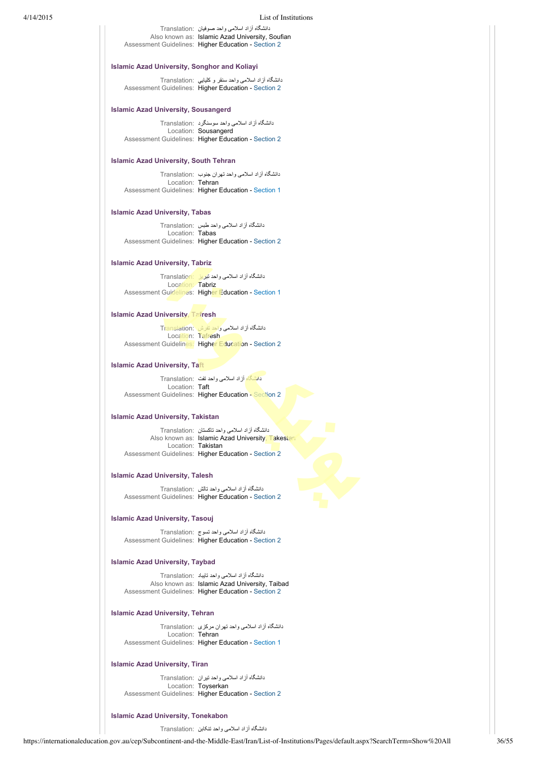Translation: دانشگاه آزاد اسلامی واحد صوفیان
Also known as: Islamic Azad University, Soufian
Assessment Guidelines: Higher Education - Section 2

### Islamic Azad University, Songhor and Koliayi

Translation: دانشگاه آزاد اسلامی واحد سنقر و کلیایی
Assessment Guidelines: Higher Education - Section 2

### Islamic Azad University, Sousangerd

Translation: دانشگاه آزاد اسلامی واحد سوسنگرد
Location: Sousangerd
Assessment Guidelines: Higher Education - Section 2

### Islamic Azad University, South Tehran

Translation: دانشگاه آزاد اسلامی واحد تهران جنوب
Location: Tehran
Assessment Guidelines: Higher Education - Section 1

### Islamic Azad University, Tabas

Translation: دانشگاه آزاد اسلامی واحد طبس
Location: Tabas
Assessment Guidelines: Higher Education - Section 2

### Islamic Azad University, Tabriz

Translation: دانشگاه آزاد اسلامی واحد تبریز
Location: Tabriz
Assessment Guidelines: Higher Education - Section 1

### Islamic Azad University, Tafresh

Translation: دانشگاه آزاد اسلامی واحد تفرش
Location: Tafresh
Assessment Guidelines: Higher Education - Section 2

### Islamic Azad University, Taft

Translation: دانشگاه آزاد اسلامی واحد تفت
Location: Taft
Assessment Guidelines: Higher Education - Section 2

### Islamic Azad University, Takistan

Translation: دانشگاه آزاد اسلامی واحد تاکستان
Also known as: Islamic Azad University, Takestan
Location: Takistan
Assessment Guidelines: Higher Education - Section 2

### Islamic Azad University, Talesh

Translation: دانشگاه آزاد اسلامی واحد تالش
Assessment Guidelines: Higher Education - Section 2

### Islamic Azad University, Tasouj

Translation: دانشگاه آزاد اسلامی واحد تسوج
Assessment Guidelines: Higher Education - Section 2

### Islamic Azad University, Taybad

Translation: دانشگاه آزاد اسلامی واحد تایباد
Also known as: Islamic Azad University, Taibad
Assessment Guidelines: Higher Education - Section 2

### Islamic Azad University, Tehran

Translation: دانشگاه آزاد اسلامی واحد تهران مرکزی
Location: Tehran
Assessment Guidelines: Higher Education - Section 1

### Islamic Azad University, Tiran

Translation: دانشگاه آزاد اسلامی واحد تیران
Location: Toyserkan
Assessment Guidelines: Higher Education - Section 2

### Islamic Azad University, Tonekabon

Translation: دانشگاه آزاد اسلامی واحد تنکابن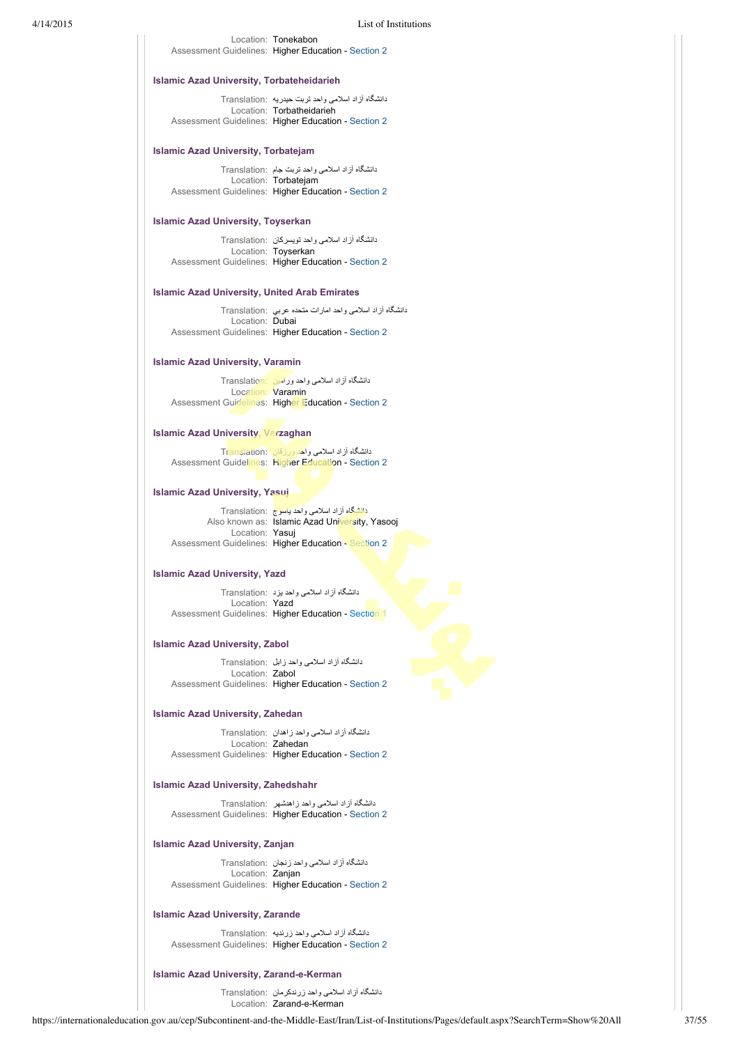Location: Tonekabon
Assessment Guidelines: Higher Education - Section 2

### Islamic Azad University, Torbateheidarieh

Translation: دانشگاه آزاد اسلامی واحد تربت حیدریه
Location: Torbatheidarieh
Assessment Guidelines: Higher Education - Section 2

### Islamic Azad University, Torbatejam

Translation: دانشگاه آزاد اسلامی واحد تربت جام
Location: Torbatejam
Assessment Guidelines: Higher Education - Section 2

### Islamic Azad University, Toyserkan

Translation: دانشگاه آزاد اسلامی واحد تویسرکان
Location: Toyserkan
Assessment Guidelines: Higher Education - Section 2

### Islamic Azad University, United Arab Emirates

Translation: دانشگاه آزاد اسلامی واحد امارات متحده عربی
Location: Dubai
Assessment Guidelines: Higher Education - Section 2

### Islamic Azad University, Varamin

Translation: دانشگاه آزاد اسلامی واحد ورامین
Location: Varamin
Assessment Guidelines: Higher Education - Section 2

### Islamic Azad University, Varzaghan

Translation: دانشگاه آزاد اسلامی واحد ورزقان
Assessment Guidelines: Higher Education - Section 2

### Islamic Azad University, Yasuj

Translation: دانشگاه آزاد اسلامی واحد یاسوج
Also known as: Islamic Azad University, Yasooj
Location: Yasuj
Assessment Guidelines: Higher Education - Section 2

### Islamic Azad University, Yazd

Translation: دانشگاه آزاد اسلامی واحد یزد
Location: Yazd
Assessment Guidelines: Higher Education - Section 1

### Islamic Azad University, Zabol

Translation: دانشگاه آزاد اسلامی واحد زابل
Location: Zabol
Assessment Guidelines: Higher Education - Section 2

### Islamic Azad University, Zahedan

Translation: دانشگاه آزاد اسلامی واحد زاهدان
Location: Zahedan
Assessment Guidelines: Higher Education - Section 2

### Islamic Azad University, Zahedshahr

Translation: دانشگاه آزاد اسلامی واحد زاهدشهر
Assessment Guidelines: Higher Education - Section 2

### Islamic Azad University, Zanjan

Translation: دانشگاه آزاد اسلامی واحد زنجان
Location: Zanjan
Assessment Guidelines: Higher Education - Section 2

### Islamic Azad University, Zarande

Translation: دانشگاه آزاد اسلامی واحد زرندیه
Assessment Guidelines: Higher Education - Section 2

### Islamic Azad University, Zarand-e-Kerman

Translation: دانشگاه آزاد اسلامی واحد زرندکرمان
Location: Zarand-e-Kerman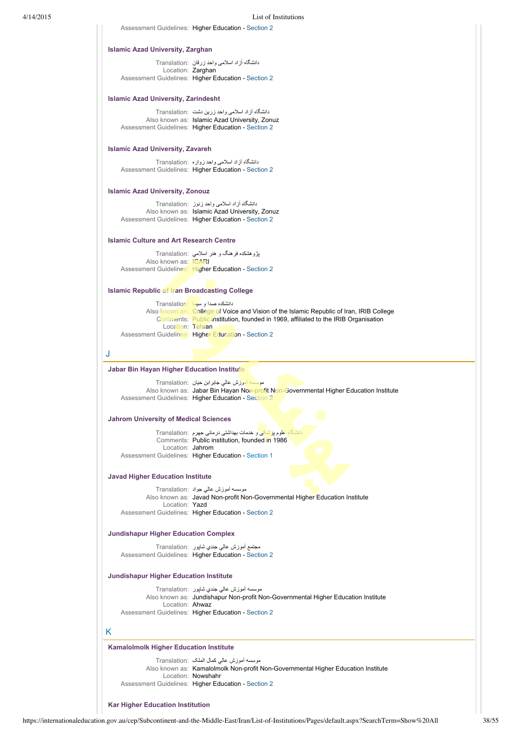Assessment Guidelines: Higher Education - Section 2

### Islamic Azad University, Zarghan

Translation: دانشگاه آزاد اسلامي واحد زرقان
Location: Zarghan
Assessment Guidelines: Higher Education - Section 2

### Islamic Azad University, Zarindesht

Translation: دانشگاه آزاد اسلامی واحد زرین دشت
Also known as: Islamic Azad University, Zonuz
Assessment Guidelines: Higher Education - Section 2

### Islamic Azad University, Zavareh

Translation: دانشگاه آزاد اسلامی واحد زواره
Assessment Guidelines: Higher Education - Section 2

### Islamic Azad University, Zonouz

Translation: دانشگاه آزاد اسلامی واحد زنوز
Also known as: Islamic Azad University, Zonuz
Assessment Guidelines: Higher Education - Section 2

### Islamic Culture and Art Research Centre

Translation: پژوهشکده فرهنگ و هنر اسلامي
Also known as: ICARI
Assessment Guidelines: Higher Education - Section 2

### Islamic Republic of Iran Broadcasting College

Translation: دانشکده صدا و سیما
Also known as: College of Voice and Vision of the Islamic Republic of Iran, IRIB College
Comments: Public institution, founded in 1969, affiliated to the IRIB Organisation
Location: Tehran
Assessment Guidelines: Higher Education - Section 2

## J

### Jabar Bin Hayan Higher Education Institute

Translation: موسسه آموزش عالي جابرابن حيان
Also known as: Jabar Bin Hayan Non-profit Non-Governmental Higher Education Institute
Assessment Guidelines: Higher Education - Section 2

### Jahrom University of Medical Sciences

Translation: دانشگاه علوم پزشکی و خدمات بهداشتی درمانی جهرم
Comments: Public institution, founded in 1986
Location: Jahrom
Assessment Guidelines: Higher Education - Section 1

### Javad Higher Education Institute

Translation: موسسه آموزش عالي جواد
Also known as: Javad Non-profit Non-Governmental Higher Education Institute
Location: Yazd
Assessment Guidelines: Higher Education - Section 2

### Jundishapur Higher Education Complex

Translation: مجتمع آموزش عالي جندي شاپور
Assessment Guidelines: Higher Education - Section 2

### Jundishapur Higher Education Institute

Translation: موسسه آموزش عالي جندي شاپور
Also known as: Jundishapur Non-profit Non-Governmental Higher Education Institute
Location: Ahwaz
Assessment Guidelines: Higher Education - Section 2

## K

### Kamalolmolk Higher Education Institute

Translation: موسسه آموزش عالي كمال الملک
Also known as: Kamalolmolk Non-profit Non-Governmental Higher Education Institute
Location: Nowshahr
Assessment Guidelines: Higher Education - Section 2

### Kar Higher Education Institution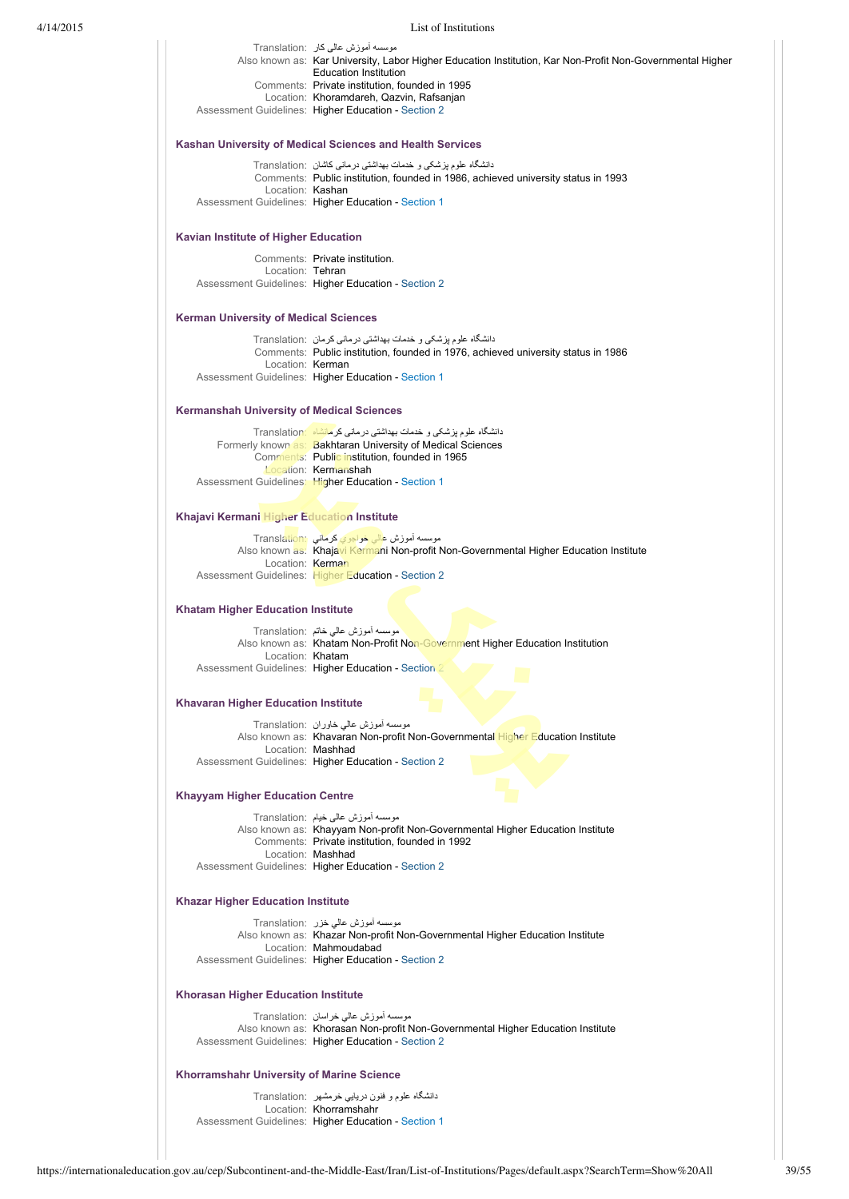Translation: موسسه آموزش عالی کار
Also known as: Kar University, Labor Higher Education Institution, Kar Non-Profit Non-Governmental Higher Education Institution
Comments: Private institution, founded in 1995
Location: Khoramdareh, Qazvin, Rafsanjan
Assessment Guidelines: Higher Education - Section 2

### Kashan University of Medical Sciences and Health Services

Translation: دانشگاه علوم پزشکی و خدمات بهداشتی درمانی کاشان
Comments: Public institution, founded in 1986, achieved university status in 1993
Location: Kashan
Assessment Guidelines: Higher Education - Section 1

### Kavian Institute of Higher Education

Comments: Private institution.
Location: Tehran
Assessment Guidelines: Higher Education - Section 2

### Kerman University of Medical Sciences

Translation: دانشگاه علوم پزشکی و خدمات بهداشتی درمانی کرمان
Comments: Public institution, founded in 1976, achieved university status in 1986
Location: Kerman
Assessment Guidelines: Higher Education - Section 1

### Kermanshah University of Medical Sciences

Translation: دانشگاه علوم پزشکی و خدمات بهداشتی درمانی کرمانشاه
Formerly known as: Bakhtaran University of Medical Sciences
Comments: Public institution, founded in 1965
Location: Kermanshah
Assessment Guidelines: Higher Education - Section 1

### Khajavi Kermani Higher Education Institute

Translation: موسسه آموزش عالي خواجوي كرماني
Also known as: Khajavi Kermani Non-profit Non-Governmental Higher Education Institute
Location: Kerman
Assessment Guidelines: Higher Education - Section 2

### Khatam Higher Education Institute

Translation: موسسه آموزش عالي خاتم
Also known as: Khatam Non-Profit Non-Government Higher Education Institution
Location: Khatam
Assessment Guidelines: Higher Education - Section 2

### Khavaran Higher Education Institute

Translation: موسسه آموزش عالي خاوران
Also known as: Khavaran Non-profit Non-Governmental Higher Education Institute
Location: Mashhad
Assessment Guidelines: Higher Education - Section 2

### Khayyam Higher Education Centre

Translation: موسسه آموزش عالی خیام
Also known as: Khayyam Non-profit Non-Governmental Higher Education Institute
Comments: Private institution, founded in 1992
Location: Mashhad
Assessment Guidelines: Higher Education - Section 2

### Khazar Higher Education Institute

Translation: موسسه آموزش عالي خزر
Also known as: Khazar Non-profit Non-Governmental Higher Education Institute
Location: Mahmoudabad
Assessment Guidelines: Higher Education - Section 2

### Khorasan Higher Education Institute

Translation: موسسه آموزش عالي خراسان
Also known as: Khorasan Non-profit Non-Governmental Higher Education Institute
Assessment Guidelines: Higher Education - Section 2

### Khorramshahr University of Marine Science

Translation: دانشگاه علوم و فنون دريايي خرمشهر
Location: Khorramshahr
Assessment Guidelines: Higher Education - Section 1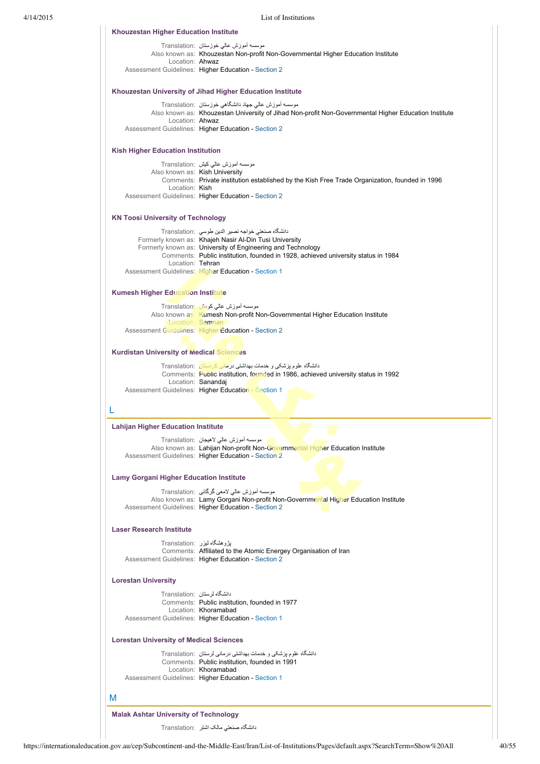### Khouzestan Higher Education Institute

Translation: موسسه آموزش عالي خوزستان
Also known as: Khouzestan Non-profit Non-Governmental Higher Education Institute
Location: Ahwaz
Assessment Guidelines: Higher Education - Section 2

### Khouzestan University of Jihad Higher Education Institute

Translation: موسسه آموزش عالي جهاد دانشگاهي خوزستان
Also known as: Khouzestan University of Jihad Non-profit Non-Governmental Higher Education Institute
Location: Ahwaz
Assessment Guidelines: Higher Education - Section 2

### Kish Higher Education Institution

Translation: موسسه آموزش عالي كيش
Also known as: Kish University
Comments: Private institution established by the Kish Free Trade Organization, founded in 1996
Location: Kish
Assessment Guidelines: Higher Education - Section 2

### KN Toosi University of Technology

Translation: دانشگاه صنعتي خواجه نصير الدين طوسي
Formerly known as: Khajeh Nasir Al-Din Tusi University
Formerly known as: University of Engineering and Technology
Comments: Public institution, founded in 1928, achieved university status in 1984
Location: Tehran
Assessment Guidelines: Higher Education - Section 1

### Kumesh Higher Education Institute

Translation: موسسه آموزش عالي كومش
Also known as: Kumesh Non-profit Non-Governmental Higher Education Institute
Location: Semnan
Assessment Guidelines: Higher Education - Section 2

### Kurdistan University of Medical Sciences

Translation: دانشگاه علوم پزشكي و خدمات بهداشتي درماني كردستان
Comments: Public institution, founded in 1986, achieved university status in 1992
Location: Sanandaj
Assessment Guidelines: Higher Education - Section 1

## L

### Lahijan Higher Education Institute

Translation: موسسه آموزش عالي لاهيجان
Also known as: Lahijan Non-profit Non-Governmental Higher Education Institute
Assessment Guidelines: Higher Education - Section 2

### Lamy Gorgani Higher Education Institute

Translation: موسسه آموزش عالي لامعی گرگانی
Also known as: Lamy Gorgani Non-profit Non-Governmental Higher Education Institute
Assessment Guidelines: Higher Education - Section 2

### Laser Research Institute

Translation: پژوهشگاه ليزر
Comments: Affiliated to the Atomic Energey Organisation of Iran
Assessment Guidelines: Higher Education - Section 2

### Lorestan University

Translation: دانشگاه لرستان
Comments: Public institution, founded in 1977
Location: Khoramabad
Assessment Guidelines: Higher Education - Section 1

### Lorestan University of Medical Sciences

Translation: دانشگاه علوم پزشكي و خدمات بهداشتي درماني لرستان
Comments: Public institution, founded in 1991
Location: Khoramabad
Assessment Guidelines: Higher Education - Section 1

## M

### Malak Ashtar University of Technology

Translation: دانشگاه صنعتي مالک اشتر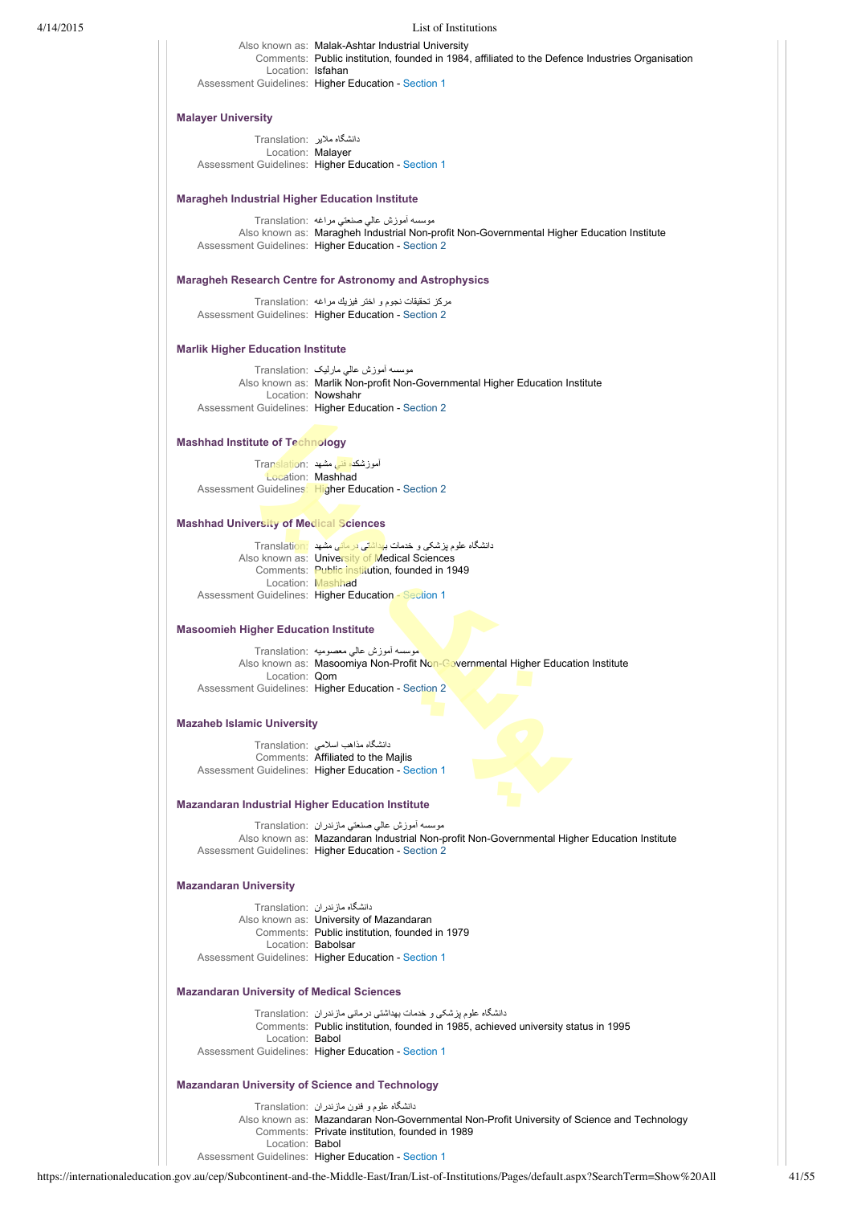Also known as: Malak-Ashtar Industrial University
Comments: Public institution, founded in 1984, affiliated to the Defence Industries Organisation
Location: Isfahan
Assessment Guidelines: Higher Education - Section 1

### Malayer University

Translation: دانشگاه ملاير
Location: Malayer
Assessment Guidelines: Higher Education - Section 1

### Maragheh Industrial Higher Education Institute

Translation: موسسه آموزش عالي صنعتي مراغه
Also known as: Maragheh Industrial Non-profit Non-Governmental Higher Education Institute
Assessment Guidelines: Higher Education - Section 2

### Maragheh Research Centre for Astronomy and Astrophysics

Translation: مركز تحقيقات نجوم و اختر فيزيك مراغه
Assessment Guidelines: Higher Education - Section 2

### Marlik Higher Education Institute

Translation: موسسه آموزش عالي ماركيك
Also known as: Marlik Non-profit Non-Governmental Higher Education Institute
Location: Nowshahr
Assessment Guidelines: Higher Education - Section 2

### Mashhad Institute of Technology

Translation: آموزشكده فني مشهد
Location: Mashhad
Assessment Guidelines: Higher Education - Section 2

### Mashhad University of Medical Sciences

Translation: دانشگاه علوم پزشكي و خدمات بهداشتی درمانی مشهد
Also known as: University of Medical Sciences
Comments: Public institution, founded in 1949
Location: Mashhad
Assessment Guidelines: Higher Education - Section 1

### Masoomieh Higher Education Institute

Translation: موسسه آموزش عالي معصوميه
Also known as: Masoomiya Non-Profit Non-Governmental Higher Education Institute
Location: Qom
Assessment Guidelines: Higher Education - Section 2

### Mazaheb Islamic University

Translation: دانشگاه مذاهب اسلامي
Comments: Affiliated to the Majlis
Assessment Guidelines: Higher Education - Section 1

### Mazandaran Industrial Higher Education Institute

Translation: موسسه آموزش عالي صنعتي مازندران
Also known as: Mazandaran Industrial Non-profit Non-Governmental Higher Education Institute
Assessment Guidelines: Higher Education - Section 2

### Mazandaran University

Translation: دانشگاه مازندران
Also known as: University of Mazandaran
Comments: Public institution, founded in 1979
Location: Babolsar
Assessment Guidelines: Higher Education - Section 1

### Mazandaran University of Medical Sciences

Translation: دانشگاه علوم پزشكي و خدمات بهداشتی درمانی مازندران
Comments: Public institution, founded in 1985, achieved university status in 1995
Location: Babol
Assessment Guidelines: Higher Education - Section 1

### Mazandaran University of Science and Technology

Translation: دانشگاه علوم و فنون مازندران
Also known as: Mazandaran Non-Governmental Non-Profit University of Science and Technology
Comments: Private institution, founded in 1989
Location: Babol
Assessment Guidelines: Higher Education - Section 1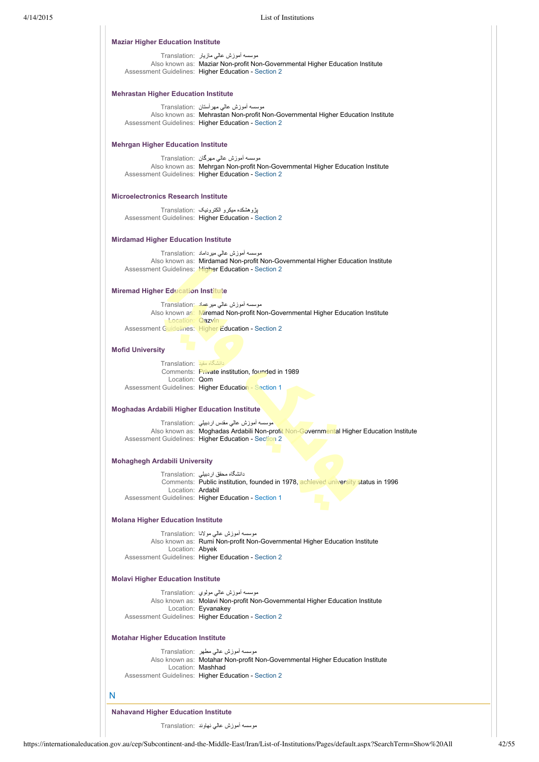### Maziar Higher Education Institute

Translation: موسسه آموزش عالي مازيار
Also known as: Maziar Non-profit Non-Governmental Higher Education Institute
Assessment Guidelines: Higher Education - Section 2

### Mehrastan Higher Education Institute

Translation: موسسه آموزش عالي مهرآستان
Also known as: Mehrastan Non-profit Non-Governmental Higher Education Institute
Assessment Guidelines: Higher Education - Section 2

### Mehrgan Higher Education Institute

Translation: موسسه آموزش عالي مهرگان
Also known as: Mehrgan Non-profit Non-Governmental Higher Education Institute
Assessment Guidelines: Higher Education - Section 2

### Microelectronics Research Institute

Translation: پژوهشكده ميكرو الكترونيک
Assessment Guidelines: Higher Education - Section 2

### Mirdamad Higher Education Institute

Translation: موسسه آموزش عالي ميرداماد
Also known as: Mirdamad Non-profit Non-Governmental Higher Education Institute
Assessment Guidelines: Higher Education - Section 2

### Miremad Higher Education Institute

Translation: موسسه آموزش عالي ميرعماد
Also known as: Miremad Non-profit Non-Governmental Higher Education Institute
Location: Qazvin
Assessment Guidelines: Higher Education - Section 2

### Mofid University

Translation: دانشگاه مفيد
Comments: Private institution, founded in 1989
Location: Qom
Assessment Guidelines: Higher Education - Section 1

### Moghadas Ardabili Higher Education Institute

Translation: موسسه آموزش عالي مقدس اردبيلي
Also known as: Moghadas Ardabili Non-profit Non-Governmental Higher Education Institute
Assessment Guidelines: Higher Education - Section 2

### Mohaghegh Ardabili University

Translation: دانشگاه محقق اردبيلي
Comments: Public institution, founded in 1978, achieved university status in 1996
Location: Ardabil
Assessment Guidelines: Higher Education - Section 1

### Molana Higher Education Institute

Translation: موسسه آموزش عالي مولانا
Also known as: Rumi Non-profit Non-Governmental Higher Education Institute
Location: Abyek
Assessment Guidelines: Higher Education - Section 2

### Molavi Higher Education Institute

Translation: موسسه آموزش عالي مولوي
Also known as: Molavi Non-profit Non-Governmental Higher Education Institute
Location: Eyvanakey
Assessment Guidelines: Higher Education - Section 2

### Motahar Higher Education Institute

Translation: موسسه آموزش عالي مطهر
Also known as: Motahar Non-profit Non-Governmental Higher Education Institute
Location: Mashhad
Assessment Guidelines: Higher Education - Section 2

## N

### Nahavand Higher Education Institute

Translation: موسسه آموزش عالي نهاوند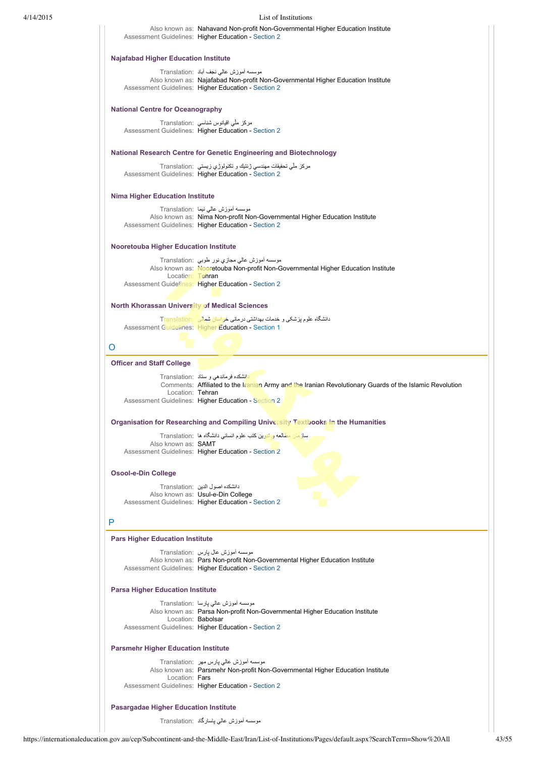Also known as: Nahavand Non-profit Non-Governmental Higher Education Institute
Assessment Guidelines: Higher Education - Section 2

**Najafabad Higher Education Institute**

Translation: موسسه آموزش عالي نجف آباد
Also known as: Najafabad Non-profit Non-Governmental Higher Education Institute
Assessment Guidelines: Higher Education - Section 2

**National Centre for Oceanography**

Translation: مركز ملّي اقيانوس شناسي
Assessment Guidelines: Higher Education - Section 2

**National Research Centre for Genetic Engineering and Biotechnology**

Translation: مركز ملّي تحقيقات مهندسي ژنتيك و تكنولوژي زيستي
Assessment Guidelines: Higher Education - Section 2

**Nima Higher Education Institute**

Translation: موسسه آموزش عالي نيما
Also known as: Nima Non-profit Non-Governmental Higher Education Institute
Assessment Guidelines: Higher Education - Section 2

**Nooretouba Higher Education Institute**

Translation: موسسه آموزش عالي مجازي نور طوبي
Also known as: Nooretouba Non-profit Non-Governmental Higher Education Institute
Location: Tehran
Assessment Guidelines: Higher Education - Section 2

**North Khorassan University of Medical Sciences**

Translation: دانشگاه علوم پزشکی و خدمات بهداشتی درمانی خراسان شمالی
Assessment Guidelines: Higher Education - Section 1

## O

**Officer and Staff College**

Translation: دانشكده فرماندهي و ستاد
Comments: Affiliated to the Iranian Army and the Iranian Revolutionary Guards of the Islamic Revolution
Location: Tehran
Assessment Guidelines: Higher Education - Section 2

**Organisation for Researching and Compiling University Textbooks in the Humanities**

Translation: سازمان مطالعه و تدوين كتب علوم انساني دانشگاه ها
Also known as: SAMT
Assessment Guidelines: Higher Education - Section 2

**Osool-e-Din College**

Translation: دانشكده اصول الدين
Also known as: Usul-e-Din College
Assessment Guidelines: Higher Education - Section 2

## P

**Pars Higher Education Institute**

Translation: موسسه آموزش عال پارس
Also known as: Pars Non-profit Non-Governmental Higher Education Institute
Assessment Guidelines: Higher Education - Section 2

**Parsa Higher Education Institute**

Translation: موسسه آموزش عالي پارسا
Also known as: Parsa Non-profit Non-Governmental Higher Education Institute
Location: Babolsar
Assessment Guidelines: Higher Education - Section 2

**Parsmehr Higher Education Institute**

Translation: موسسه آموزش عالي پارس مهر
Also known as: Parsmehr Non-profit Non-Governmental Higher Education Institute
Location: Fars
Assessment Guidelines: Higher Education - Section 2

**Pasargadae Higher Education Institute**

Translation: موسسه آموزش عالي پاسارگاد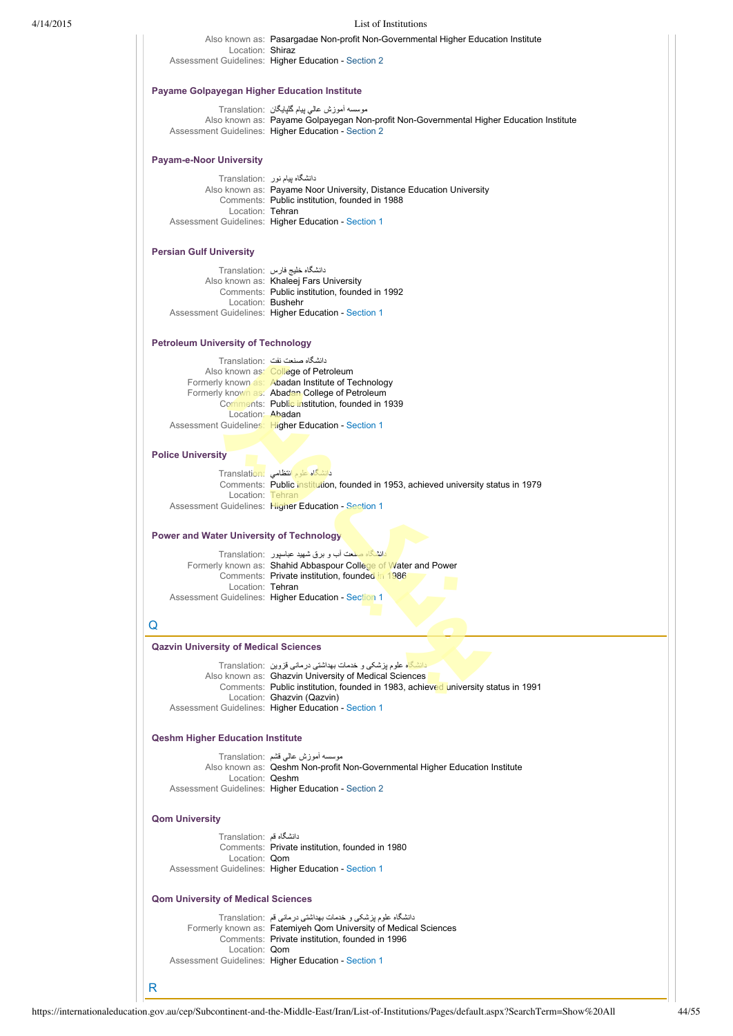Also known as: Pasargadae Non-profit Non-Governmental Higher Education Institute
Location: Shiraz
Assessment Guidelines: Higher Education - Section 2

### Payame Golpayegan Higher Education Institute

Translation: موسسه آموزش عالي پيام گلپايگان
Also known as: Payame Golpayegan Non-profit Non-Governmental Higher Education Institute
Assessment Guidelines: Higher Education - Section 2

### Payam-e-Noor University

Translation: دانشگاه پيام نور
Also known as: Payame Noor University, Distance Education University
Comments: Public institution, founded in 1988
Location: Tehran
Assessment Guidelines: Higher Education - Section 1

### Persian Gulf University

Translation: دانشگاه خليج فارس
Also known as: Khaleej Fars University
Comments: Public institution, founded in 1992
Location: Bushehr
Assessment Guidelines: Higher Education - Section 1

### Petroleum University of Technology

Translation: دانشگاه صنعت نفت
Also known as: College of Petroleum
Formerly known as: Abadan Institute of Technology
Formerly known as: Abadan College of Petroleum
Comments: Public institution, founded in 1939
Location: Abadan
Assessment Guidelines: Higher Education - Section 1

### Police University

Translation: دانشگاه علوم انتظامي
Comments: Public institution, founded in 1953, achieved university status in 1979
Location: Tehran
Assessment Guidelines: Higher Education - Section 1

### Power and Water University of Technology

Translation: دانشگاه صنعت آب و برق شهيد عباسپور
Formerly known as: Shahid Abbaspour College of Water and Power
Comments: Private institution, founded in 1986
Location: Tehran
Assessment Guidelines: Higher Education - Section 1

## Q

### Qazvin University of Medical Sciences

Translation: دانشگاه علوم پزشکی و خدمات بهداشتی درمانی قزوين
Also known as: Ghazvin University of Medical Sciences
Comments: Public institution, founded in 1983, achieved university status in 1991
Location: Ghazvin (Qazvin)
Assessment Guidelines: Higher Education - Section 1

### Qeshm Higher Education Institute

Translation: موسسه آموزش عالي قشم
Also known as: Qeshm Non-profit Non-Governmental Higher Education Institute
Location: Qeshm
Assessment Guidelines: Higher Education - Section 2

### Qom University

Translation: دانشگاه قم
Comments: Private institution, founded in 1980
Location: Qom
Assessment Guidelines: Higher Education - Section 1

### Qom University of Medical Sciences

Translation: دانشگاه علوم پزشکی و خدمات بهداشتی درمانی قم
Formerly known as: Fatemiyeh Qom University of Medical Sciences
Comments: Private institution, founded in 1996
Location: Qom
Assessment Guidelines: Higher Education - Section 1

## R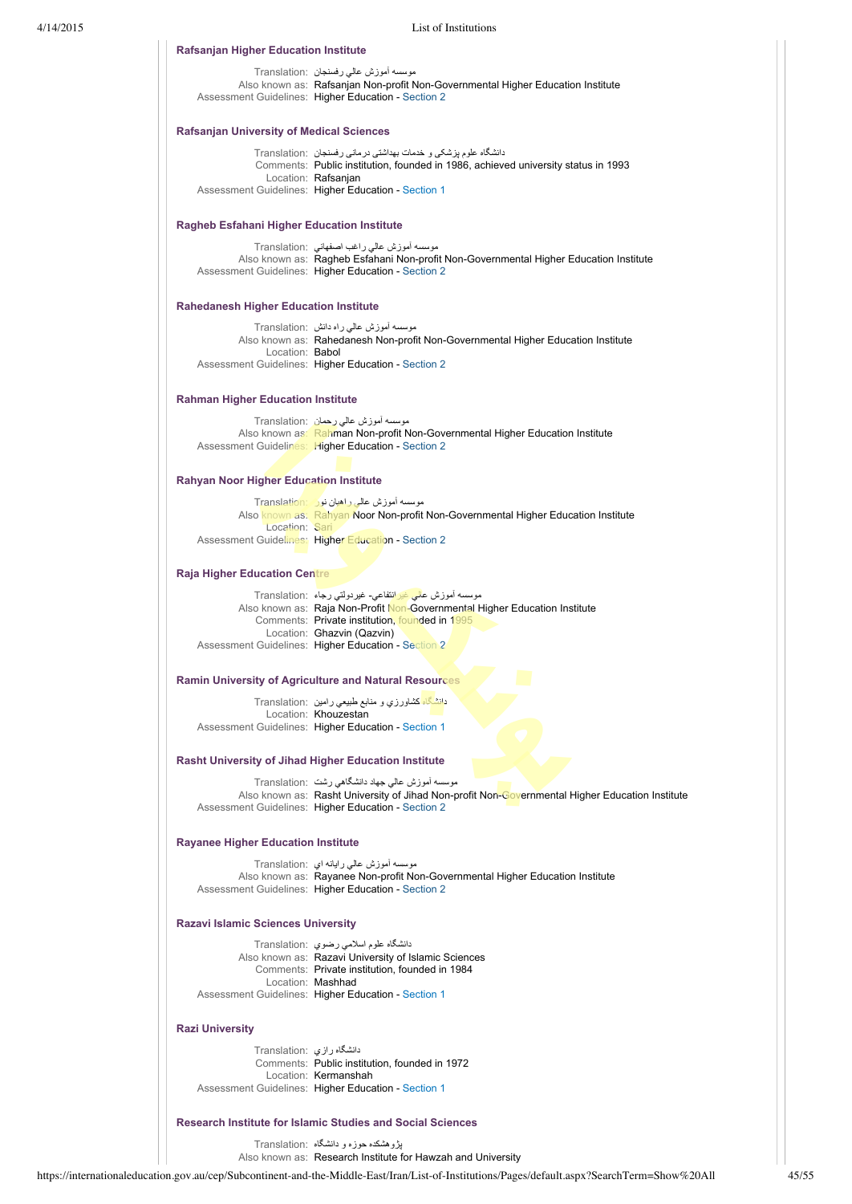### Rafsanjan Higher Education Institute

Translation: موسسه آموزش عالي رفسنجان
Also known as: Rafsanjan Non-profit Non-Governmental Higher Education Institute
Assessment Guidelines: Higher Education - Section 2

### Rafsanjan University of Medical Sciences

Translation: دانشگاه علوم پزشکی و خدمات بهداشتی درمانی رفسنجان
Comments: Public institution, founded in 1986, achieved university status in 1993
Location: Rafsanjan
Assessment Guidelines: Higher Education - Section 1

### Ragheb Esfahani Higher Education Institute

Translation: موسسه آموزش عالي راغب اصفهاني
Also known as: Ragheb Esfahani Non-profit Non-Governmental Higher Education Institute
Assessment Guidelines: Higher Education - Section 2

### Rahedanesh Higher Education Institute

Translation: موسسه آموزش عالي راه دانش
Also known as: Rahedanesh Non-profit Non-Governmental Higher Education Institute
Location: Babol
Assessment Guidelines: Higher Education - Section 2

### Rahman Higher Education Institute

Translation: موسسه آموزش عالي رحمان
Also known as: Rahman Non-profit Non-Governmental Higher Education Institute
Assessment Guidelines: Higher Education - Section 2

### Rahyan Noor Higher Education Institute

Translation: موسسه آموزش عالي راهيان نور
Also known as: Rahyan Noor Non-profit Non-Governmental Higher Education Institute
Location: Sari
Assessment Guidelines: Higher Education - Section 2

### Raja Higher Education Centre

Translation: موسسه آموزش عالي غيرانتفاعي- غيردولتي رجاء
Also known as: Raja Non-Profit Non-Governmental Higher Education Institute
Comments: Private institution, founded in 1995
Location: Ghazvin (Qazvin)
Assessment Guidelines: Higher Education - Section 2

### Ramin University of Agriculture and Natural Resources

Translation: دانشگاه كشاورزي و منابع طبيعي رامين
Location: Khouzestan
Assessment Guidelines: Higher Education - Section 1

### Rasht University of Jihad Higher Education Institute

Translation: موسسه آموزش عالي جهاد دانشگاهي رشت
Also known as: Rasht University of Jihad Non-profit Non-Governmental Higher Education Institute
Assessment Guidelines: Higher Education - Section 2

### Rayanee Higher Education Institute

Translation: موسسه آموزش عالي رايانه اي
Also known as: Rayanee Non-profit Non-Governmental Higher Education Institute
Assessment Guidelines: Higher Education - Section 2

### Razavi Islamic Sciences University

Translation: دانشگاه علوم اسلامي رضوي
Also known as: Razavi University of Islamic Sciences
Comments: Private institution, founded in 1984
Location: Mashhad
Assessment Guidelines: Higher Education - Section 1

### Razi University

Translation: دانشگاه رازي
Comments: Public institution, founded in 1972
Location: Kermanshah
Assessment Guidelines: Higher Education - Section 1

### Research Institute for Islamic Studies and Social Sciences

Translation: پژوهشکده حوزه و دانشگاه
Also known as: Research Institute for Hawzah and University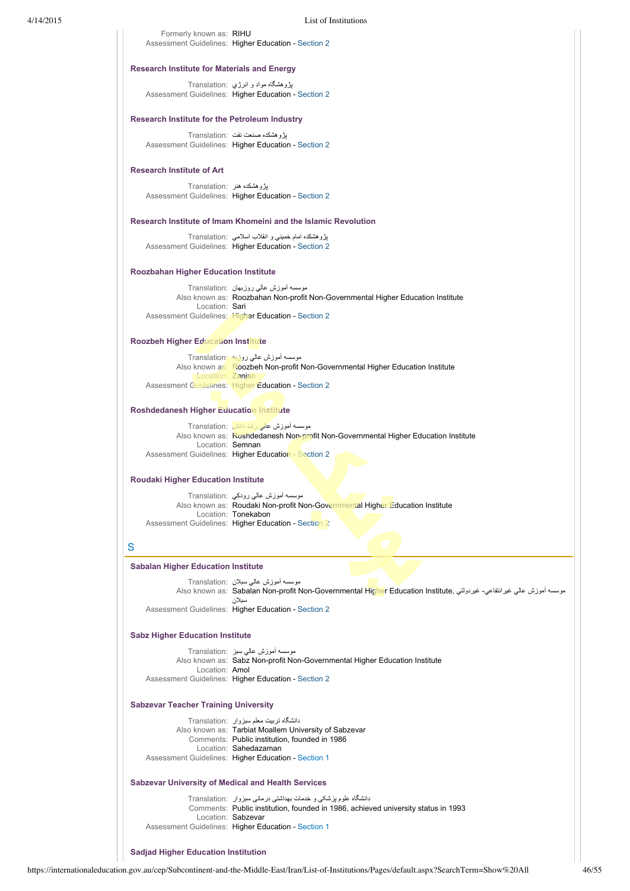Formerly known as: RIHU
Assessment Guidelines: Higher Education - Section 2

**Research Institute for Materials and Energy**

Translation: پژوهشگاه مواد و انرژي
Assessment Guidelines: Higher Education - Section 2

**Research Institute for the Petroleum Industry**

Translation: پژوهشكده صنعت نفت
Assessment Guidelines: Higher Education - Section 2

**Research Institute of Art**

Translation: پژوهشكده هنر
Assessment Guidelines: Higher Education - Section 2

**Research Institute of Imam Khomeini and the Islamic Revolution**

Translation: پژوهشكده امام خميني و انقلاب اسلامي
Assessment Guidelines: Higher Education - Section 2

**Roozbahan Higher Education Institute**

Translation: موسسه آموزش عالي روزبهان
Also known as: Roozbahan Non-profit Non-Governmental Higher Education Institute
Location: Sari
Assessment Guidelines: Higher Education - Section 2

**Roozbeh Higher Education Institute**

Translation: موسسه آموزش عالي روزبه
Also known as: Roozbeh Non-profit Non-Governmental Higher Education Institute
Location: Zanjan
Assessment Guidelines: Higher Education - Section 2

**Roshdedanesh Higher Education Institute**

Translation: موسسه آموزش عالي رشد دانش
Also known as: Roshdedanesh Non-profit Non-Governmental Higher Education Institute
Location: Semnan
Assessment Guidelines: Higher Education - Section 2

**Roudaki Higher Education Institute**

Translation: موسسه آموزش عالي رودكي
Also known as: Roudaki Non-profit Non-Governmental Higher Education Institute
Location: Tonekabon
Assessment Guidelines: Higher Education - Section 2

## S

**Sabalan Higher Education Institute**

Translation: موسسه آموزش عالي سبلان
Also known as: Sabalan Non-profit Non-Governmental Higher Education Institute, موسسه آموزش عالي غيرانتفاعي- غيردولتي سبلان
Assessment Guidelines: Higher Education - Section 2

**Sabz Higher Education Institute**

Translation: موسسه آموزش عالي سبز
Also known as: Sabz Non-profit Non-Governmental Higher Education Institute
Location: Amol
Assessment Guidelines: Higher Education - Section 2

**Sabzevar Teacher Training University**

Translation: دانشگاه تربيت معلم سبزوار
Also known as: Tarbiat Moallem University of Sabzevar
Comments: Public institution, founded in 1986
Location: Sahedazaman
Assessment Guidelines: Higher Education - Section 1

**Sabzevar University of Medical and Health Services**

Translation: دانشگاه علوم پزشكی و خدمات بهداشتی درمانی سبزوار
Comments: Public institution, founded in 1986, achieved university status in 1993
Location: Sabzevar
Assessment Guidelines: Higher Education - Section 1

**Sadjad Higher Education Institution**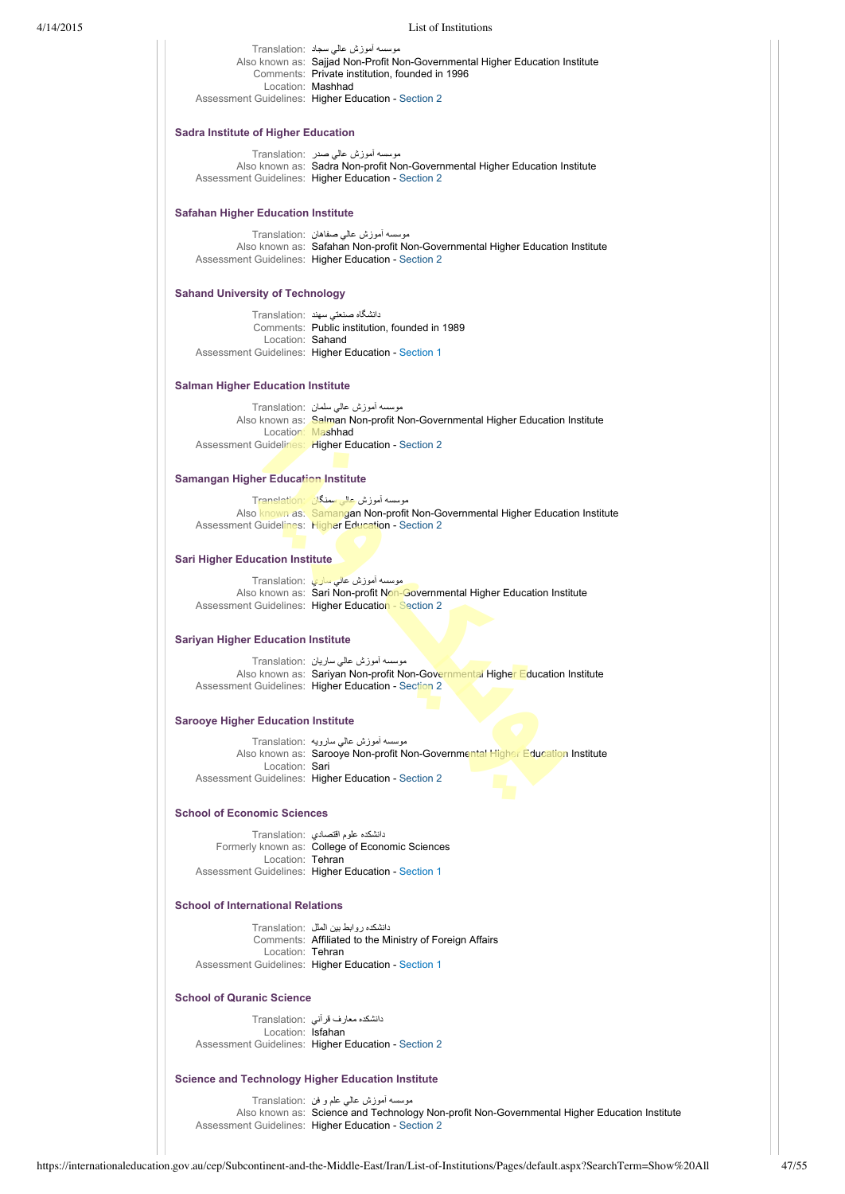Translation: موسسه آموزش عالي سجاد
Also known as: Sajjad Non-Profit Non-Governmental Higher Education Institute
Comments: Private institution, founded in 1996
Location: Mashhad
Assessment Guidelines: Higher Education - Section 2

### Sadra Institute of Higher Education

Translation: موسسه آموزش عالي صدر
Also known as: Sadra Non-profit Non-Governmental Higher Education Institute
Assessment Guidelines: Higher Education - Section 2

### Safahan Higher Education Institute

Translation: موسسه آموزش عالي صفاهان
Also known as: Safahan Non-profit Non-Governmental Higher Education Institute
Assessment Guidelines: Higher Education - Section 2

### Sahand University of Technology

Translation: دانشگاه صنعتي سهند
Comments: Public institution, founded in 1989
Location: Sahand
Assessment Guidelines: Higher Education - Section 1

### Salman Higher Education Institute

Translation: موسسه آموزش عالي سلمان
Also known as: Salman Non-profit Non-Governmental Higher Education Institute
Location: Mashhad
Assessment Guidelines: Higher Education - Section 2

### Samangan Higher Education Institute

Translation: موسسه آموزش عالي سمنگان
Also known as: Samangan Non-profit Non-Governmental Higher Education Institute
Assessment Guidelines: Higher Education - Section 2

### Sari Higher Education Institute

Translation: موسسه آموزش عالي ساري
Also known as: Sari Non-profit Non-Governmental Higher Education Institute
Assessment Guidelines: Higher Education - Section 2

### Sariyan Higher Education Institute

Translation: موسسه آموزش عالي ساريان
Also known as: Sariyan Non-profit Non-Governmental Higher Education Institute
Assessment Guidelines: Higher Education - Section 2

### Sarooye Higher Education Institute

Translation: موسسه آموزش عالي سارويه
Also known as: Sarooye Non-profit Non-Governmental Higher Education Institute
Location: Sari
Assessment Guidelines: Higher Education - Section 2

### School of Economic Sciences

Translation: دانشكده علوم اقتصادي
Formerly known as: College of Economic Sciences
Location: Tehran
Assessment Guidelines: Higher Education - Section 1

### School of International Relations

Translation: دانشكده روابط بين الملل
Comments: Affiliated to the Ministry of Foreign Affairs
Location: Tehran
Assessment Guidelines: Higher Education - Section 1

### School of Quranic Science

Translation: دانشكده معارف قرآني
Location: Isfahan
Assessment Guidelines: Higher Education - Section 2

### Science and Technology Higher Education Institute

Translation: موسسه آموزش عالي علم و فن
Also known as: Science and Technology Non-profit Non-Governmental Higher Education Institute
Assessment Guidelines: Higher Education - Section 2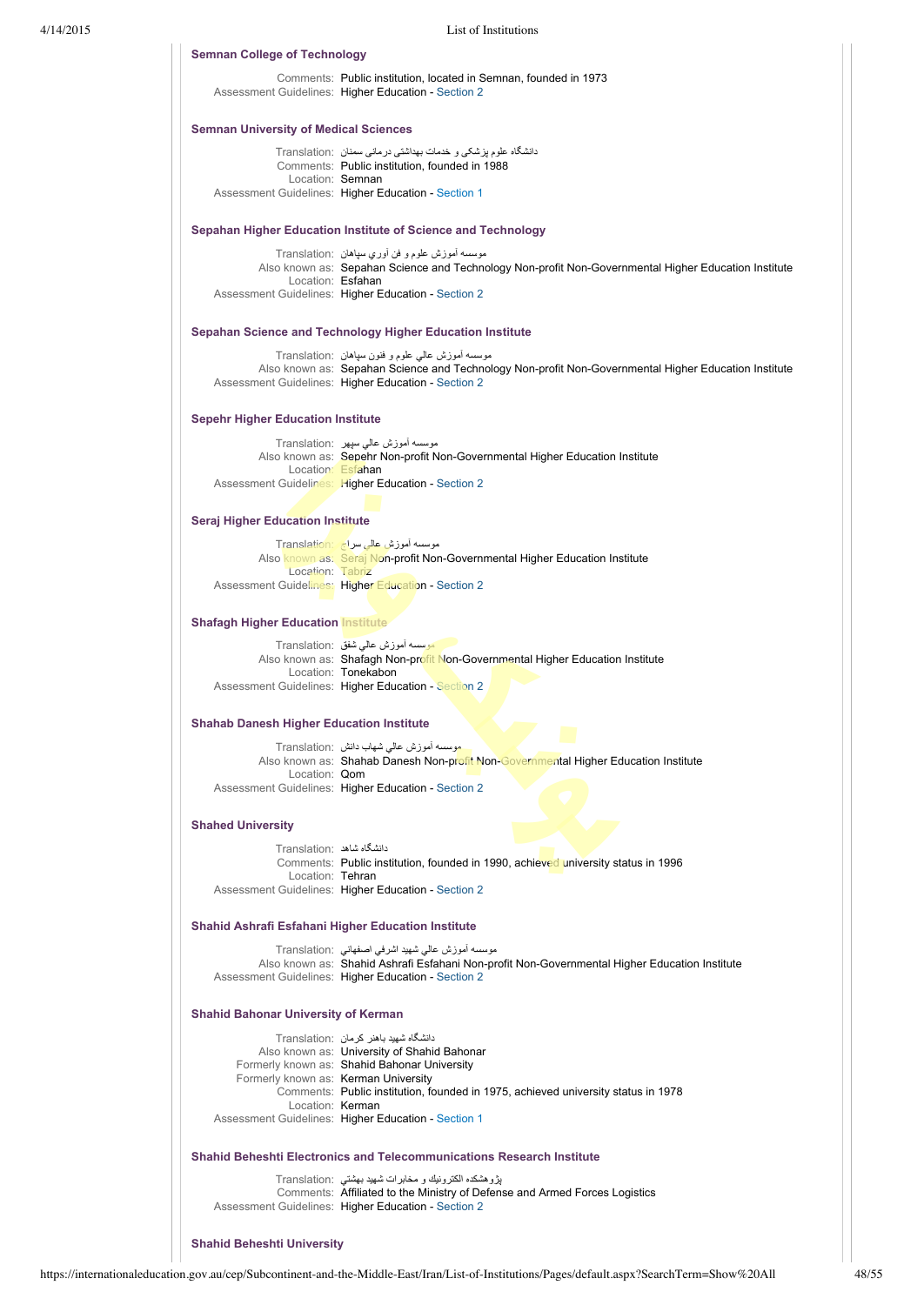### Semnan College of Technology

Comments: Public institution, located in Semnan, founded in 1973
Assessment Guidelines: Higher Education - Section 2

### Semnan University of Medical Sciences

Translation: دانشگاه علوم پزشکی و خدمات بهداشتی درمانی سمنان
Comments: Public institution, founded in 1988
Location: Semnan
Assessment Guidelines: Higher Education - Section 1

### Sepahan Higher Education Institute of Science and Technology

Translation: موسسه آموزش علوم و فن آوري سپاهان
Also known as: Sepahan Science and Technology Non-profit Non-Governmental Higher Education Institute
Location: Esfahan
Assessment Guidelines: Higher Education - Section 2

### Sepahan Science and Technology Higher Education Institute

Translation: موسسه آموزش عالي علوم و فنون سپاهان
Also known as: Sepahan Science and Technology Non-profit Non-Governmental Higher Education Institute
Assessment Guidelines: Higher Education - Section 2

### Sepehr Higher Education Institute

Translation: موسسه آموزش عالي سپهر
Also known as: Sepehr Non-profit Non-Governmental Higher Education Institute
Location: Esfahan
Assessment Guidelines: Higher Education - Section 2

### Seraj Higher Education Institute

Translation: موسسه آموزش عالي سراج
Also known as: Seraj Non-profit Non-Governmental Higher Education Institute
Location: Tabriz
Assessment Guidelines: Higher Education - Section 2

### Shafagh Higher Education Institute

Translation: موسسه آموزش عالي شفق
Also known as: Shafagh Non-profit Non-Governmental Higher Education Institute
Location: Tonekabon
Assessment Guidelines: Higher Education - Section 2

### Shahab Danesh Higher Education Institute

Translation: موسسه آموزش عالي شهاب دانش
Also known as: Shahab Danesh Non-profit Non-Governmental Higher Education Institute
Location: Qom
Assessment Guidelines: Higher Education - Section 2

### Shahed University

Translation: دانشگاه شاهد
Comments: Public institution, founded in 1990, achieved university status in 1996
Location: Tehran
Assessment Guidelines: Higher Education - Section 2

### Shahid Ashrafi Esfahani Higher Education Institute

Translation: موسسه آموزش عالي شهيد اشرفي اصفهاني
Also known as: Shahid Ashrafi Esfahani Non-profit Non-Governmental Higher Education Institute
Assessment Guidelines: Higher Education - Section 2

### Shahid Bahonar University of Kerman

Translation: دانشگاه شهيد باهنر كرمان
Also known as: University of Shahid Bahonar
Formerly known as: Shahid Bahonar University
Formerly known as: Kerman University
Comments: Public institution, founded in 1975, achieved university status in 1978
Location: Kerman
Assessment Guidelines: Higher Education - Section 1

### Shahid Beheshti Electronics and Telecommunications Research Institute

Translation: پژوهشكده الكترونيك و مخابرات شهيد بهشتي
Comments: Affiliated to the Ministry of Defense and Armed Forces Logistics
Assessment Guidelines: Higher Education - Section 2

### Shahid Beheshti University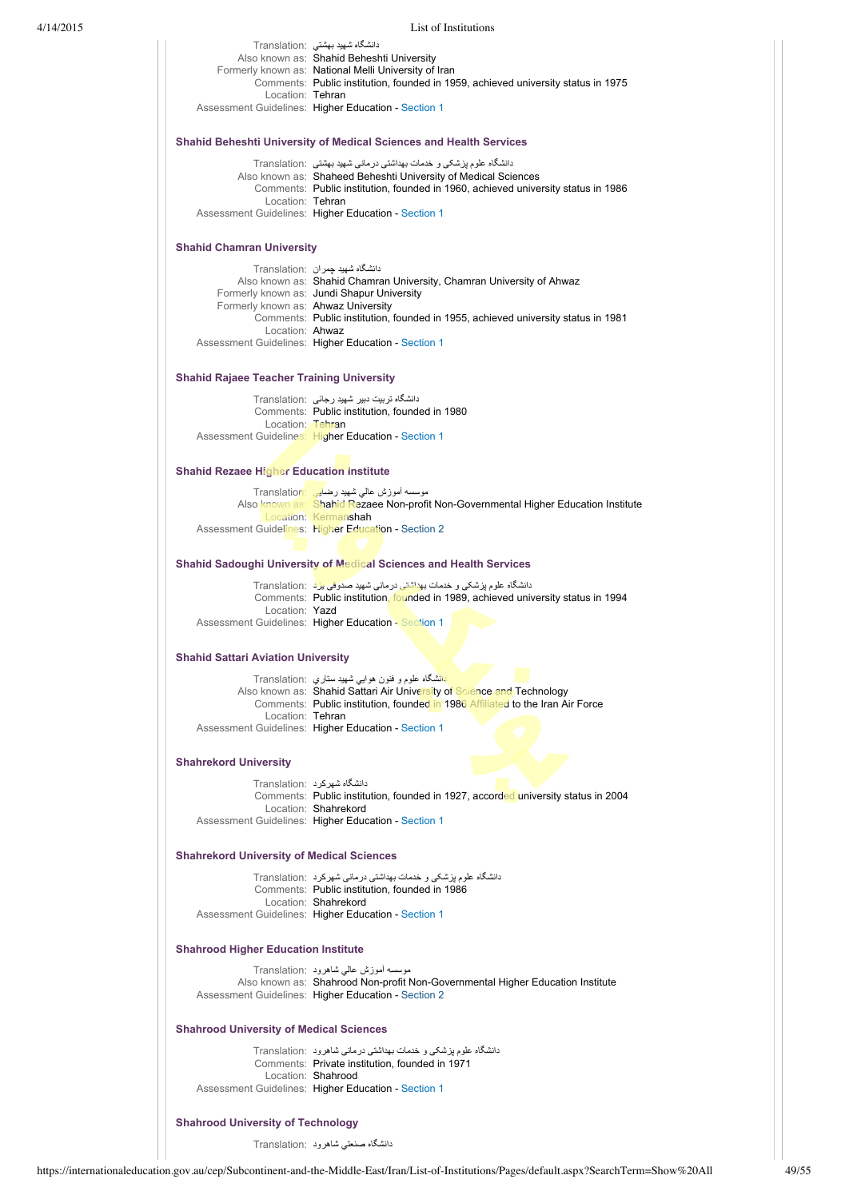Translation: دانشگاه شهید بهشتي
Also known as: Shahid Beheshti University
Formerly known as: National Melli University of Iran
Comments: Public institution, founded in 1959, achieved university status in 1975
Location: Tehran
Assessment Guidelines: Higher Education - Section 1

### Shahid Beheshti University of Medical Sciences and Health Services

Translation: دانشگاه علوم پزشکي و خدمات بهداشتی درمانی شهید بهشتي
Also known as: Shaheed Beheshti University of Medical Sciences
Comments: Public institution, founded in 1960, achieved university status in 1986
Location: Tehran
Assessment Guidelines: Higher Education - Section 1

### Shahid Chamran University

Translation: دانشگاه شهید چمران
Also known as: Shahid Chamran University, Chamran University of Ahwaz
Formerly known as: Jundi Shapur University
Formerly known as: Ahwaz University
Comments: Public institution, founded in 1955, achieved university status in 1981
Location: Ahwaz
Assessment Guidelines: Higher Education - Section 1

### Shahid Rajaee Teacher Training University

Translation: دانشگاه تربیت دبیر شهید رجائی
Comments: Public institution, founded in 1980
Location: Tehran
Assessment Guidelines: Higher Education - Section 1

### Shahid Rezaee Higher Education Institute

Translation: موسسه آموزش عالي شهید رضایی
Also known as: Shahid Rezaee Non-profit Non-Governmental Higher Education Institute
Location: Kermanshah
Assessment Guidelines: Higher Education - Section 2

### Shahid Sadoughi University of Medical Sciences and Health Services

Translation: دانشگاه علوم پزشکي و خدمات بهداشتی درمانی شهید صدوقی یزد
Comments: Public institution, founded in 1989, achieved university status in 1994
Location: Yazd
Assessment Guidelines: Higher Education - Section 1

### Shahid Sattari Aviation University

Translation: دانشگاه علوم و فنون هوایي شهید ستاري
Also known as: Shahid Sattari Air University of Science and Technology
Comments: Public institution, founded in 1986 Affiliated to the Iran Air Force
Location: Tehran
Assessment Guidelines: Higher Education - Section 1

### Shahrekord University

Translation: دانشگاه شهرکرد
Comments: Public institution, founded in 1927, accorded university status in 2004
Location: Shahrekord
Assessment Guidelines: Higher Education - Section 1

### Shahrekord University of Medical Sciences

Translation: دانشگاه علوم پزشکي و خدمات بهداشتی درمانی شهرکرد
Comments: Public institution, founded in 1986
Location: Shahrekord
Assessment Guidelines: Higher Education - Section 1

### Shahrood Higher Education Institute

Translation: موسسه آموزش عالي شاهرود
Also known as: Shahrood Non-profit Non-Governmental Higher Education Institute
Assessment Guidelines: Higher Education - Section 2

### Shahrood University of Medical Sciences

Translation: دانشگاه علوم پزشکي و خدمات بهداشتی درمانی شاهرود
Comments: Private institution, founded in 1971
Location: Shahrood
Assessment Guidelines: Higher Education - Section 1

### Shahrood University of Technology

Translation: دانشگاه صنعتي شاهرود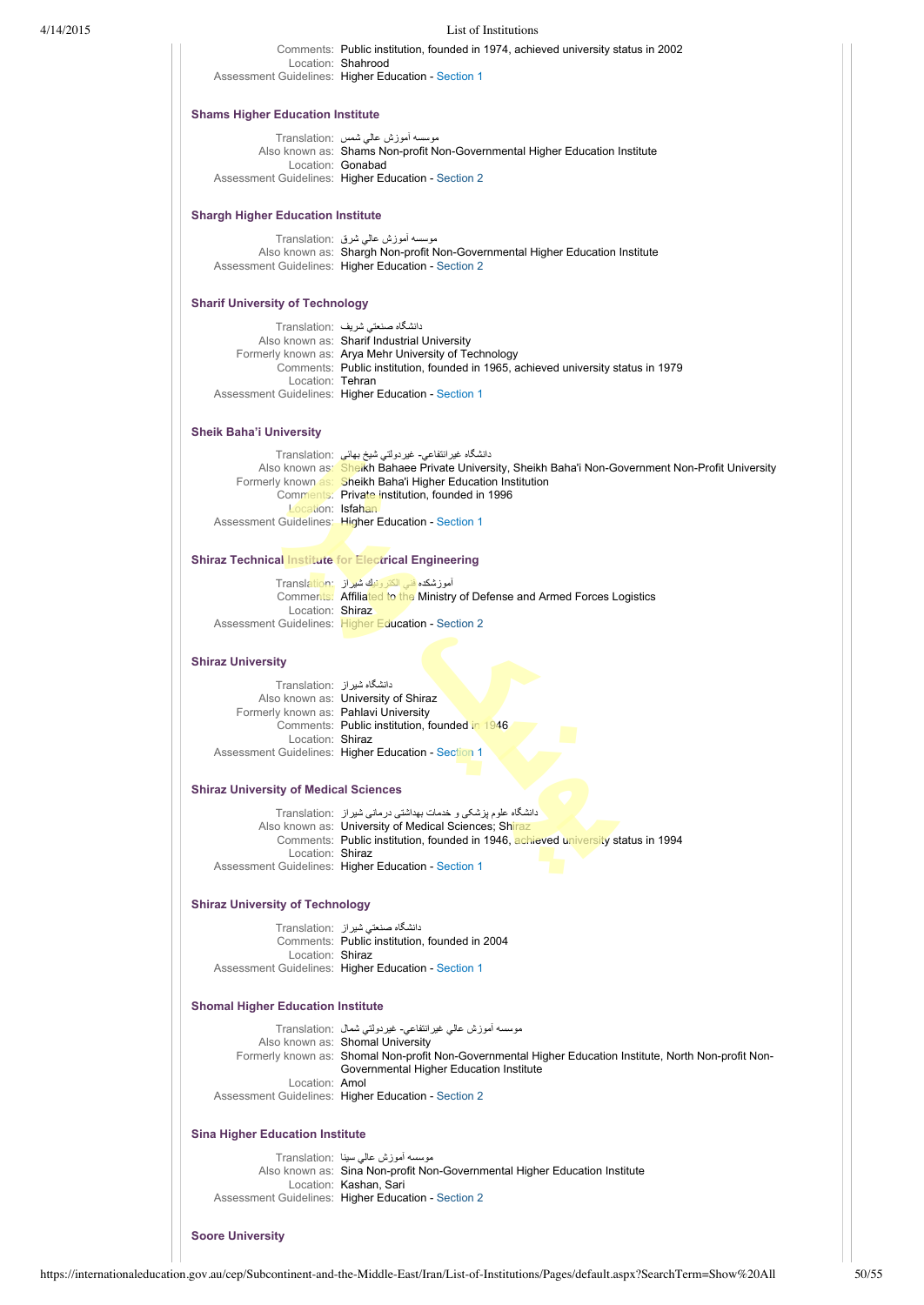Comments: Public institution, founded in 1974, achieved university status in 2002
Location: Shahrood
Assessment Guidelines: Higher Education - Section 1

### Shams Higher Education Institute

Translation: موسسه آموزش عالي شمس
Also known as: Shams Non-profit Non-Governmental Higher Education Institute
Location: Gonabad
Assessment Guidelines: Higher Education - Section 2

### Shargh Higher Education Institute

Translation: موسسه آموزش عالي شرق
Also known as: Shargh Non-profit Non-Governmental Higher Education Institute
Assessment Guidelines: Higher Education - Section 2

### Sharif University of Technology

Translation: دانشگاه صنعتي شريف
Also known as: Sharif Industrial University
Formerly known as: Arya Mehr University of Technology
Comments: Public institution, founded in 1965, achieved university status in 1979
Location: Tehran
Assessment Guidelines: Higher Education - Section 1

### Sheik Baha'i University

Translation: دانشگاه غيرانتفاعي- غيردولتي شيخ بهائي
Also known as: Sheikh Bahaee Private University, Sheikh Baha'i Non-Government Non-Profit University
Formerly known as: Sheikh Baha'i Higher Education Institution
Comments: Private institution, founded in 1996
Location: Isfahan
Assessment Guidelines: Higher Education - Section 1

### Shiraz Technical Institute for Electrical Engineering

Translation: آموزشكده فني الكترونيك شيراز
Comments: Affiliated to the Ministry of Defense and Armed Forces Logistics
Location: Shiraz
Assessment Guidelines: Higher Education - Section 2

### Shiraz University

Translation: دانشگاه شيراز
Also known as: University of Shiraz
Formerly known as: Pahlavi University
Comments: Public institution, founded in 1946
Location: Shiraz
Assessment Guidelines: Higher Education - Section 1

### Shiraz University of Medical Sciences

Translation: دانشگاه علوم پزشكي و خدمات بهداشتي درماني شيراز
Also known as: University of Medical Sciences; Shiraz
Comments: Public institution, founded in 1946, achieved university status in 1994
Location: Shiraz
Assessment Guidelines: Higher Education - Section 1

### Shiraz University of Technology

Translation: دانشگاه صنعتي شيراز
Comments: Public institution, founded in 2004
Location: Shiraz
Assessment Guidelines: Higher Education - Section 1

### Shomal Higher Education Institute

Translation: موسسه آموزش عالي غيرانتفاعي- غيردولتي شمال
Also known as: Shomal University
Formerly known as: Shomal Non-profit Non-Governmental Higher Education Institute, North Non-profit Non-Governmental Higher Education Institute
Location: Amol
Assessment Guidelines: Higher Education - Section 2

### Sina Higher Education Institute

Translation: موسسه آموزش عالي سينا
Also known as: Sina Non-profit Non-Governmental Higher Education Institute
Location: Kashan, Sari
Assessment Guidelines: Higher Education - Section 2

### Soore University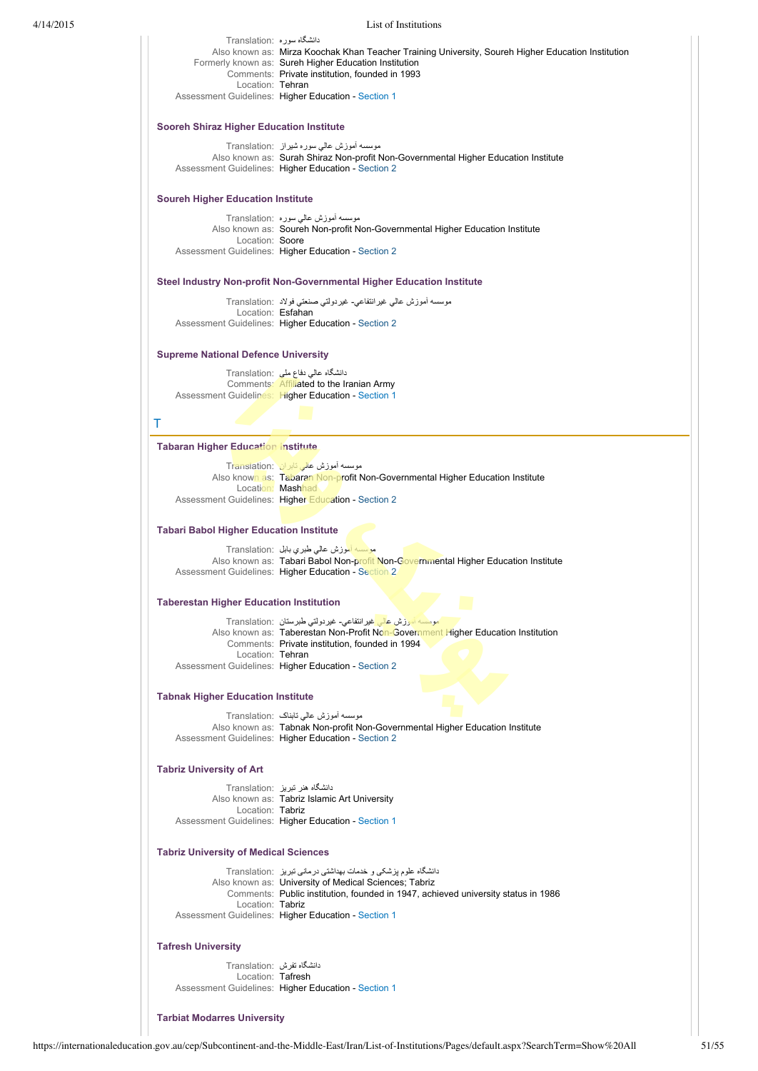Translation: دانشگاه سوره
Also known as: Mirza Koochak Khan Teacher Training University, Soureh Higher Education Institution
Formerly known as: Sureh Higher Education Institution
Comments: Private institution, founded in 1993
Location: Tehran
Assessment Guidelines: Higher Education - Section 1

### Sooreh Shiraz Higher Education Institute

Translation: موسسه آموزش عالي سوره شيراز
Also known as: Surah Shiraz Non-profit Non-Governmental Higher Education Institute
Assessment Guidelines: Higher Education - Section 2

### Soureh Higher Education Institute

Translation: موسسه آموزش عالي سوره
Also known as: Soureh Non-profit Non-Governmental Higher Education Institute
Location: Soore
Assessment Guidelines: Higher Education - Section 2

### Steel Industry Non-profit Non-Governmental Higher Education Institute

Translation: موسسه آموزش عالي غيرانتفاعي- غيردولتي صنعتي فولاد
Location: Esfahan
Assessment Guidelines: Higher Education - Section 2

### Supreme National Defence University

Translation: دانشگاه عالي دفاع ملی
Comments: Affiliated to the Iranian Army
Assessment Guidelines: Higher Education - Section 1

## T

### Tabaran Higher Education Institute

Translation: موسسه آموزش عالي تابران
Also known as: Tabaran Non-profit Non-Governmental Higher Education Institute
Location: Mashhad
Assessment Guidelines: Higher Education - Section 2

### Tabari Babol Higher Education Institute

Translation: موسسه آموزش عالي طبري بابل
Also known as: Tabari Babol Non-profit Non-Governmental Higher Education Institute
Assessment Guidelines: Higher Education - Section 2

### Taberestan Higher Education Institution

Translation: موسسه آموزش عالي غيرانتفاعي- غيردولتي طبرستان
Also known as: Taberestan Non-Profit Non-Government Higher Education Institution
Comments: Private institution, founded in 1994
Location: Tehran
Assessment Guidelines: Higher Education - Section 2

### Tabnak Higher Education Institute

Translation: موسسه آموزش عالي تابناک
Also known as: Tabnak Non-profit Non-Governmental Higher Education Institute
Assessment Guidelines: Higher Education - Section 2

### Tabriz University of Art

Translation: دانشگاه هنر تبريز
Also known as: Tabriz Islamic Art University
Location: Tabriz
Assessment Guidelines: Higher Education - Section 1

### Tabriz University of Medical Sciences

Translation: دانشگاه علوم پزشکي و خدمات بهداشتی درمانی تبريز
Also known as: University of Medical Sciences; Tabriz
Comments: Public institution, founded in 1947, achieved university status in 1986
Location: Tabriz
Assessment Guidelines: Higher Education - Section 1

### Tafresh University

Translation: دانشگاه تفرش
Location: Tafresh
Assessment Guidelines: Higher Education - Section 1

### Tarbiat Modarres University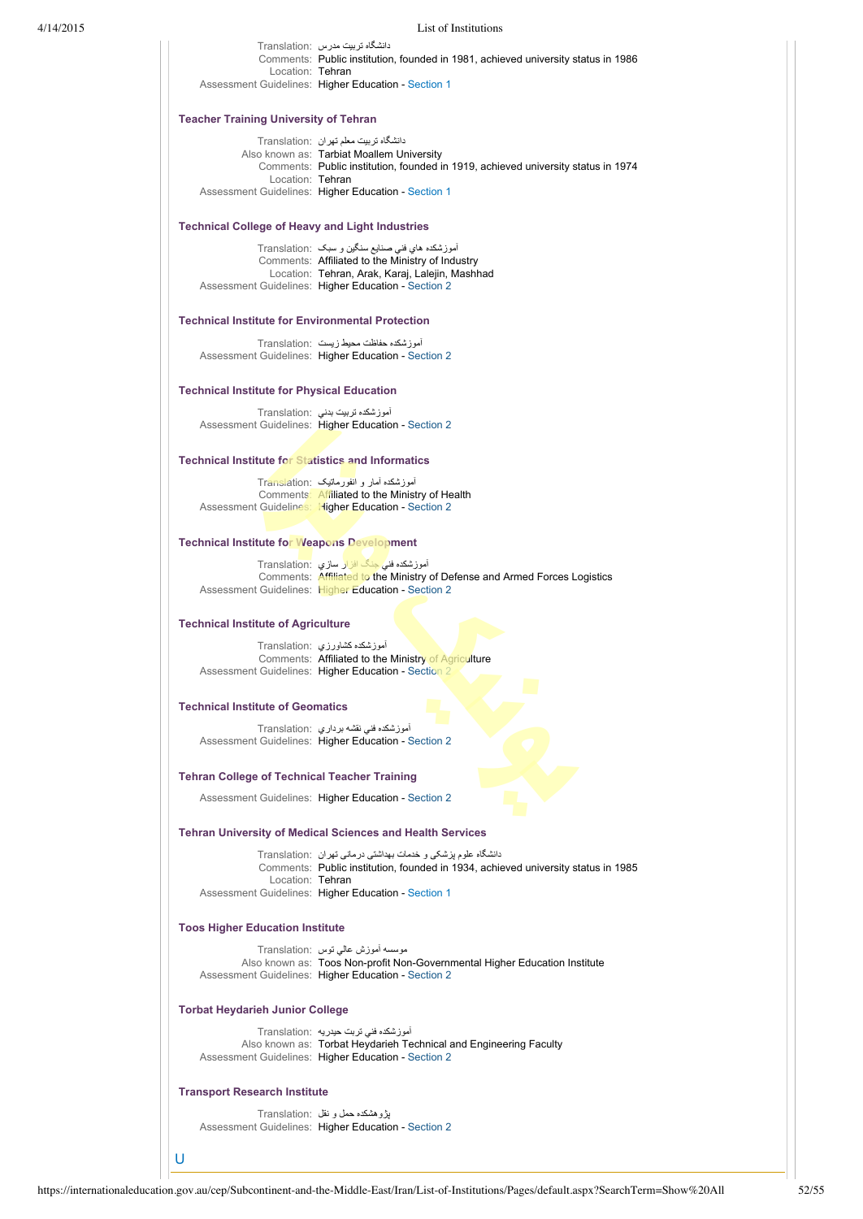Translation: دانشگاه تربیت مدرس
Comments: Public institution, founded in 1981, achieved university status in 1986
Location: Tehran
Assessment Guidelines: Higher Education - Section 1

### Teacher Training University of Tehran

Translation: دانشگاه تربیت معلم تهران
Also known as: Tarbiat Moallem University
Comments: Public institution, founded in 1919, achieved university status in 1974
Location: Tehran
Assessment Guidelines: Higher Education - Section 1

### Technical College of Heavy and Light Industries

Translation: آموزشکده هاي فني صنايع سنگين و سبک
Comments: Affiliated to the Ministry of Industry
Location: Tehran, Arak, Karaj, Lalejin, Mashhad
Assessment Guidelines: Higher Education - Section 2

### Technical Institute for Environmental Protection

Translation: آموزشکده حفاظت محيط زيست
Assessment Guidelines: Higher Education - Section 2

### Technical Institute for Physical Education

Translation: آموزشکده تربيت بدني
Assessment Guidelines: Higher Education - Section 2

### Technical Institute for Statistics and Informatics

Translation: آموزشکده آمار و انفورماتيک
Comments: Affiliated to the Ministry of Health
Assessment Guidelines: Higher Education - Section 2

### Technical Institute for Weapons Development

Translation: آموزشکده فني جنگ افزار سازي
Comments: Affiliated to the Ministry of Defense and Armed Forces Logistics
Assessment Guidelines: Higher Education - Section 2

### Technical Institute of Agriculture

Translation: آموزشکده کشاورزي
Comments: Affiliated to the Ministry of Agriculture
Assessment Guidelines: Higher Education - Section 2

### Technical Institute of Geomatics

Translation: آموزشکده فني نقشه برداري
Assessment Guidelines: Higher Education - Section 2

### Tehran College of Technical Teacher Training

Assessment Guidelines: Higher Education - Section 2

### Tehran University of Medical Sciences and Health Services

Translation: دانشگاه علوم پزشکی و خدمات بهداشتی درمانی تهران
Comments: Public institution, founded in 1934, achieved university status in 1985
Location: Tehran
Assessment Guidelines: Higher Education - Section 1

### Toos Higher Education Institute

Translation: موسسه آموزش عالي توس
Also known as: Toos Non-profit Non-Governmental Higher Education Institute
Assessment Guidelines: Higher Education - Section 2

### Torbat Heydarieh Junior College

Translation: آموزشکده فني تربت حيدريه
Also known as: Torbat Heydarieh Technical and Engineering Faculty
Assessment Guidelines: Higher Education - Section 2

### Transport Research Institute

Translation: پژوهشکده حمل و نقل
Assessment Guidelines: Higher Education - Section 2

## U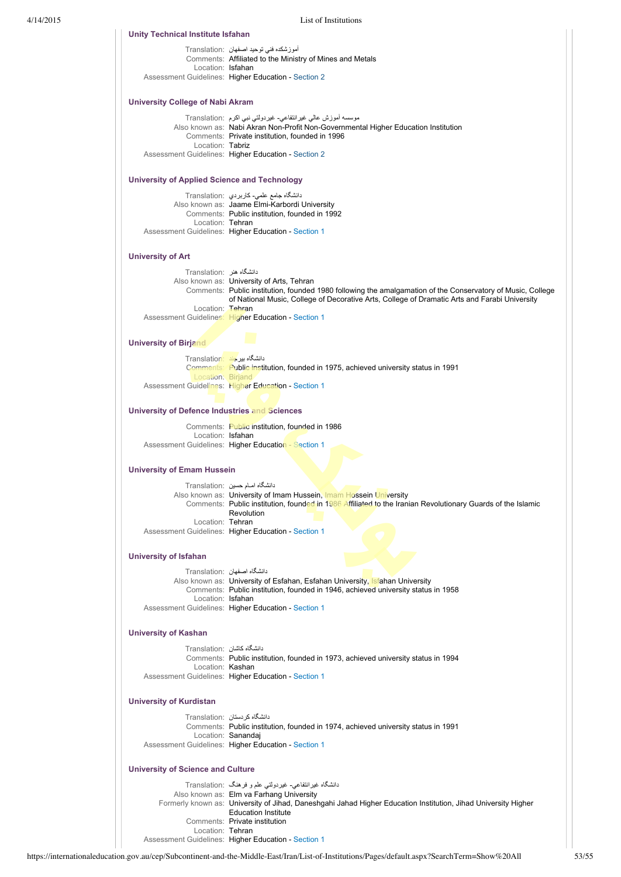### Unity Technical Institute Isfahan

Translation: آموزشکده فني توحيد اصفهان
Comments: Affiliated to the Ministry of Mines and Metals
Location: Isfahan
Assessment Guidelines: Higher Education - Section 2

### University College of Nabi Akram

Translation: موسسه آموزش عالي غيرانتفاعي- غيردولتي نبي اكرم
Also known as: Nabi Akran Non-Profit Non-Governmental Higher Education Institution
Comments: Private institution, founded in 1996
Location: Tabriz
Assessment Guidelines: Higher Education - Section 2

### University of Applied Science and Technology

Translation: دانشگاه جامع علمي- كاربردي
Also known as: Jaame Elmi-Karbordi University
Comments: Public institution, founded in 1992
Location: Tehran
Assessment Guidelines: Higher Education - Section 1

### University of Art

Translation: دانشگاه هنر
Also known as: University of Arts, Tehran
Comments: Public institution, founded 1980 following the amalgamation of the Conservatory of Music, College of National Music, College of Decorative Arts, College of Dramatic Arts and Farabi University
Location: Tehran
Assessment Guidelines: Higher Education - Section 1

### University of Birjand

Translation: دانشگاه بيرجند
Comments: Public institution, founded in 1975, achieved university status in 1991
Location: Birjand
Assessment Guidelines: Higher Education - Section 1

### University of Defence Industries and Sciences

Comments: Public institution, founded in 1986
Location: Isfahan
Assessment Guidelines: Higher Education - Section 1

### University of Emam Hussein

Translation: دانشگاه امام حسين
Also known as: University of Imam Hussein, Imam Hossein University
Comments: Public institution, founded in 1986 Affiliated to the Iranian Revolutionary Guards of the Islamic Revolution
Location: Tehran
Assessment Guidelines: Higher Education - Section 1

### University of Isfahan

Translation: دانشگاه اصفهان
Also known as: University of Esfahan, Esfahan University, Isfahan University
Comments: Public institution, founded in 1946, achieved university status in 1958
Location: Isfahan
Assessment Guidelines: Higher Education - Section 1

### University of Kashan

Translation: دانشگاه كاشان
Comments: Public institution, founded in 1973, achieved university status in 1994
Location: Kashan
Assessment Guidelines: Higher Education - Section 1

### University of Kurdistan

Translation: دانشگاه كردستان
Comments: Public institution, founded in 1974, achieved university status in 1991
Location: Sanandaj
Assessment Guidelines: Higher Education - Section 1

### University of Science and Culture

Translation: دانشگاه غيرانتفاعي- غيردولتي علم و فرهنگ
Also known as: Elm va Farhang University
Formerly known as: University of Jihad, Daneshgahi Jahad Higher Education Institution, Jihad University Higher Education Institute
Comments: Private institution
Location: Tehran
Assessment Guidelines: Higher Education - Section 1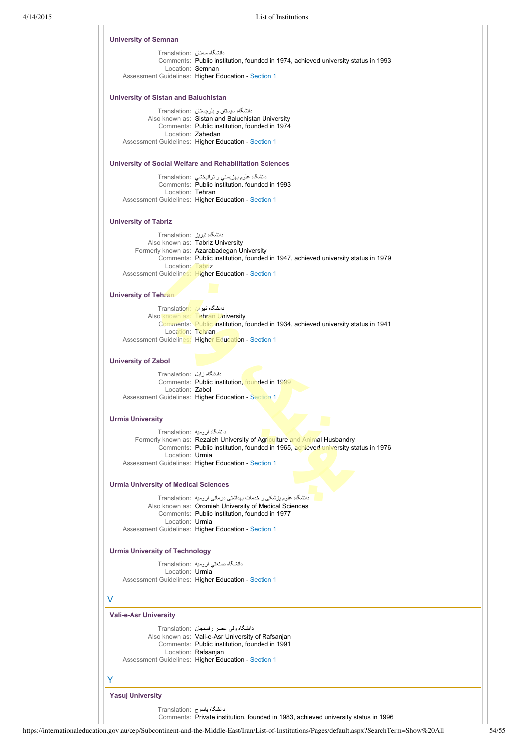#### University of Semnan

Translation: دانشگاه سمنان
Comments: Public institution, founded in 1974, achieved university status in 1993
Location: Semnan
Assessment Guidelines: Higher Education - Section 1

#### University of Sistan and Baluchistan

Translation: دانشگاه سیستان و بلوچستان
Also known as: Sistan and Baluchistan University
Comments: Public institution, founded in 1974
Location: Zahedan
Assessment Guidelines: Higher Education - Section 1

#### University of Social Welfare and Rehabilitation Sciences

Translation: دانشگاه علوم بهزيستي و توانبخشي
Comments: Public institution, founded in 1993
Location: Tehran
Assessment Guidelines: Higher Education - Section 1

#### University of Tabriz

Translation: دانشگاه تبریز
Also known as: Tabriz University
Formerly known as: Azarabadegan University
Comments: Public institution, founded in 1947, achieved university status in 1979
Location: Tabriz
Assessment Guidelines: Higher Education - Section 1

#### University of Tehran

Translation: دانشگاه تهران
Also known as: Tehran University
Comments: Public institution, founded in 1934, achieved university status in 1941
Location: Tehran
Assessment Guidelines: Higher Education - Section 1

#### University of Zabol

Translation: دانشگاه زابل
Comments: Public institution, founded in 1999
Location: Zabol
Assessment Guidelines: Higher Education - Section 1

#### Urmia University

Translation: دانشگاه ارومیه
Formerly known as: Rezaieh University of Agriculture and Animal Husbandry
Comments: Public institution, founded in 1965, achieved university status in 1976
Location: Urmia
Assessment Guidelines: Higher Education - Section 1

#### Urmia University of Medical Sciences

Translation: دانشگاه علوم پزشکی و خدمات بهداشتی درمانی ارومیه
Also known as: Oromieh University of Medical Sciences
Comments: Public institution, founded in 1977
Location: Urmia
Assessment Guidelines: Higher Education - Section 1

#### Urmia University of Technology

Translation: دانشگاه صنعتي اروميه
Location: Urmia
Assessment Guidelines: Higher Education - Section 1

## V

#### Vali-e-Asr University

Translation: دانشگاه ولي عصر رفسنجان
Also known as: Vali-e-Asr University of Rafsanjan
Comments: Public institution, founded in 1991
Location: Rafsanjan
Assessment Guidelines: Higher Education - Section 1

## Y

#### Yasuj University

Translation: دانشگاه یاسوج
Comments: Private institution, founded in 1983, achieved university status in 1996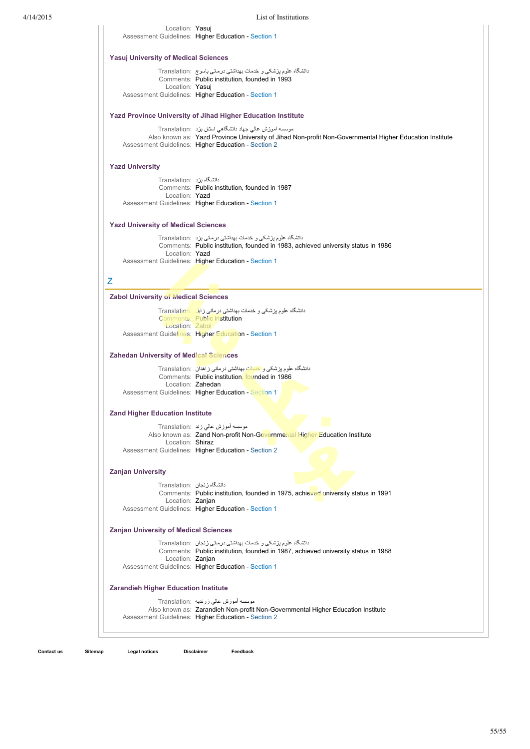Location: Yasuj
Assessment Guidelines: Higher Education - Section 1

### Yasuj University of Medical Sciences

Translation: دانشگاه علوم پزشکی و خدمات بهداشتی درمانی یاسوج
Comments: Public institution, founded in 1993
Location: Yasuj
Assessment Guidelines: Higher Education - Section 1

### Yazd Province University of Jihad Higher Education Institute

Translation: موسسه آموزش عالي جهاد دانشگاهي استان يزد
Also known as: Yazd Province University of Jihad Non-profit Non-Governmental Higher Education Institute
Assessment Guidelines: Higher Education - Section 2

### Yazd University

Translation: دانشگاه يزد
Comments: Public institution, founded in 1987
Location: Yazd
Assessment Guidelines: Higher Education - Section 1

### Yazd University of Medical Sciences

Translation: دانشگاه علوم پزشکی و خدمات بهداشتی درمانی یزد
Comments: Public institution, founded in 1983, achieved university status in 1986
Location: Yazd
Assessment Guidelines: Higher Education - Section 1

## Z

### Zabol University of Medical Sciences

Translation: دانشگاه علوم پزشکی و خدمات بهداشتی درمانی زابل
Comments: Public institution
Location: Zabol
Assessment Guidelines: Higher Education - Section 1

### Zahedan University of Medical Sciences

Translation: دانشگاه علوم پزشکی و خدمات بهداشتی درمانی زاهدان
Comments: Public institution, founded in 1986
Location: Zahedan
Assessment Guidelines: Higher Education - Section 1

### Zand Higher Education Institute

Translation: موسسه آموزش عالي زند
Also known as: Zand Non-profit Non-Governmental Higher Education Institute
Location: Shiraz
Assessment Guidelines: Higher Education - Section 2

### Zanjan University

Translation: دانشگاه زنجان
Comments: Public institution, founded in 1975, achieved university status in 1991
Location: Zanjan
Assessment Guidelines: Higher Education - Section 1

### Zanjan University of Medical Sciences

Translation: دانشگاه علوم پزشکی و خدمات بهداشتی درمانی زنجان
Comments: Public institution, founded in 1987, achieved university status in 1988
Location: Zanjan
Assessment Guidelines: Higher Education - Section 1

### Zarandieh Higher Education Institute

Translation: موسسه آموزش عالي زرنديه
Also known as: Zarandieh Non-profit Non-Governmental Higher Education Institute
Assessment Guidelines: Higher Education - Section 2

Contact us Sitemap Legal notices Disclaimer Feedback